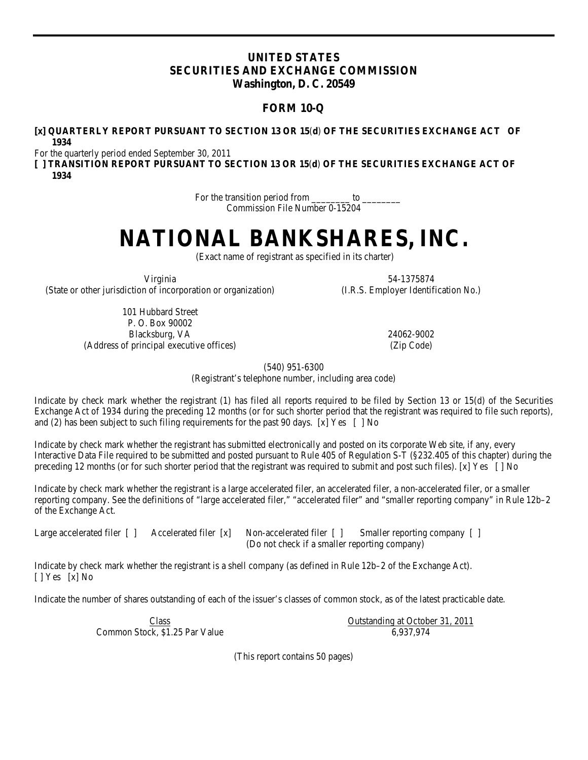# UNITED STATES
# SECURITIES AND EXCHANGE COMMISSION
## Washington, D. C. 20549

## FORM 10-Q

**[x] QUARTERLY REPORT PURSUANT TO SECTION 13 OR 15(d) OF THE SECURITIES EXCHANGE ACT OF 1934**

For the quarterly period ended September 30, 2011

**[ ] TRANSITION REPORT PURSUANT TO SECTION 13 OR 15(d) OF THE SECURITIES EXCHANGE ACT OF 1934**

For the transition period from ________ to ________

Commission File Number 0-15204

# NATIONAL BANKSHARES, INC.

(Exact name of registrant as specified in its charter)

| | |
|---|---|
| Virginia | 54-1375874 |
| (State or other jurisdiction of incorporation or organization) | (I.R.S. Employer Identification No.) |

| | |
|---|---|
| 101 Hubbard Street<br>P. O. Box 90002<br>Blacksburg, VA | 24062-9002 |
| (Address of principal executive offices) | (Zip Code) |

(540) 951-6300

(Registrant's telephone number, including area code)

Indicate by check mark whether the registrant (1) has filed all reports required to be filed by Section 13 or 15(d) of the Securities Exchange Act of 1934 during the preceding 12 months (or for such shorter period that the registrant was required to file such reports), and (2) has been subject to such filing requirements for the past 90 days. [x] Yes [ ] No

Indicate by check mark whether the registrant has submitted electronically and posted on its corporate Web site, if any, every Interactive Data File required to be submitted and posted pursuant to Rule 405 of Regulation S-T (§232.405 of this chapter) during the preceding 12 months (or for such shorter period that the registrant was required to submit and post such files). [x] Yes [ ] No

Indicate by check mark whether the registrant is a large accelerated filer, an accelerated filer, a non-accelerated filer, or a smaller reporting company. See the definitions of "large accelerated filer," "accelerated filer" and "smaller reporting company" in Rule 12b–2 of the Exchange Act.

Large accelerated filer [ ] Accelerated filer [x] Non-accelerated filer [ ] Smaller reporting company [ ]
(Do not check if a smaller reporting company)

Indicate by check mark whether the registrant is a shell company (as defined in Rule 12b–2 of the Exchange Act).
[ ] Yes [x] No

Indicate the number of shares outstanding of each of the issuer's classes of common stock, as of the latest practicable date.

| Class | Outstanding at October 31, 2011 |
|---|---|
| Common Stock, $1.25 Par Value | 6,937,974 |

(This report contains 50 pages)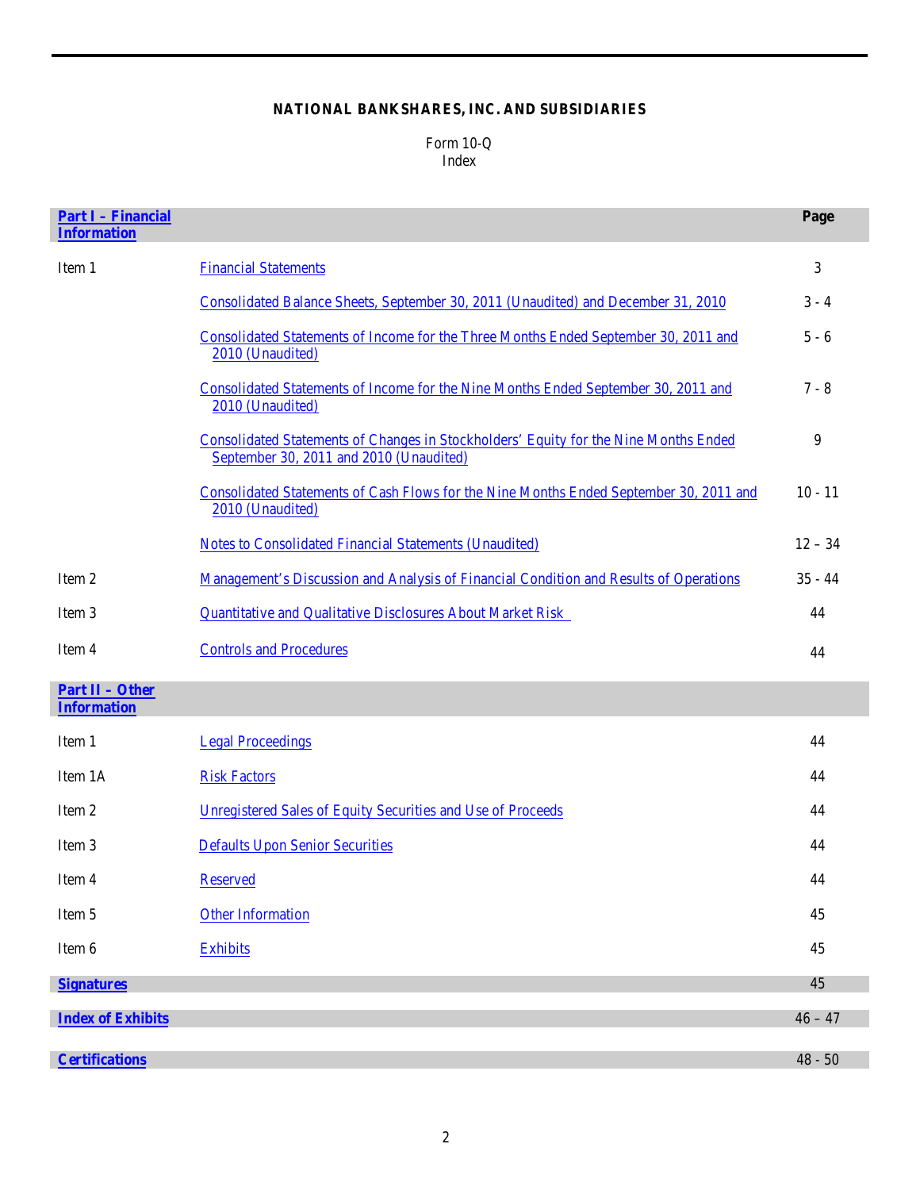**NATIONAL BANKSHARES, INC. AND SUBSIDIARIES**

Form 10-Q
Index

| **Part I – Financial Information** | | **Page** |
|---|---|---|
| Item 1 | Financial Statements | 3 |
| | Consolidated Balance Sheets, September 30, 2011 (Unaudited) and December 31, 2010 | 3 - 4 |
| | Consolidated Statements of Income for the Three Months Ended September 30, 2011 and 2010 (Unaudited) | 5 - 6 |
| | Consolidated Statements of Income for the Nine Months Ended September 30, 2011 and 2010 (Unaudited) | 7 - 8 |
| | Consolidated Statements of Changes in Stockholders' Equity for the Nine Months Ended September 30, 2011 and 2010 (Unaudited) | 9 |
| | Consolidated Statements of Cash Flows for the Nine Months Ended September 30, 2011 and 2010 (Unaudited) | 10 - 11 |
| | Notes to Consolidated Financial Statements (Unaudited) | 12 – 34 |
| Item 2 | Management's Discussion and Analysis of Financial Condition and Results of Operations | 35 - 44 |
| Item 3 | Quantitative and Qualitative Disclosures About Market Risk | 44 |
| Item 4 | Controls and Procedures | 44 |
| **Part II – Other Information** | | |
| Item 1 | Legal Proceedings | 44 |
| Item 1A | Risk Factors | 44 |
| Item 2 | Unregistered Sales of Equity Securities and Use of Proceeds | 44 |
| Item 3 | Defaults Upon Senior Securities | 44 |
| Item 4 | Reserved | 44 |
| Item 5 | Other Information | 45 |
| Item 6 | Exhibits | 45 |
| **Signatures** | | 45 |
| **Index of Exhibits** | | 46 – 47 |
| **Certifications** | | 48 - 50 |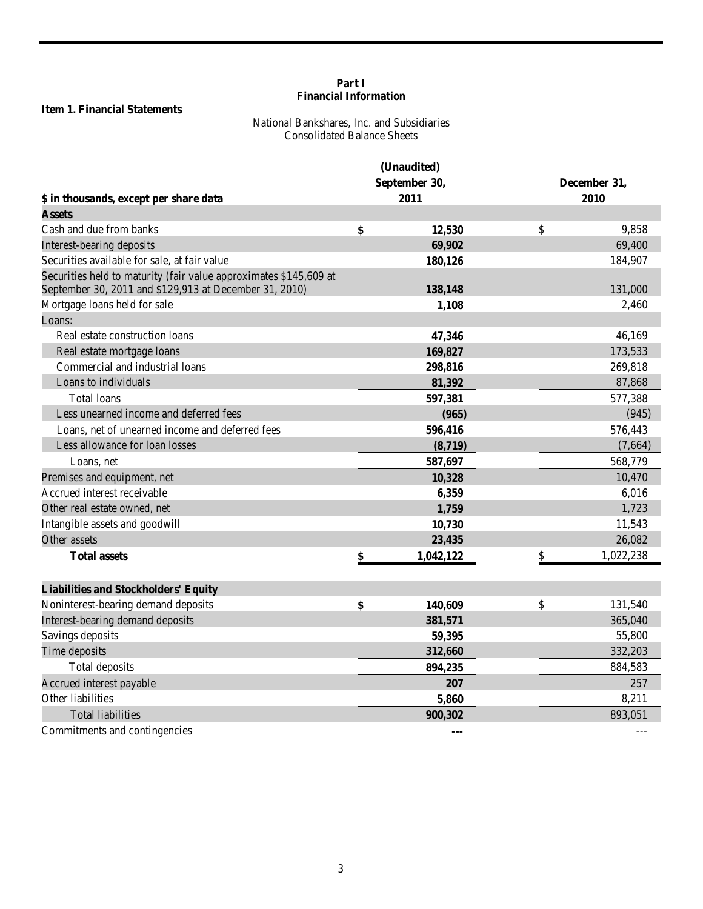# Part I
# Financial Information

**Item 1. Financial Statements**

National Bankshares, Inc. and Subsidiaries
Consolidated Balance Sheets

| $ in thousands, except per share data | (Unaudited) September 30, 2011 | December 31, 2010 |
|---|---|---|
| **Assets** | | |
| Cash and due from banks | $ 12,530 | $ 9,858 |
| Interest-bearing deposits | 69,902 | 69,400 |
| Securities available for sale, at fair value | 180,126 | 184,907 |
| Securities held to maturity (fair value approximates $145,609 at September 30, 2011 and $129,913 at December 31, 2010) | 138,148 | 131,000 |
| Mortgage loans held for sale | 1,108 | 2,460 |
| Loans: | | |
| Real estate construction loans | 47,346 | 46,169 |
| Real estate mortgage loans | 169,827 | 173,533 |
| Commercial and industrial loans | 298,816 | 269,818 |
| Loans to individuals | 81,392 | 87,868 |
| Total loans | 597,381 | 577,388 |
| Less unearned income and deferred fees | (965) | (945) |
| Loans, net of unearned income and deferred fees | 596,416 | 576,443 |
| Less allowance for loan losses | (8,719) | (7,664) |
| Loans, net | 587,697 | 568,779 |
| Premises and equipment, net | 10,328 | 10,470 |
| Accrued interest receivable | 6,359 | 6,016 |
| Other real estate owned, net | 1,759 | 1,723 |
| Intangible assets and goodwill | 10,730 | 11,543 |
| Other assets | 23,435 | 26,082 |
| **Total assets** | $ 1,042,122 | $ 1,022,238 |
| | | |
| **Liabilities and Stockholders' Equity** | | |
| Noninterest-bearing demand deposits | $ 140,609 | $ 131,540 |
| Interest-bearing demand deposits | 381,571 | 365,040 |
| Savings deposits | 59,395 | 55,800 |
| Time deposits | 312,660 | 332,203 |
| Total deposits | 894,235 | 884,583 |
| Accrued interest payable | 207 | 257 |
| Other liabilities | 5,860 | 8,211 |
| Total liabilities | 900,302 | 893,051 |
| Commitments and contingencies | --- | --- |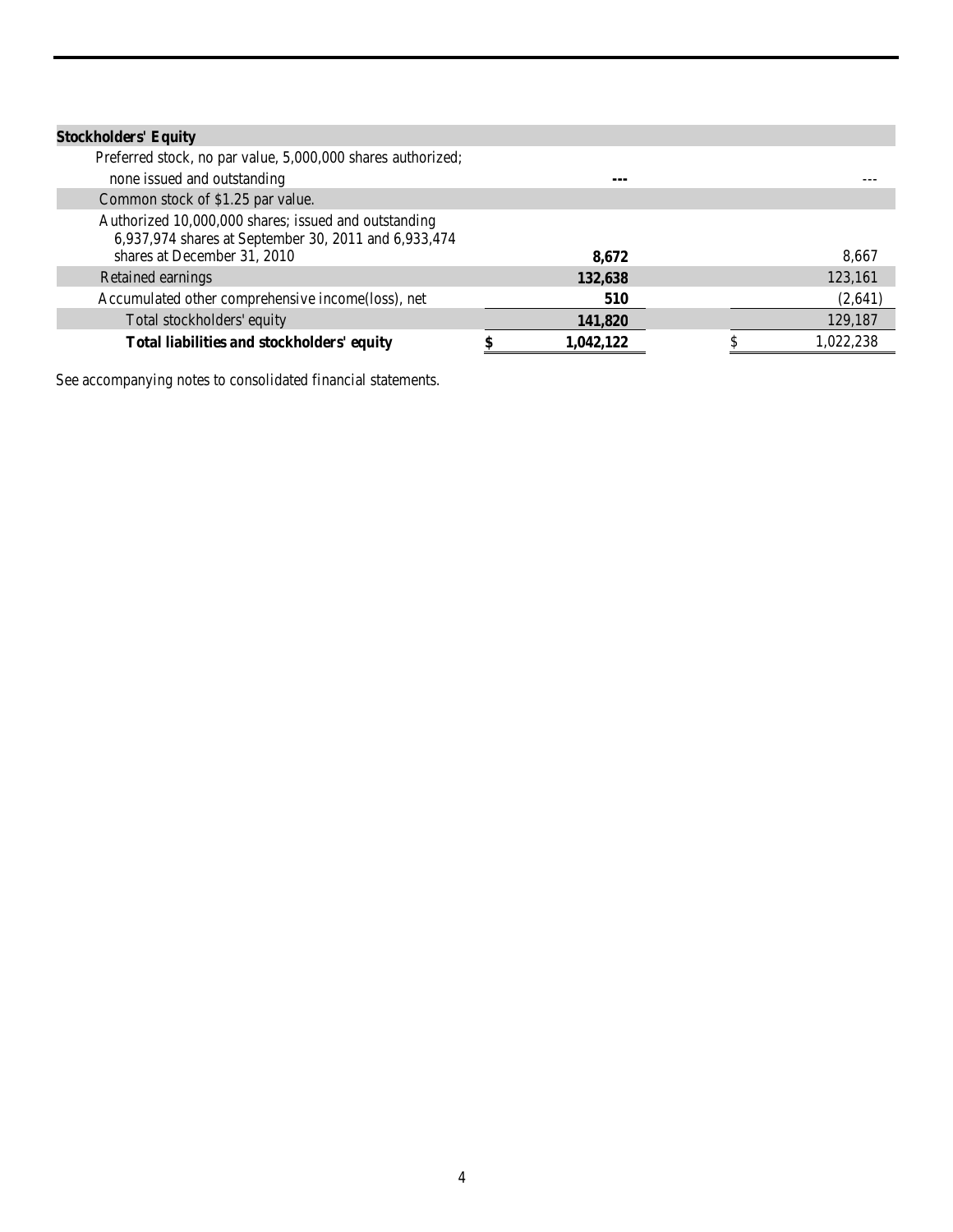| Stockholders' Equity | | |
|---|---|---|
| Preferred stock, no par value, 5,000,000 shares authorized; none issued and outstanding | **---** | --- |
| Common stock of $1.25 par value. Authorized 10,000,000 shares; issued and outstanding 6,937,974 shares at September 30, 2011 and 6,933,474 shares at December 31, 2010 | **8,672** | 8,667 |
| Retained earnings | **132,638** | 123,161 |
| Accumulated other comprehensive income(loss), net | **510** | (2,641) |
| Total stockholders' equity | **141,820** | 129,187 |
| **Total liabilities and stockholders' equity** | **$ 1,042,122** | $ 1,022,238 |

See accompanying notes to consolidated financial statements.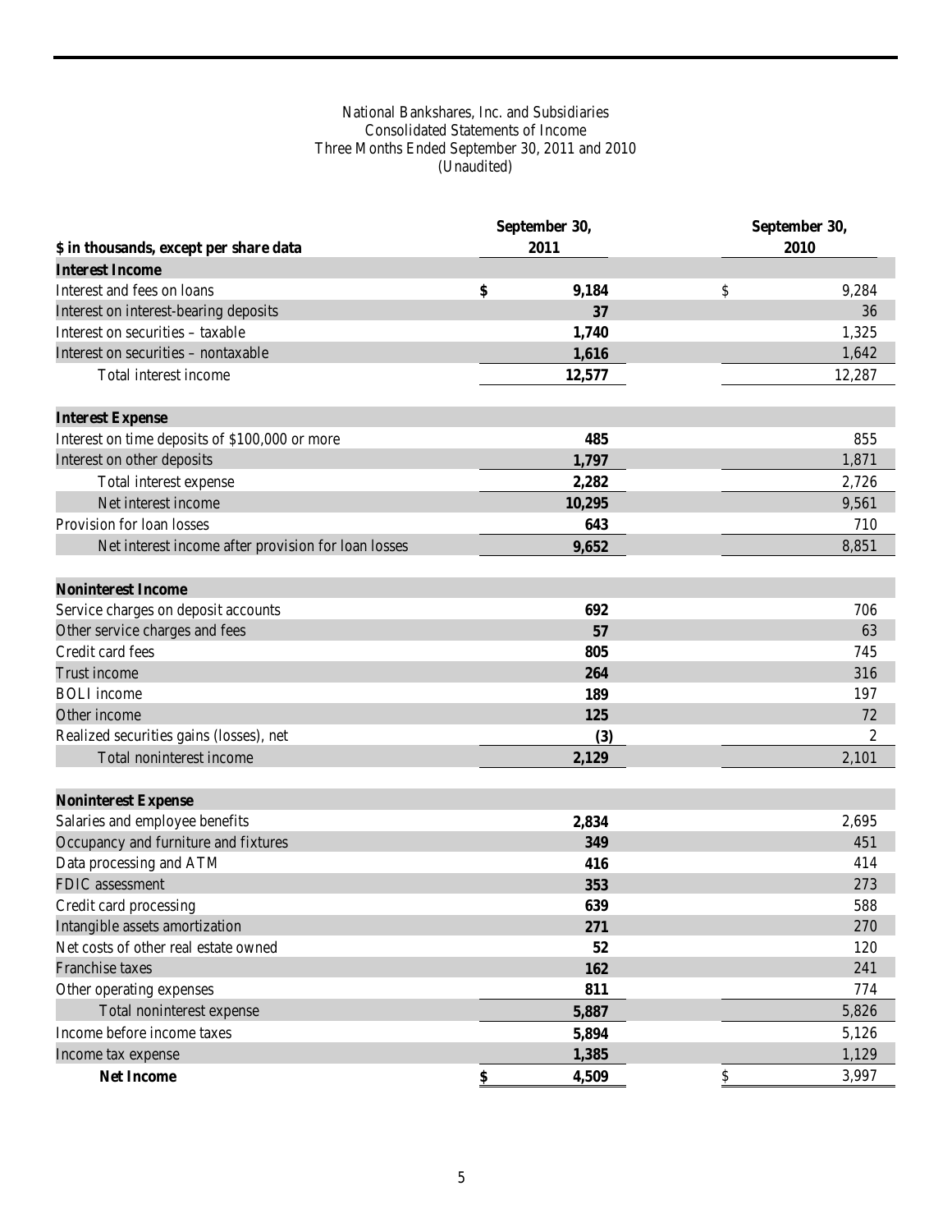National Bankshares, Inc. and Subsidiaries
Consolidated Statements of Income
Three Months Ended September 30, 2011 and 2010
(Unaudited)

| $ in thousands, except per share data | September 30, 2011 | September 30, 2010 |
|---|---|---|
| **Interest Income** | | |
| Interest and fees on loans | $ 9,184 | $ 9,284 |
| Interest on interest-bearing deposits | 37 | 36 |
| Interest on securities – taxable | 1,740 | 1,325 |
| Interest on securities – nontaxable | 1,616 | 1,642 |
| Total interest income | 12,577 | 12,287 |
| **Interest Expense** | | |
| Interest on time deposits of $100,000 or more | 485 | 855 |
| Interest on other deposits | 1,797 | 1,871 |
| Total interest expense | 2,282 | 2,726 |
| Net interest income | 10,295 | 9,561 |
| Provision for loan losses | 643 | 710 |
| Net interest income after provision for loan losses | 9,652 | 8,851 |
| **Noninterest Income** | | |
| Service charges on deposit accounts | 692 | 706 |
| Other service charges and fees | 57 | 63 |
| Credit card fees | 805 | 745 |
| Trust income | 264 | 316 |
| BOLI income | 189 | 197 |
| Other income | 125 | 72 |
| Realized securities gains (losses), net | (3) | 2 |
| Total noninterest income | 2,129 | 2,101 |
| **Noninterest Expense** | | |
| Salaries and employee benefits | 2,834 | 2,695 |
| Occupancy and furniture and fixtures | 349 | 451 |
| Data processing and ATM | 416 | 414 |
| FDIC assessment | 353 | 273 |
| Credit card processing | 639 | 588 |
| Intangible assets amortization | 271 | 270 |
| Net costs of other real estate owned | 52 | 120 |
| Franchise taxes | 162 | 241 |
| Other operating expenses | 811 | 774 |
| Total noninterest expense | 5,887 | 5,826 |
| Income before income taxes | 5,894 | 5,126 |
| Income tax expense | 1,385 | 1,129 |
| **Net Income** | $ 4,509 | $ 3,997 |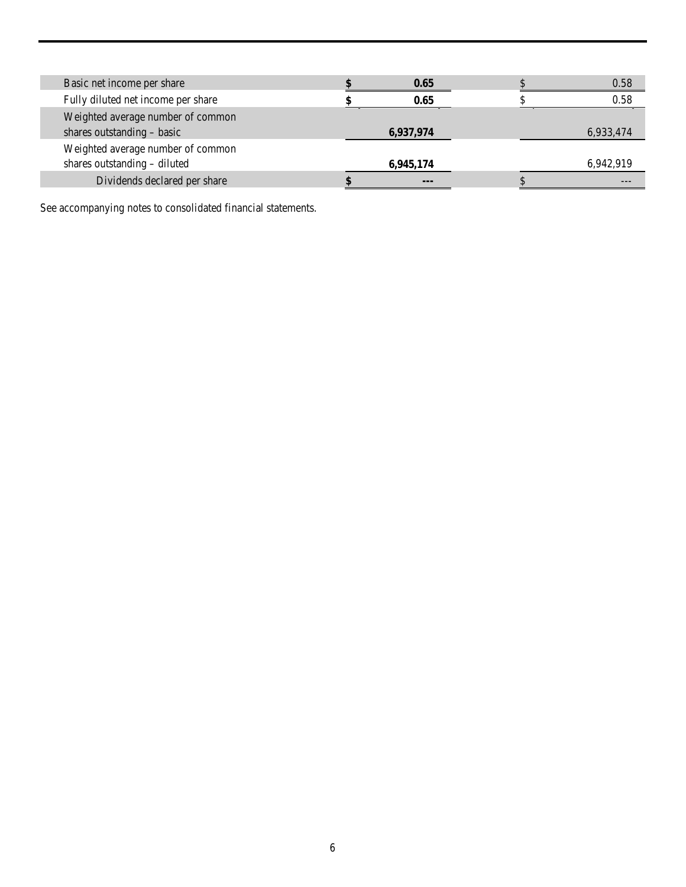| | | |
|---|---|---|
| Basic net income per share | **$ 0.65** | $ 0.58 |
| Fully diluted net income per share | **$ 0.65** | $ 0.58 |
| Weighted average number of common shares outstanding – basic | **6,937,974** | 6,933,474 |
| Weighted average number of common shares outstanding – diluted | **6,945,174** | 6,942,919 |
| Dividends declared per share | **$ ---** | $ --- |

See accompanying notes to consolidated financial statements.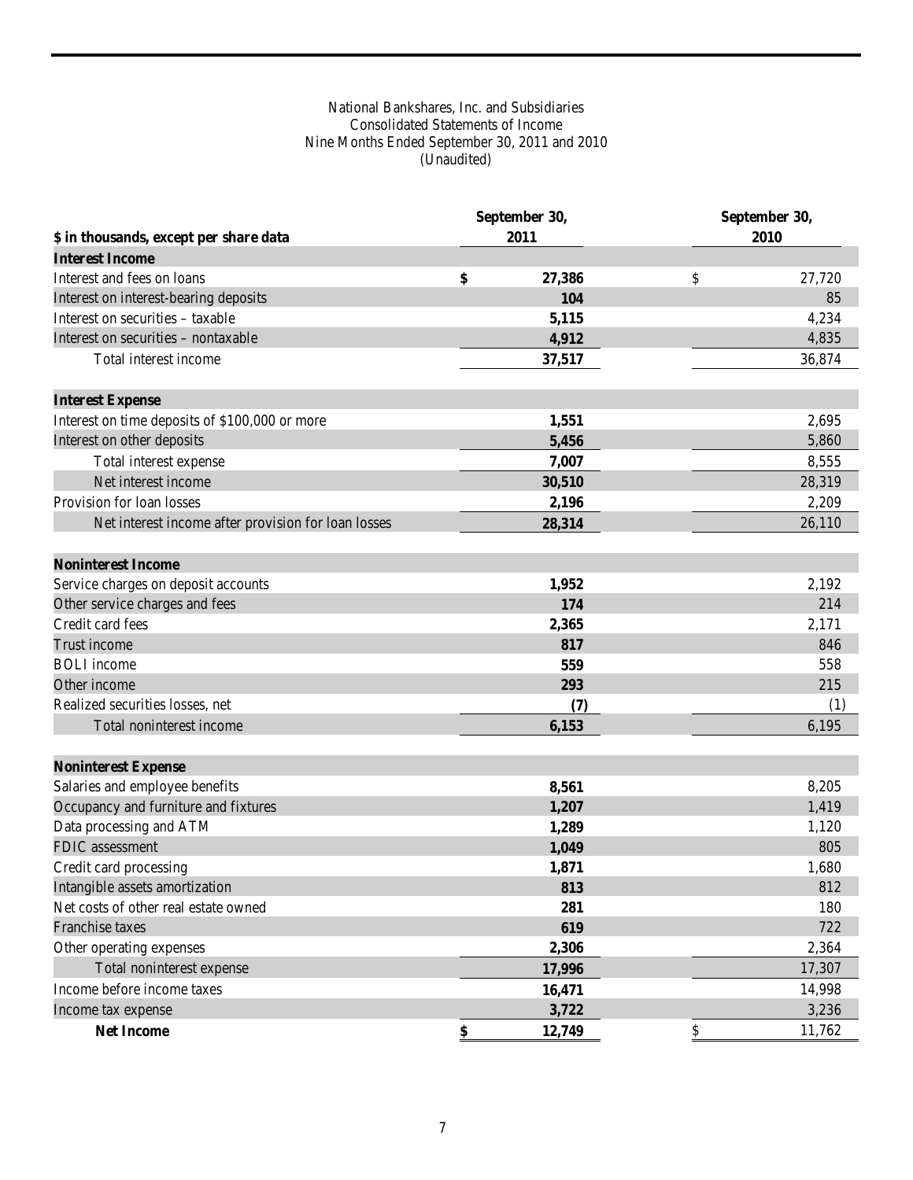National Bankshares, Inc. and Subsidiaries
Consolidated Statements of Income
Nine Months Ended September 30, 2011 and 2010
(Unaudited)

| $ in thousands, except per share data | September 30, 2011 | September 30, 2010 |
|---|---|---|
| **Interest Income** | | |
| Interest and fees on loans | **$ 27,386** | $ 27,720 |
| Interest on interest-bearing deposits | **104** | 85 |
| Interest on securities – taxable | **5,115** | 4,234 |
| Interest on securities – nontaxable | **4,912** | 4,835 |
| Total interest income | **37,517** | 36,874 |
| **Interest Expense** | | |
| Interest on time deposits of $100,000 or more | **1,551** | 2,695 |
| Interest on other deposits | **5,456** | 5,860 |
| Total interest expense | **7,007** | 8,555 |
| Net interest income | **30,510** | 28,319 |
| Provision for loan losses | **2,196** | 2,209 |
| Net interest income after provision for loan losses | **28,314** | 26,110 |
| **Noninterest Income** | | |
| Service charges on deposit accounts | **1,952** | 2,192 |
| Other service charges and fees | **174** | 214 |
| Credit card fees | **2,365** | 2,171 |
| Trust income | **817** | 846 |
| BOLI income | **559** | 558 |
| Other income | **293** | 215 |
| Realized securities losses, net | **(7)** | (1) |
| Total noninterest income | **6,153** | 6,195 |
| **Noninterest Expense** | | |
| Salaries and employee benefits | **8,561** | 8,205 |
| Occupancy and furniture and fixtures | **1,207** | 1,419 |
| Data processing and ATM | **1,289** | 1,120 |
| FDIC assessment | **1,049** | 805 |
| Credit card processing | **1,871** | 1,680 |
| Intangible assets amortization | **813** | 812 |
| Net costs of other real estate owned | **281** | 180 |
| Franchise taxes | **619** | 722 |
| Other operating expenses | **2,306** | 2,364 |
| Total noninterest expense | **17,996** | 17,307 |
| Income before income taxes | **16,471** | 14,998 |
| Income tax expense | **3,722** | 3,236 |
| **Net Income** | **$ 12,749** | $ 11,762 |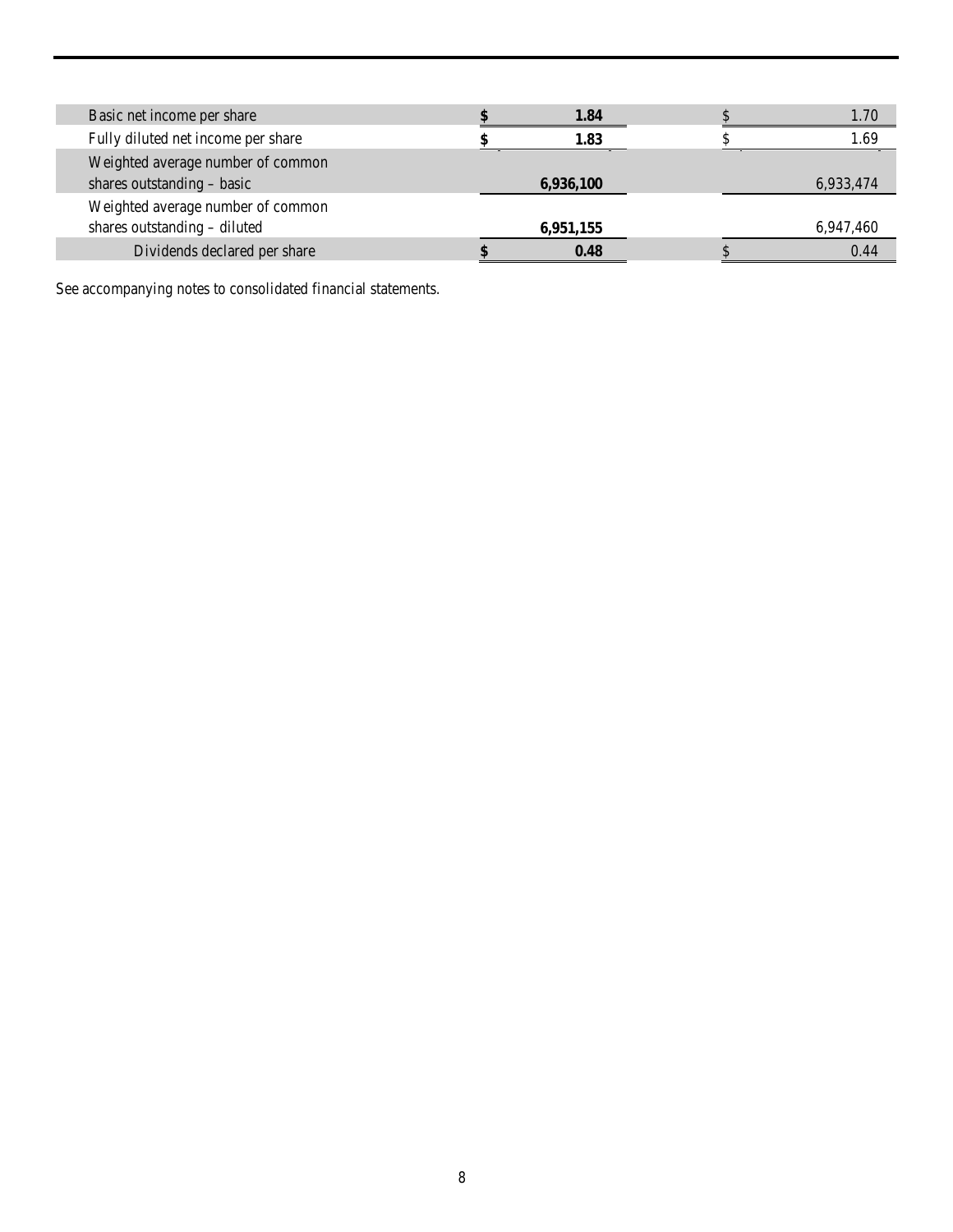| | | |
|---|---|---|
| Basic net income per share | **$ 1.84** | $ 1.70 |
| Fully diluted net income per share | **$ 1.83** | $ 1.69 |
| Weighted average number of common shares outstanding – basic | **6,936,100** | 6,933,474 |
| Weighted average number of common shares outstanding – diluted | **6,951,155** | 6,947,460 |
| Dividends declared per share | **$ 0.48** | $ 0.44 |

See accompanying notes to consolidated financial statements.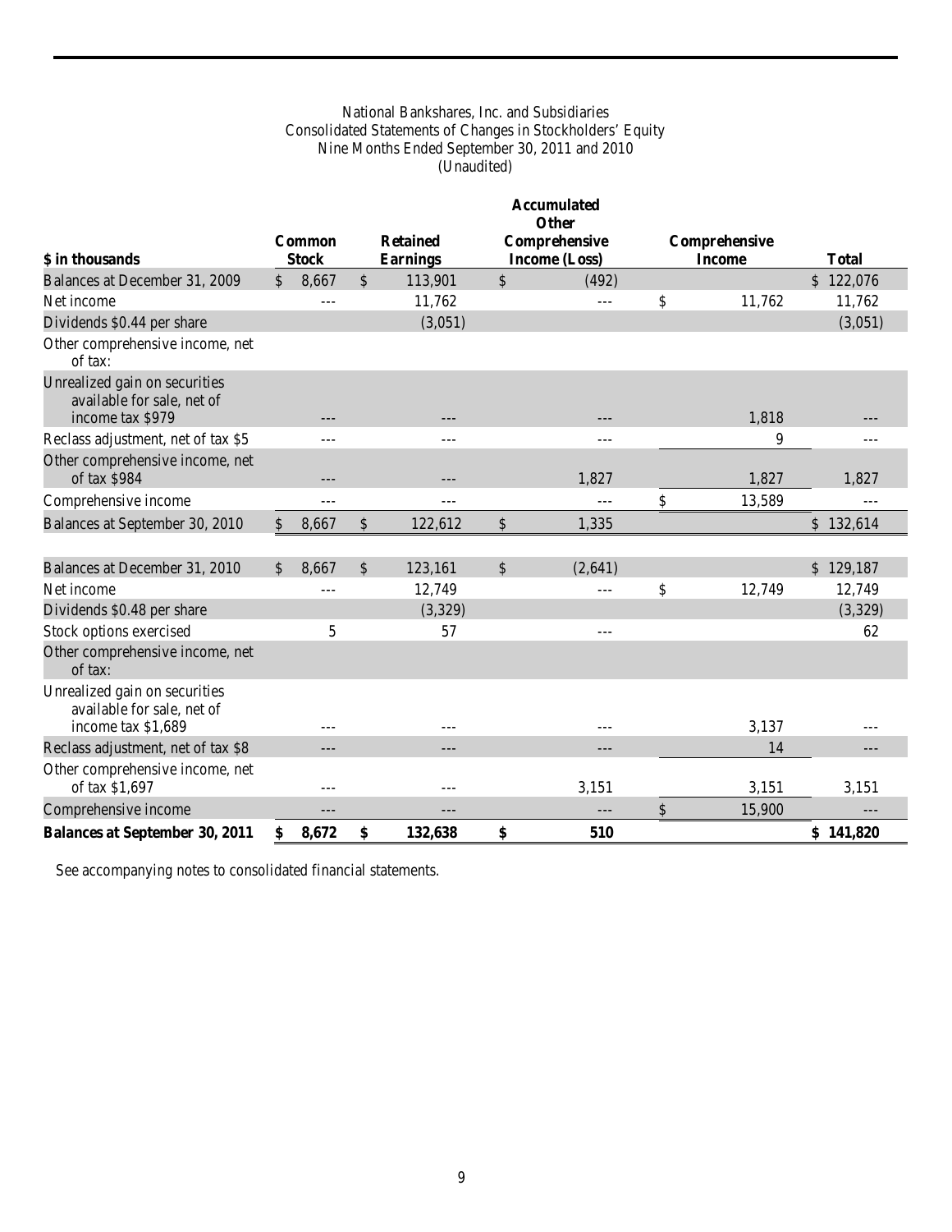National Bankshares, Inc. and Subsidiaries
Consolidated Statements of Changes in Stockholders' Equity
Nine Months Ended September 30, 2011 and 2010
(Unaudited)

| $ in thousands | Common Stock | Retained Earnings | Accumulated Other Comprehensive Income (Loss) | Comprehensive Income | Total |
|---|---|---|---|---|---|
| Balances at December 31, 2009 | $ 8,667 | $ 113,901 | $ (492) | | $ 122,076 |
| Net income | --- | 11,762 | --- | $ 11,762 | 11,762 |
| Dividends $0.44 per share | | (3,051) | | | (3,051) |
| Other comprehensive income, net of tax: | | | | | |
| Unrealized gain on securities available for sale, net of income tax $979 | --- | --- | --- | 1,818 | --- |
| Reclass adjustment, net of tax $5 | --- | --- | --- | 9 | --- |
| Other comprehensive income, net of tax $984 | --- | --- | 1,827 | 1,827 | 1,827 |
| Comprehensive income | --- | --- | --- | $ 13,589 | --- |
| Balances at September 30, 2010 | $ 8,667 | $ 122,612 | $ 1,335 | | $ 132,614 |
| | | | | | |
| Balances at December 31, 2010 | $ 8,667 | $ 123,161 | $ (2,641) | | $ 129,187 |
| Net income | --- | 12,749 | --- | $ 12,749 | 12,749 |
| Dividends $0.48 per share | | (3,329) | | | (3,329) |
| Stock options exercised | 5 | 57 | --- | | 62 |
| Other comprehensive income, net of tax: | | | | | |
| Unrealized gain on securities available for sale, net of income tax $1,689 | --- | --- | --- | 3,137 | --- |
| Reclass adjustment, net of tax $8 | --- | --- | --- | 14 | --- |
| Other comprehensive income, net of tax $1,697 | --- | --- | 3,151 | 3,151 | 3,151 |
| Comprehensive income | --- | --- | --- | $ 15,900 | --- |
| **Balances at September 30, 2011** | **$ 8,672** | **$ 132,638** | **$ 510** | | **$ 141,820** |

See accompanying notes to consolidated financial statements.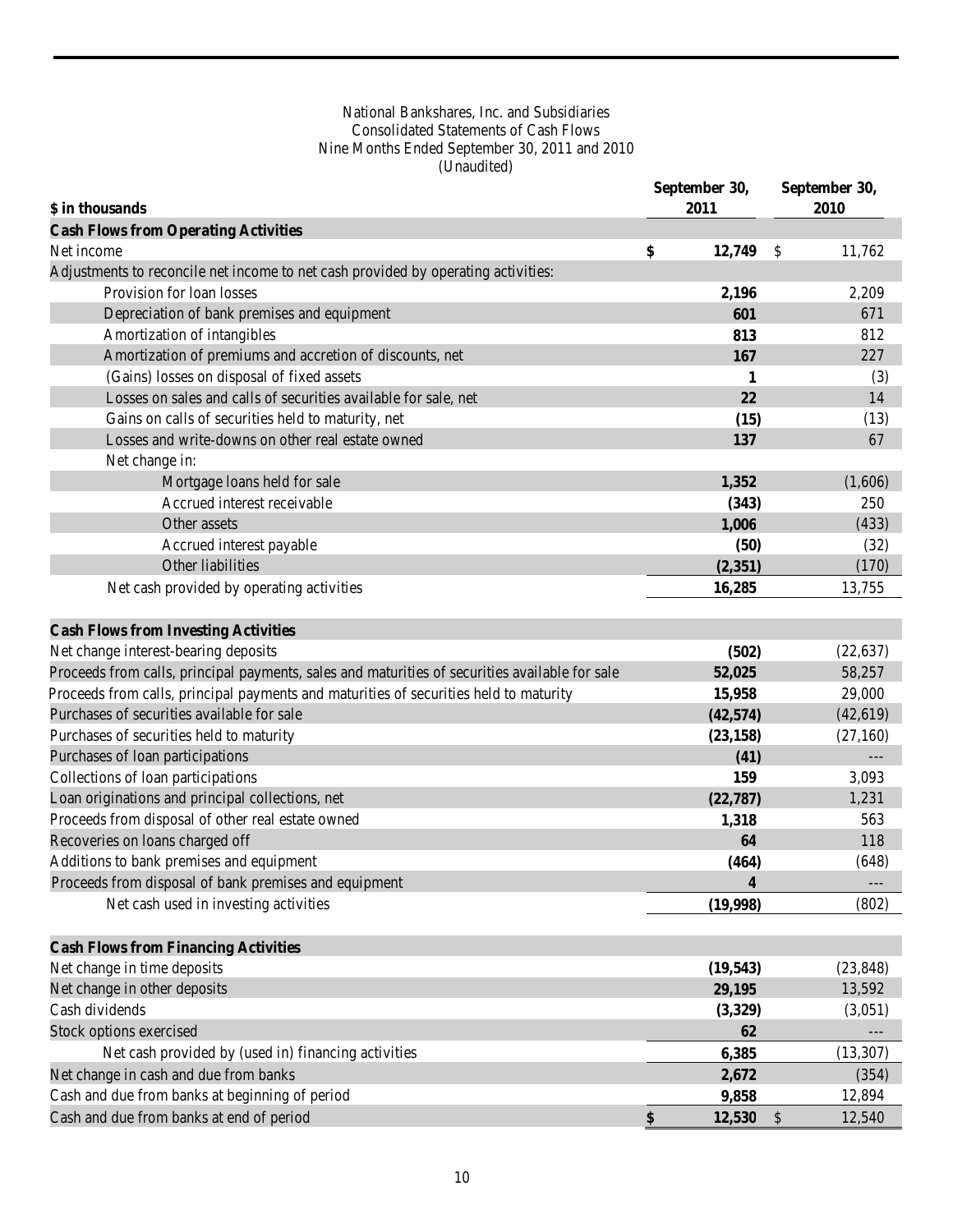National Bankshares, Inc. and Subsidiaries
Consolidated Statements of Cash Flows
Nine Months Ended September 30, 2011 and 2010
(Unaudited)

| $ in thousands | September 30, 2011 | September 30, 2010 |
|---|---|---|
| **Cash Flows from Operating Activities** | | |
| Net income | **$ 12,749** | $ 11,762 |
| Adjustments to reconcile net income to net cash provided by operating activities: | | |
| Provision for loan losses | **2,196** | 2,209 |
| Depreciation of bank premises and equipment | **601** | 671 |
| Amortization of intangibles | **813** | 812 |
| Amortization of premiums and accretion of discounts, net | **167** | 227 |
| (Gains) losses on disposal of fixed assets | **1** | (3) |
| Losses on sales and calls of securities available for sale, net | **22** | 14 |
| Gains on calls of securities held to maturity, net | **(15)** | (13) |
| Losses and write-downs on other real estate owned | **137** | 67 |
| Net change in: | | |
| Mortgage loans held for sale | **1,352** | (1,606) |
| Accrued interest receivable | **(343)** | 250 |
| Other assets | **1,006** | (433) |
| Accrued interest payable | **(50)** | (32) |
| Other liabilities | **(2,351)** | (170) |
| Net cash provided by operating activities | **16,285** | 13,755 |
| **Cash Flows from Investing Activities** | | |
| Net change interest-bearing deposits | **(502)** | (22,637) |
| Proceeds from calls, principal payments, sales and maturities of securities available for sale | **52,025** | 58,257 |
| Proceeds from calls, principal payments and maturities of securities held to maturity | **15,958** | 29,000 |
| Purchases of securities available for sale | **(42,574)** | (42,619) |
| Purchases of securities held to maturity | **(23,158)** | (27,160) |
| Purchases of loan participations | **(41)** | --- |
| Collections of loan participations | **159** | 3,093 |
| Loan originations and principal collections, net | **(22,787)** | 1,231 |
| Proceeds from disposal of other real estate owned | **1,318** | 563 |
| Recoveries on loans charged off | **64** | 118 |
| Additions to bank premises and equipment | **(464)** | (648) |
| Proceeds from disposal of bank premises and equipment | **4** | --- |
| Net cash used in investing activities | **(19,998)** | (802) |
| **Cash Flows from Financing Activities** | | |
| Net change in time deposits | **(19,543)** | (23,848) |
| Net change in other deposits | **29,195** | 13,592 |
| Cash dividends | **(3,329)** | (3,051) |
| Stock options exercised | **62** | --- |
| Net cash provided by (used in) financing activities | **6,385** | (13,307) |
| Net change in cash and due from banks | **2,672** | (354) |
| Cash and due from banks at beginning of period | **9,858** | 12,894 |
| Cash and due from banks at end of period | **$ 12,530** | $ 12,540 |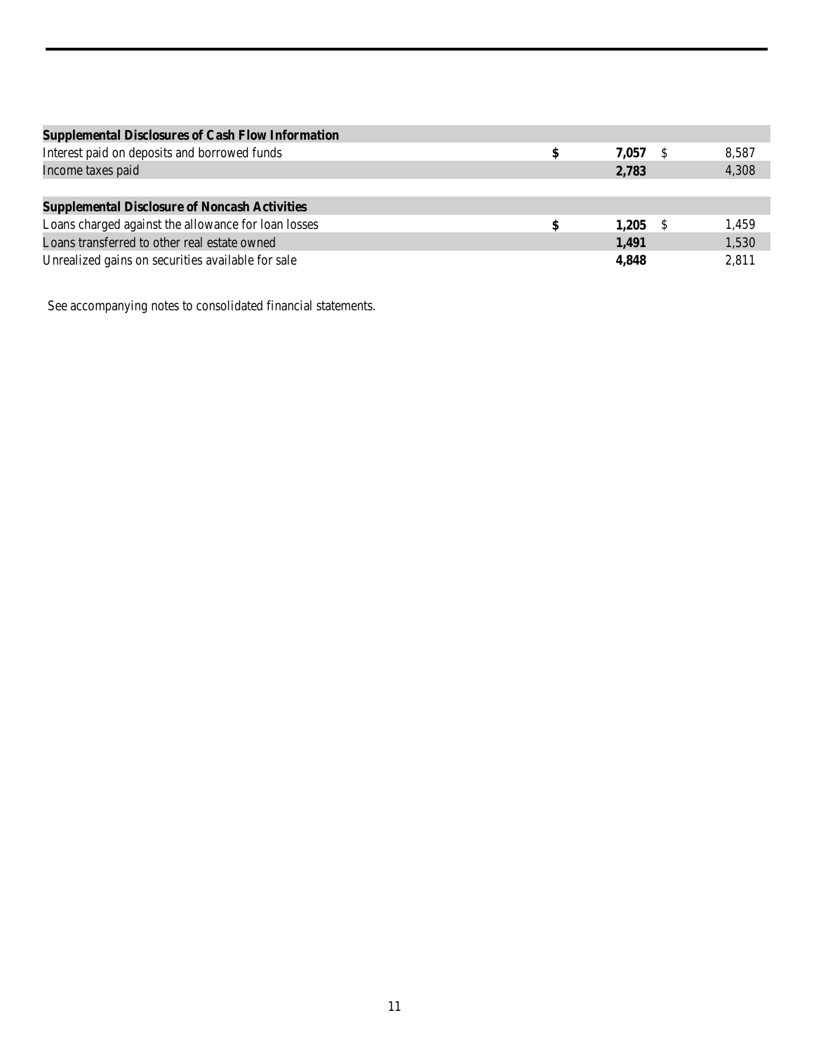| Supplemental Disclosures of Cash Flow Information | | |
|---|---|---|
| Interest paid on deposits and borrowed funds | **$ 7,057** | $ 8,587 |
| Income taxes paid | **2,783** | 4,308 |
| | | |
| **Supplemental Disclosure of Noncash Activities** | | |
| Loans charged against the allowance for loan losses | **$ 1,205** | $ 1,459 |
| Loans transferred to other real estate owned | **1,491** | 1,530 |
| Unrealized gains on securities available for sale | **4,848** | 2,811 |

See accompanying notes to consolidated financial statements.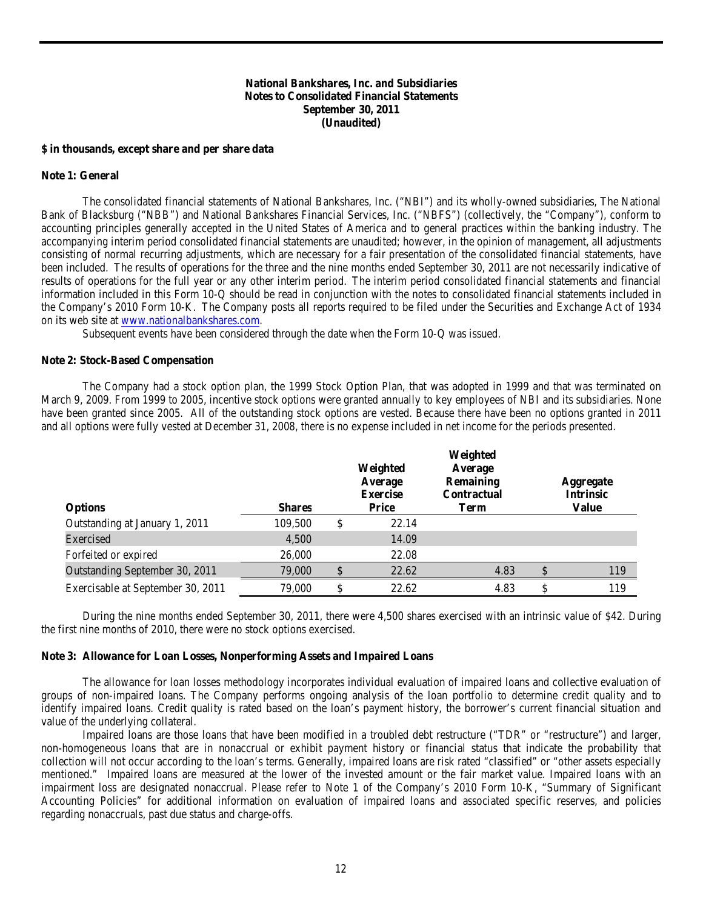**National Bankshares, Inc. and Subsidiaries**
**Notes to Consolidated Financial Statements**
**September 30, 2011**
**(Unaudited)**

**$ in thousands, except share and per share data**

**Note 1: General**

The consolidated financial statements of National Bankshares, Inc. ("NBI") and its wholly-owned subsidiaries, The National Bank of Blacksburg ("NBB") and National Bankshares Financial Services, Inc. ("NBFS") (collectively, the "Company"), conform to accounting principles generally accepted in the United States of America and to general practices within the banking industry. The accompanying interim period consolidated financial statements are unaudited; however, in the opinion of management, all adjustments consisting of normal recurring adjustments, which are necessary for a fair presentation of the consolidated financial statements, have been included. The results of operations for the three and the nine months ended September 30, 2011 are not necessarily indicative of results of operations for the full year or any other interim period. The interim period consolidated financial statements and financial information included in this Form 10-Q should be read in conjunction with the notes to consolidated financial statements included in the Company's 2010 Form 10-K. The Company posts all reports required to be filed under the Securities and Exchange Act of 1934 on its web site at www.nationalbankshares.com.

Subsequent events have been considered through the date when the Form 10-Q was issued.

**Note 2: Stock-Based Compensation**

The Company had a stock option plan, the 1999 Stock Option Plan, that was adopted in 1999 and that was terminated on March 9, 2009. From 1999 to 2005, incentive stock options were granted annually to key employees of NBI and its subsidiaries. None have been granted since 2005. All of the outstanding stock options are vested. Because there have been no options granted in 2011 and all options were fully vested at December 31, 2008, there is no expense included in net income for the periods presented.

| Options | Shares | Weighted Average Exercise Price | Weighted Average Remaining Contractual Term | Aggregate Intrinsic Value |
|---|---|---|---|---|
| Outstanding at January 1, 2011 | 109,500 | $ 22.14 | | |
| Exercised | 4,500 | 14.09 | | |
| Forfeited or expired | 26,000 | 22.08 | | |
| Outstanding September 30, 2011 | 79,000 | $ 22.62 | 4.83 | $ 119 |
| Exercisable at September 30, 2011 | 79,000 | $ 22.62 | 4.83 | $ 119 |

During the nine months ended September 30, 2011, there were 4,500 shares exercised with an intrinsic value of $42. During the first nine months of 2010, there were no stock options exercised.

**Note 3: Allowance for Loan Losses, Nonperforming Assets and Impaired Loans**

The allowance for loan losses methodology incorporates individual evaluation of impaired loans and collective evaluation of groups of non-impaired loans. The Company performs ongoing analysis of the loan portfolio to determine credit quality and to identify impaired loans. Credit quality is rated based on the loan's payment history, the borrower's current financial situation and value of the underlying collateral.

Impaired loans are those loans that have been modified in a troubled debt restructure ("TDR" or "restructure") and larger, non-homogeneous loans that are in nonaccrual or exhibit payment history or financial status that indicate the probability that collection will not occur according to the loan's terms. Generally, impaired loans are risk rated "classified" or "other assets especially mentioned." Impaired loans are measured at the lower of the invested amount or the fair market value. Impaired loans with an impairment loss are designated nonaccrual. Please refer to Note 1 of the Company's 2010 Form 10-K, "Summary of Significant Accounting Policies" for additional information on evaluation of impaired loans and associated specific reserves, and policies regarding nonaccruals, past due status and charge-offs.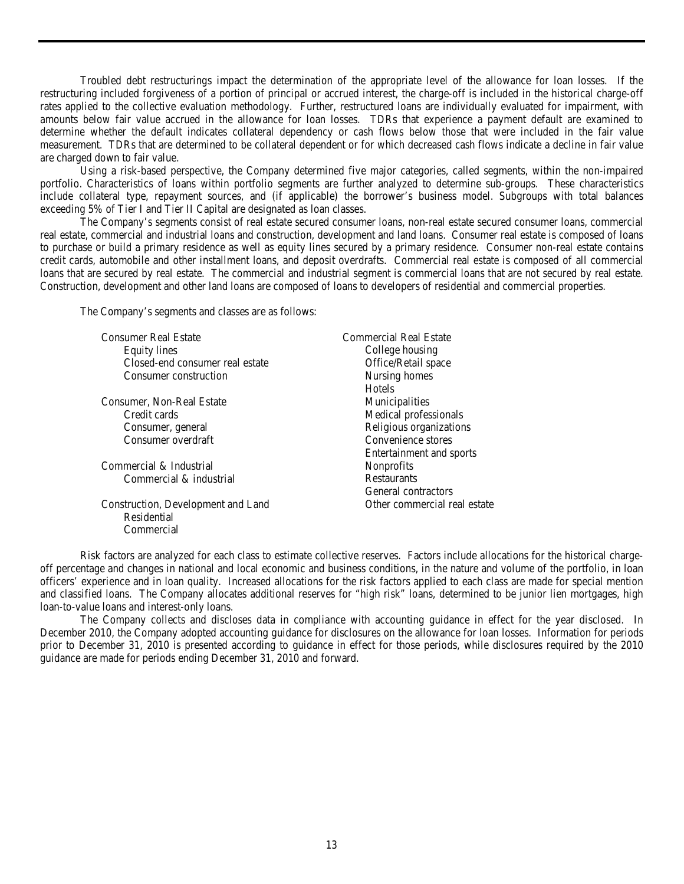Troubled debt restructurings impact the determination of the appropriate level of the allowance for loan losses. If the restructuring included forgiveness of a portion of principal or accrued interest, the charge-off is included in the historical charge-off rates applied to the collective evaluation methodology. Further, restructured loans are individually evaluated for impairment, with amounts below fair value accrued in the allowance for loan losses. TDRs that experience a payment default are examined to determine whether the default indicates collateral dependency or cash flows below those that were included in the fair value measurement. TDRs that are determined to be collateral dependent or for which decreased cash flows indicate a decline in fair value are charged down to fair value.

Using a risk-based perspective, the Company determined five major categories, called segments, within the non-impaired portfolio. Characteristics of loans within portfolio segments are further analyzed to determine sub-groups. These characteristics include collateral type, repayment sources, and (if applicable) the borrower's business model. Subgroups with total balances exceeding 5% of Tier I and Tier II Capital are designated as loan classes.

The Company's segments consist of real estate secured consumer loans, non-real estate secured consumer loans, commercial real estate, commercial and industrial loans and construction, development and land loans. Consumer real estate is composed of loans to purchase or build a primary residence as well as equity lines secured by a primary residence. Consumer non-real estate contains credit cards, automobile and other installment loans, and deposit overdrafts. Commercial real estate is composed of all commercial loans that are secured by real estate. The commercial and industrial segment is commercial loans that are not secured by real estate. Construction, development and other land loans are composed of loans to developers of residential and commercial properties.

The Company's segments and classes are as follows:

Consumer Real Estate
- Equity lines
- Closed-end consumer real estate
- Consumer construction

Consumer, Non-Real Estate
- Credit cards
- Consumer, general
- Consumer overdraft

Commercial & Industrial
- Commercial & industrial

Construction, Development and Land
- Residential
- Commercial

Commercial Real Estate
- College housing
- Office/Retail space
- Nursing homes
- Hotels
- Municipalities
- Medical professionals
- Religious organizations
- Convenience stores
- Entertainment and sports
- Nonprofits
- Restaurants
- General contractors
- Other commercial real estate

Risk factors are analyzed for each class to estimate collective reserves. Factors include allocations for the historical charge-off percentage and changes in national and local economic and business conditions, in the nature and volume of the portfolio, in loan officers' experience and in loan quality. Increased allocations for the risk factors applied to each class are made for special mention and classified loans. The Company allocates additional reserves for "high risk" loans, determined to be junior lien mortgages, high loan-to-value loans and interest-only loans.

The Company collects and discloses data in compliance with accounting guidance in effect for the year disclosed. In December 2010, the Company adopted accounting guidance for disclosures on the allowance for loan losses. Information for periods prior to December 31, 2010 is presented according to guidance in effect for those periods, while disclosures required by the 2010 guidance are made for periods ending December 31, 2010 and forward.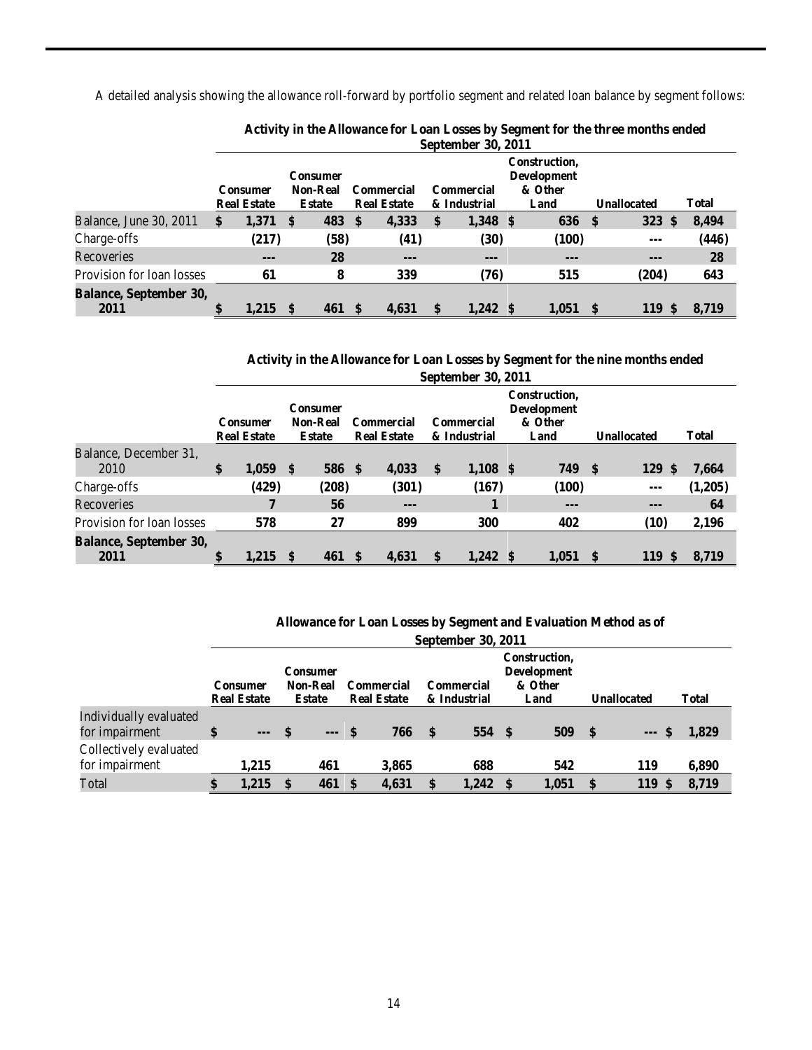A detailed analysis showing the allowance roll-forward by portfolio segment and related loan balance by segment follows:

**Activity in the Allowance for Loan Losses by Segment for the three months ended September 30, 2011**

| | Consumer Real Estate | Consumer Non-Real Estate | Commercial Real Estate | Commercial & Industrial | Construction, Development & Other Land | Unallocated | Total |
|---|---|---|---|---|---|---|---|
| Balance, June 30, 2011 | $ 1,371 | $ 483 | $ 4,333 | $ 1,348 | $ 636 | $ 323 | $ 8,494 |
| Charge-offs | (217) | (58) | (41) | (30) | (100) | --- | (446) |
| Recoveries | --- | 28 | --- | --- | --- | --- | 28 |
| Provision for loan losses | 61 | 8 | 339 | (76) | 515 | (204) | 643 |
| **Balance, September 30, 2011** | $ 1,215 | $ 461 | $ 4,631 | $ 1,242 | $ 1,051 | $ 119 | $ 8,719 |

**Activity in the Allowance for Loan Losses by Segment for the nine months ended September 30, 2011**

| | Consumer Real Estate | Consumer Non-Real Estate | Commercial Real Estate | Commercial & Industrial | Construction, Development & Other Land | Unallocated | Total |
|---|---|---|---|---|---|---|---|
| Balance, December 31, 2010 | $ 1,059 | $ 586 | $ 4,033 | $ 1,108 | $ 749 | $ 129 | $ 7,664 |
| Charge-offs | (429) | (208) | (301) | (167) | (100) | --- | (1,205) |
| Recoveries | 7 | 56 | --- | 1 | --- | --- | 64 |
| Provision for loan losses | 578 | 27 | 899 | 300 | 402 | (10) | 2,196 |
| **Balance, September 30, 2011** | $ 1,215 | $ 461 | $ 4,631 | $ 1,242 | $ 1,051 | $ 119 | $ 8,719 |

**Allowance for Loan Losses by Segment and Evaluation Method as of September 30, 2011**

| | Consumer Real Estate | Consumer Non-Real Estate | Commercial Real Estate | Commercial & Industrial | Construction, Development & Other Land | Unallocated | Total |
|---|---|---|---|---|---|---|---|
| Individually evaluated for impairment | $ --- | $ --- | $ 766 | $ 554 | $ 509 | $ --- | $ 1,829 |
| Collectively evaluated for impairment | 1,215 | 461 | 3,865 | 688 | 542 | 119 | 6,890 |
| Total | $ 1,215 | $ 461 | $ 4,631 | $ 1,242 | $ 1,051 | $ 119 | $ 8,719 |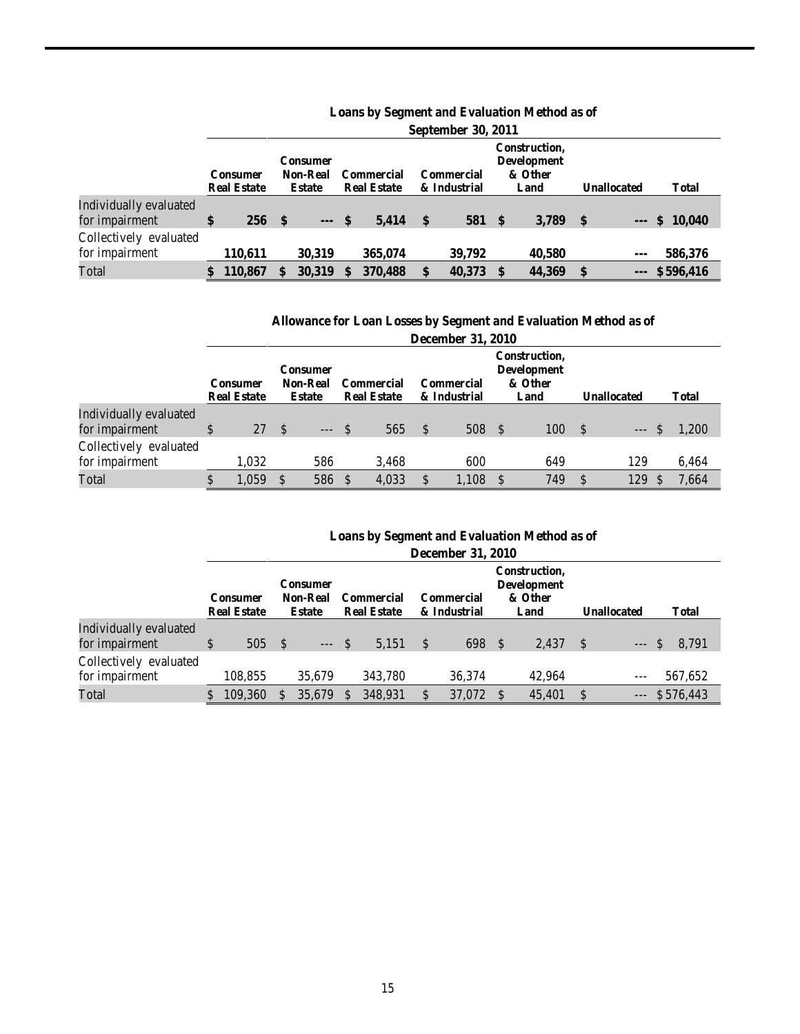**Loans by Segment and Evaluation Method as of September 30, 2011**

| | Consumer Real Estate | Consumer Non-Real Estate | Commercial Real Estate | Commercial & Industrial | Construction, Development & Other Land | Unallocated | Total |
|---|---|---|---|---|---|---|---|
| Individually evaluated for impairment | **$ 256** | **$ ---** | **$ 5,414** | **$ 581** | **$ 3,789** | **$ ---** | **$ 10,040** |
| Collectively evaluated for impairment | **110,611** | **30,319** | **365,074** | **39,792** | **40,580** | **---** | **586,376** |
| Total | **$ 110,867** | **$ 30,319** | **$ 370,488** | **$ 40,373** | **$ 44,369** | **$ ---** | **$ 596,416** |

**Allowance for Loan Losses by Segment and Evaluation Method as of December 31, 2010**

| | Consumer Real Estate | Consumer Non-Real Estate | Commercial Real Estate | Commercial & Industrial | Construction, Development & Other Land | Unallocated | Total |
|---|---|---|---|---|---|---|---|
| Individually evaluated for impairment | $ 27 | $ --- | $ 565 | $ 508 | $ 100 | $ --- | $ 1,200 |
| Collectively evaluated for impairment | 1,032 | 586 | 3,468 | 600 | 649 | 129 | 6,464 |
| Total | $ 1,059 | $ 586 | $ 4,033 | $ 1,108 | $ 749 | $ 129 | $ 7,664 |

**Loans by Segment and Evaluation Method as of December 31, 2010**

| | Consumer Real Estate | Consumer Non-Real Estate | Commercial Real Estate | Commercial & Industrial | Construction, Development & Other Land | Unallocated | Total |
|---|---|---|---|---|---|---|---|
| Individually evaluated for impairment | $ 505 | $ --- | $ 5,151 | $ 698 | $ 2,437 | $ --- | $ 8,791 |
| Collectively evaluated for impairment | 108,855 | 35,679 | 343,780 | 36,374 | 42,964 | --- | 567,652 |
| Total | $ 109,360 | $ 35,679 | $ 348,931 | $ 37,072 | $ 45,401 | $ --- | $ 576,443 |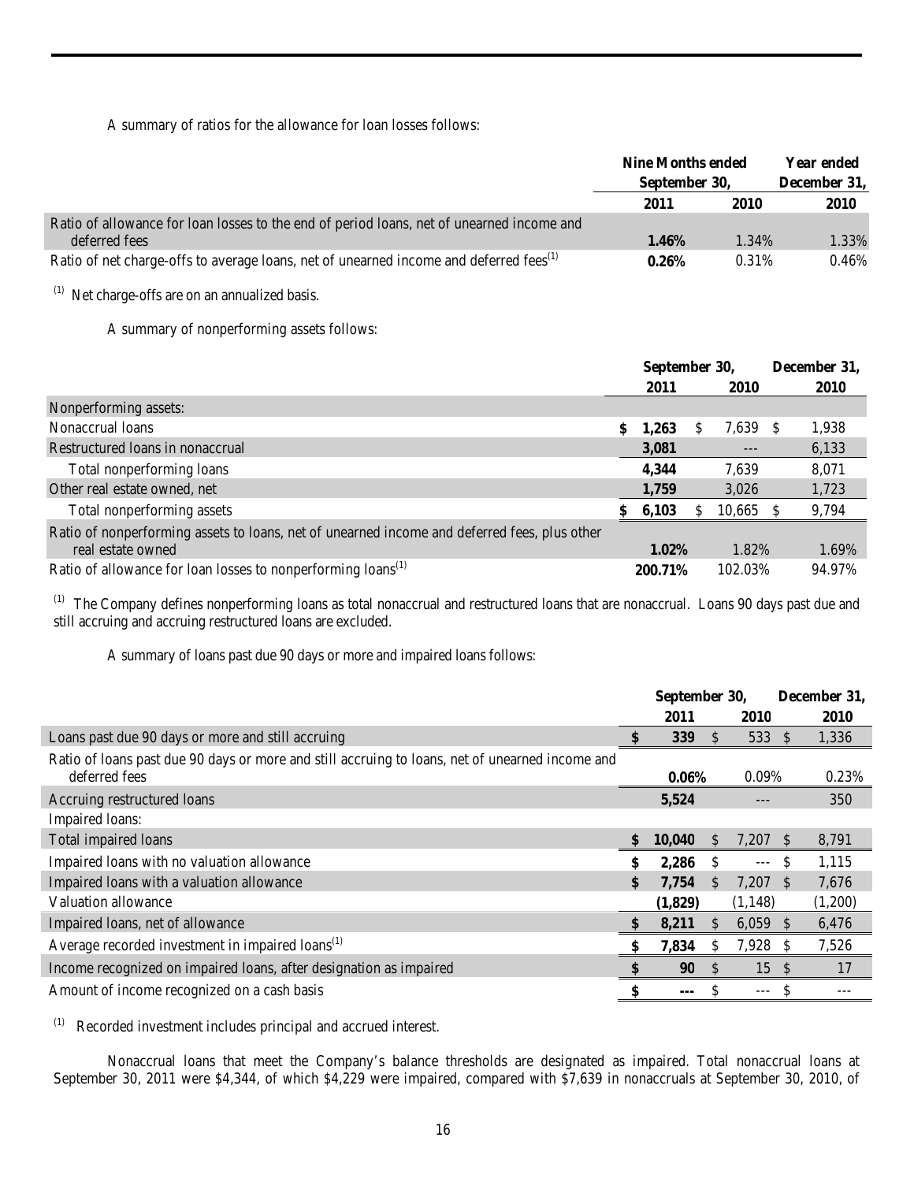A summary of ratios for the allowance for loan losses follows:

| | Nine Months ended September 30, | | Year ended December 31, |
|---|---|---|---|
| | **2011** | **2010** | **2010** |
| Ratio of allowance for loan losses to the end of period loans, net of unearned income and deferred fees | **1.46%** | 1.34% | 1.33% |
| Ratio of net charge-offs to average loans, net of unearned income and deferred fees[(1)] | **0.26%** | 0.31% | 0.46% |

[(1)] Net charge-offs are on an annualized basis.

A summary of nonperforming assets follows:

| | September 30, | | December 31, |
|---|---|---|---|
| | **2011** | **2010** | **2010** |
| Nonperforming assets: | | | |
| Nonaccrual loans | **$ 1,263** | $ 7,639 | $ 1,938 |
| Restructured loans in nonaccrual | **3,081** | --- | 6,133 |
| Total nonperforming loans | **4,344** | 7,639 | 8,071 |
| Other real estate owned, net | **1,759** | 3,026 | 1,723 |
| Total nonperforming assets | **$ 6,103** | $ 10,665 | $ 9,794 |
| Ratio of nonperforming assets to loans, net of unearned income and deferred fees, plus other real estate owned | **1.02%** | 1.82% | 1.69% |
| Ratio of allowance for loan losses to nonperforming loans[(1)] | **200.71%** | 102.03% | 94.97% |

[(1)] The Company defines nonperforming loans as total nonaccrual and restructured loans that are nonaccrual. Loans 90 days past due and still accruing and accruing restructured loans are excluded.

A summary of loans past due 90 days or more and impaired loans follows:

| | September 30, | | December 31, |
|---|---|---|---|
| | **2011** | **2010** | **2010** |
| Loans past due 90 days or more and still accruing | **$ 339** | $ 533 | $ 1,336 |
| Ratio of loans past due 90 days or more and still accruing to loans, net of unearned income and deferred fees | **0.06%** | 0.09% | 0.23% |
| Accruing restructured loans | **5,524** | --- | 350 |
| Impaired loans: | | | |
| Total impaired loans | **$ 10,040** | $ 7,207 | $ 8,791 |
| Impaired loans with no valuation allowance | **$ 2,286** | $ --- | $ 1,115 |
| Impaired loans with a valuation allowance | **$ 7,754** | $ 7,207 | $ 7,676 |
| Valuation allowance | **(1,829)** | (1,148) | (1,200) |
| Impaired loans, net of allowance | **$ 8,211** | $ 6,059 | $ 6,476 |
| Average recorded investment in impaired loans[(1)] | **$ 7,834** | $ 7,928 | $ 7,526 |
| Income recognized on impaired loans, after designation as impaired | **$ 90** | $ 15 | $ 17 |
| Amount of income recognized on a cash basis | **$ ---** | $ --- | $ --- |

[(1)] Recorded investment includes principal and accrued interest.

Nonaccrual loans that meet the Company's balance thresholds are designated as impaired. Total nonaccrual loans at September 30, 2011 were $4,344, of which $4,229 were impaired, compared with $7,639 in nonaccruals at September 30, 2010, of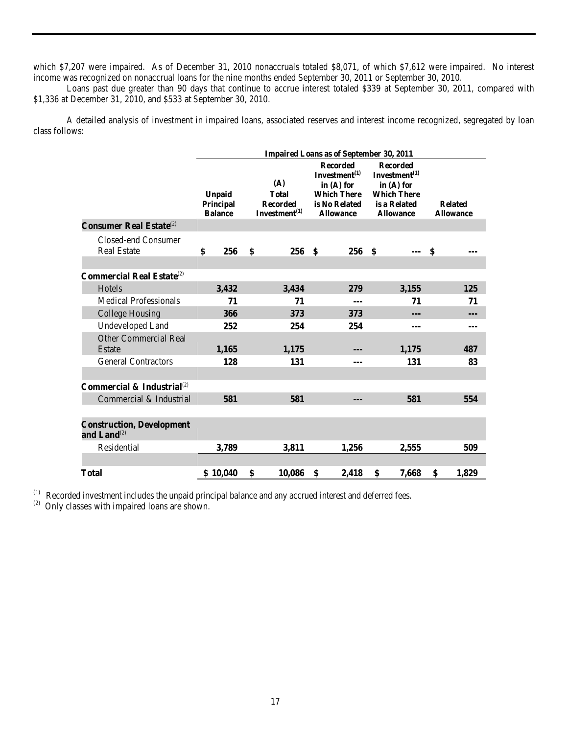which $7,207 were impaired. As of December 31, 2010 nonaccruals totaled $8,071, of which $7,612 were impaired. No interest income was recognized on nonaccrual loans for the nine months ended September 30, 2011 or September 30, 2010.

Loans past due greater than 90 days that continue to accrue interest totaled $339 at September 30, 2011, compared with $1,336 at December 31, 2010, and $533 at September 30, 2010.

A detailed analysis of investment in impaired loans, associated reserves and interest income recognized, segregated by loan class follows:

| | Impaired Loans as of September 30, 2011 | | | | |
|---|---|---|---|---|---|
| | Unpaid Principal Balance | (A) Total Recorded Investment[(1)] | Recorded Investment[(1)] in (A) for Which There is No Related Allowance | Recorded Investment[(1)] in (A) for Which There is a Related Allowance | Related Allowance |
| **Consumer Real Estate**[(2)] | | | | | |
| Closed-end Consumer Real Estate | $ 256 | $ 256 | $ 256 | $ --- | $ --- |
| **Commercial Real Estate**[(2)] | | | | | |
| Hotels | 3,432 | 3,434 | 279 | 3,155 | 125 |
| Medical Professionals | 71 | 71 | --- | 71 | 71 |
| College Housing | 366 | 373 | 373 | --- | --- |
| Undeveloped Land | 252 | 254 | 254 | --- | --- |
| Other Commercial Real Estate | 1,165 | 1,175 | --- | 1,175 | 487 |
| General Contractors | 128 | 131 | --- | 131 | 83 |
| **Commercial & Industrial**[(2)] | | | | | |
| Commercial & Industrial | 581 | 581 | --- | 581 | 554 |
| **Construction, Development and Land**[(2)] | | | | | |
| Residential | 3,789 | 3,811 | 1,256 | 2,555 | 509 |
| **Total** | $ 10,040 | $ 10,086 | $ 2,418 | $ 7,668 | $ 1,829 |

(1) Recorded investment includes the unpaid principal balance and any accrued interest and deferred fees.
(2) Only classes with impaired loans are shown.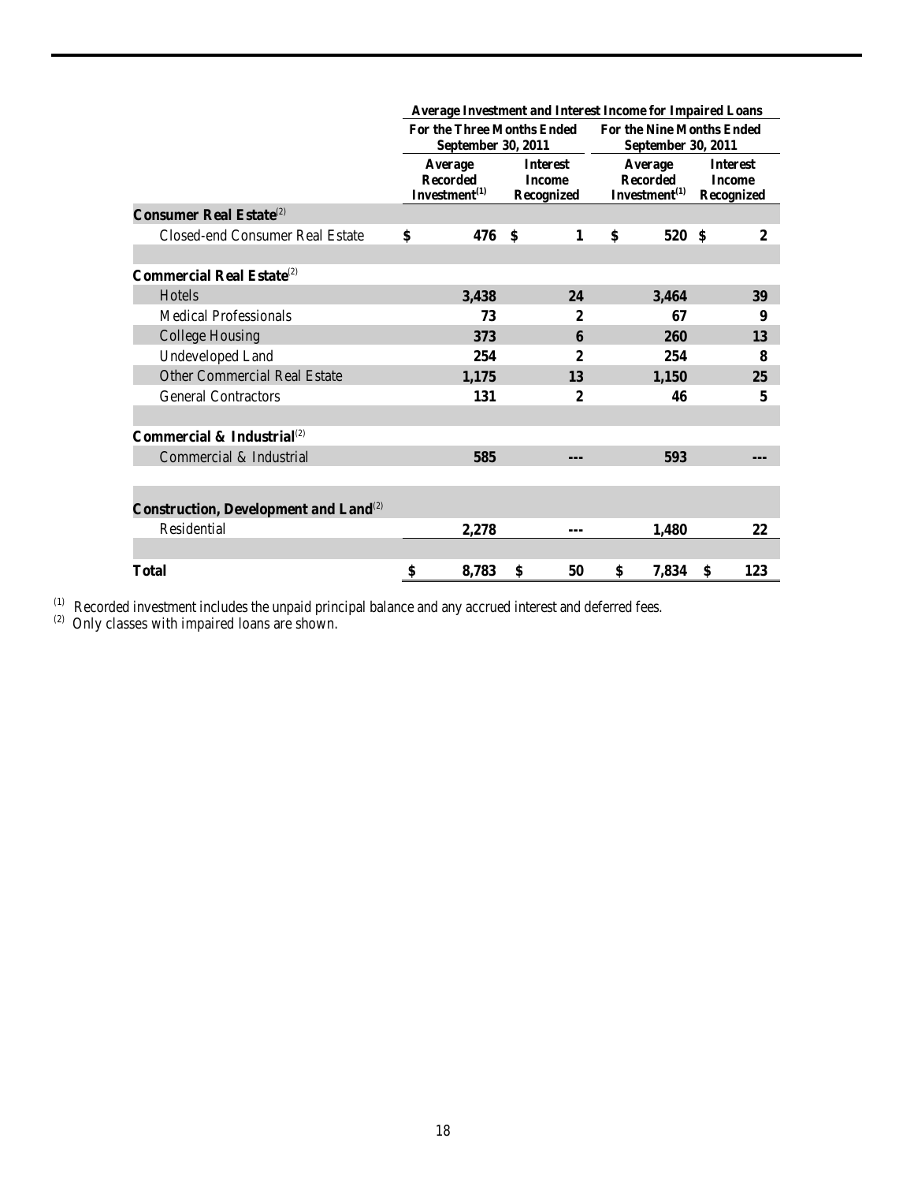| | Average Investment and Interest Income for Impaired Loans | | | |
|---|---|---|---|---|
| | For the Three Months Ended September 30, 2011 | | For the Nine Months Ended September 30, 2011 | |
| | Average Recorded Investment[(1)] | Interest Income Recognized | Average Recorded Investment[(1)] | Interest Income Recognized |
| **Consumer Real Estate**[(2)] | | | | |
| Closed-end Consumer Real Estate | $ 476 | $ 1 | $ 520 | $ 2 |
| | | | | |
| **Commercial Real Estate**[(2)] | | | | |
| Hotels | 3,438 | 24 | 3,464 | 39 |
| Medical Professionals | 73 | 2 | 67 | 9 |
| College Housing | 373 | 6 | 260 | 13 |
| Undeveloped Land | 254 | 2 | 254 | 8 |
| Other Commercial Real Estate | 1,175 | 13 | 1,150 | 25 |
| General Contractors | 131 | 2 | 46 | 5 |
| | | | | |
| **Commercial & Industrial**[(2)] | | | | |
| Commercial & Industrial | 585 | --- | 593 | --- |
| | | | | |
| **Construction, Development and Land**[(2)] | | | | |
| Residential | 2,278 | --- | 1,480 | 22 |
| | | | | |
| **Total** | $ 8,783 | $ 50 | $ 7,834 | $ 123 |

(1) Recorded investment includes the unpaid principal balance and any accrued interest and deferred fees.

(2) Only classes with impaired loans are shown.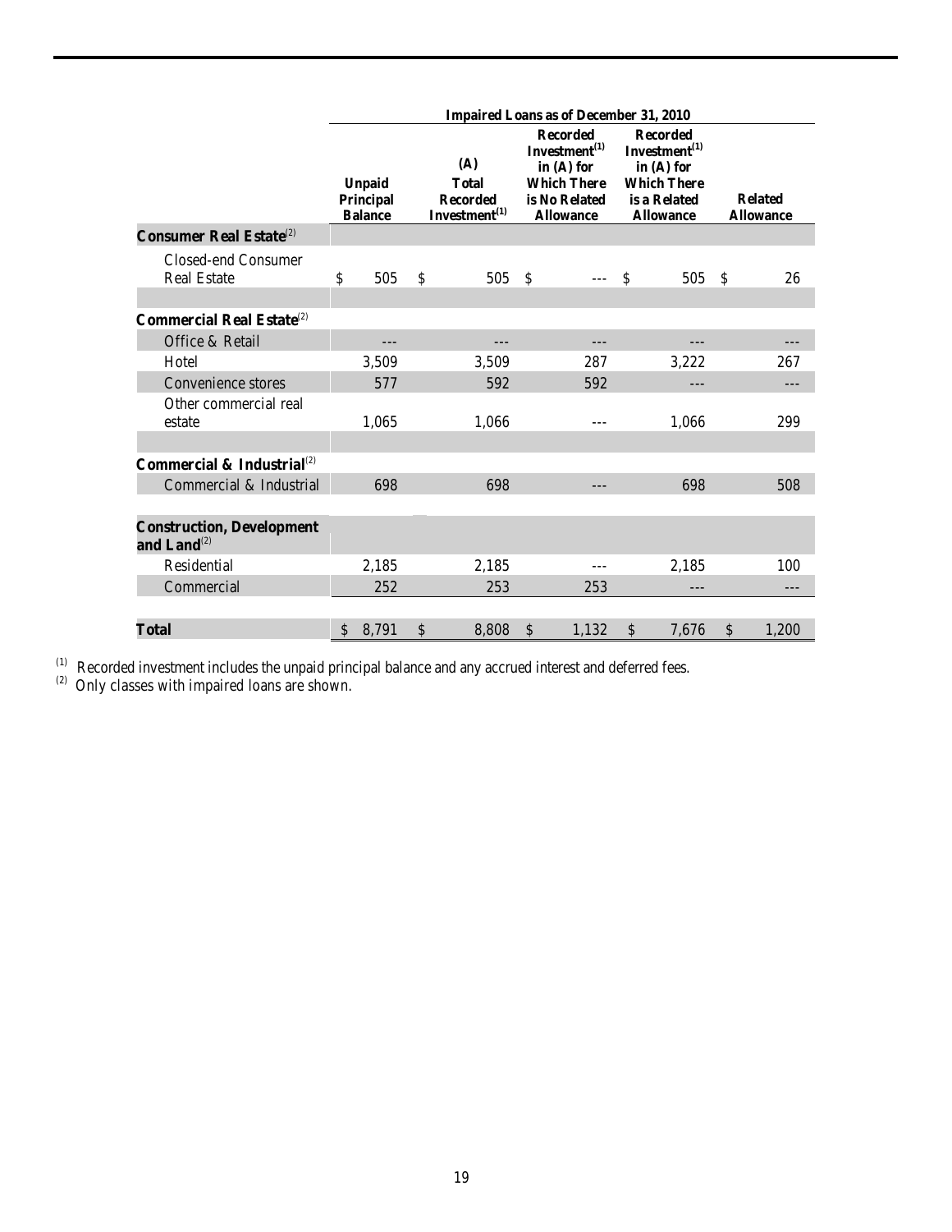| | Impaired Loans as of December 31, 2010 | | | | |
|---|---|---|---|---|---|
| | Unpaid Principal Balance | (A) Total Recorded Investment[1] | Recorded Investment[1] in (A) for Which There is No Related Allowance | Recorded Investment[1] in (A) for Which There is a Related Allowance | Related Allowance |
| **Consumer Real Estate**[2] | | | | | |
| Closed-end Consumer Real Estate | $ 505 | $ 505 | $ --- | $ 505 | $ 26 |
| **Commercial Real Estate**[2] | | | | | |
| Office & Retail | --- | --- | --- | --- | --- |
| Hotel | 3,509 | 3,509 | 287 | 3,222 | 267 |
| Convenience stores | 577 | 592 | 592 | --- | --- |
| Other commercial real estate | 1,065 | 1,066 | --- | 1,066 | 299 |
| **Commercial & Industrial**[2] | | | | | |
| Commercial & Industrial | 698 | 698 | --- | 698 | 508 |
| **Construction, Development and Land**[2] | | | | | |
| Residential | 2,185 | 2,185 | --- | 2,185 | 100 |
| Commercial | 252 | 253 | 253 | --- | --- |
| **Total** | $ 8,791 | $ 8,808 | $ 1,132 | $ 7,676 | $ 1,200 |

[1] Recorded investment includes the unpaid principal balance and any accrued interest and deferred fees.
[2] Only classes with impaired loans are shown.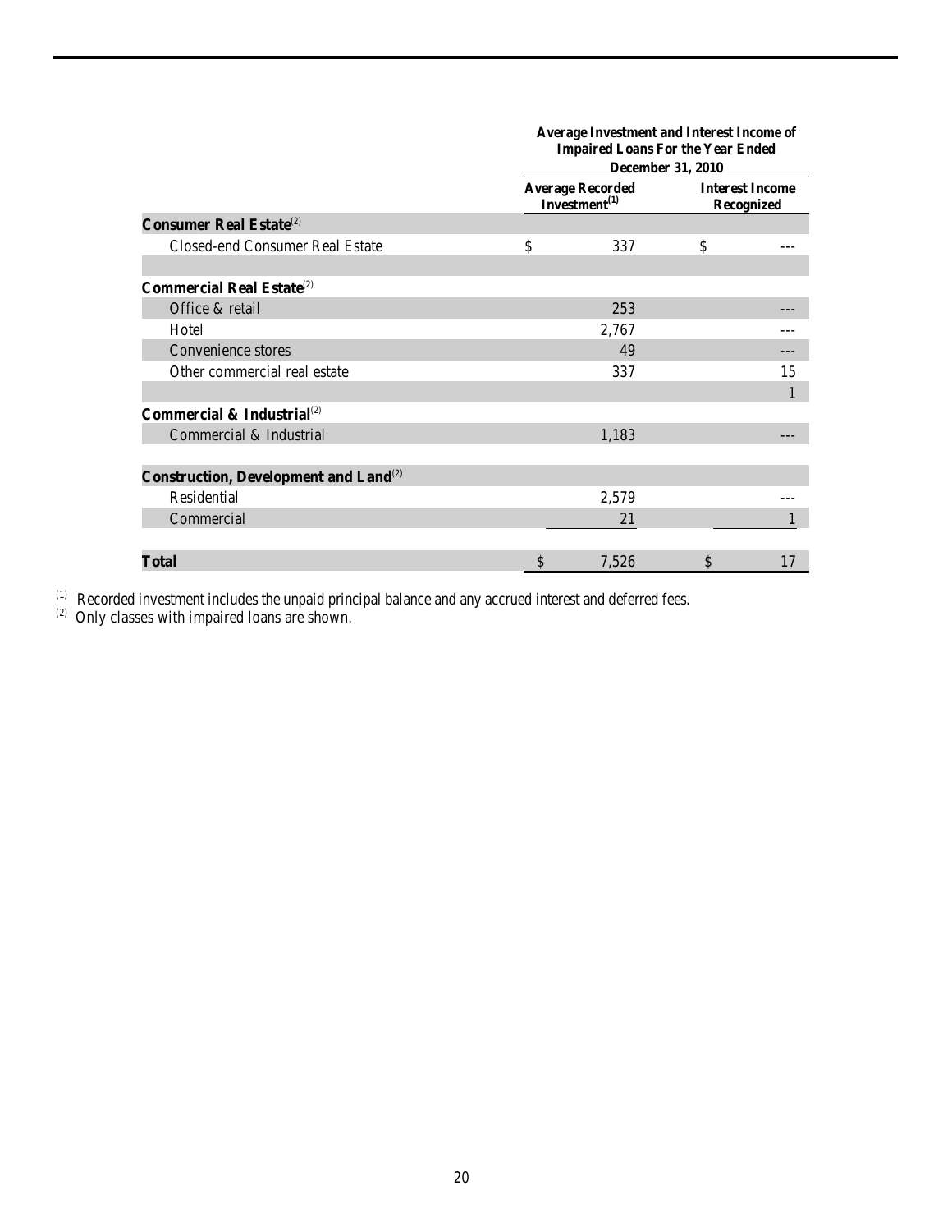| | Average Investment and Interest Income of Impaired Loans For the Year Ended December 31, 2010 | |
|---|---|---|
| | Average Recorded Investment[(1)] | Interest Income Recognized |
| **Consumer Real Estate**[(2)] | | |
| Closed-end Consumer Real Estate | $ 337 | $ --- |
| | | |
| **Commercial Real Estate**[(2)] | | |
| Office & retail | 253 | --- |
| Hotel | 2,767 | --- |
| Convenience stores | 49 | --- |
| Other commercial real estate | 337 | 15 |
| | | 1 |
| **Commercial & Industrial**[(2)] | | |
| Commercial & Industrial | 1,183 | --- |
| | | |
| **Construction, Development and Land**[(2)] | | |
| Residential | 2,579 | --- |
| Commercial | 21 | 1 |
| | | |
| **Total** | $ 7,526 | $ 17 |

(1) Recorded investment includes the unpaid principal balance and any accrued interest and deferred fees.
(2) Only classes with impaired loans are shown.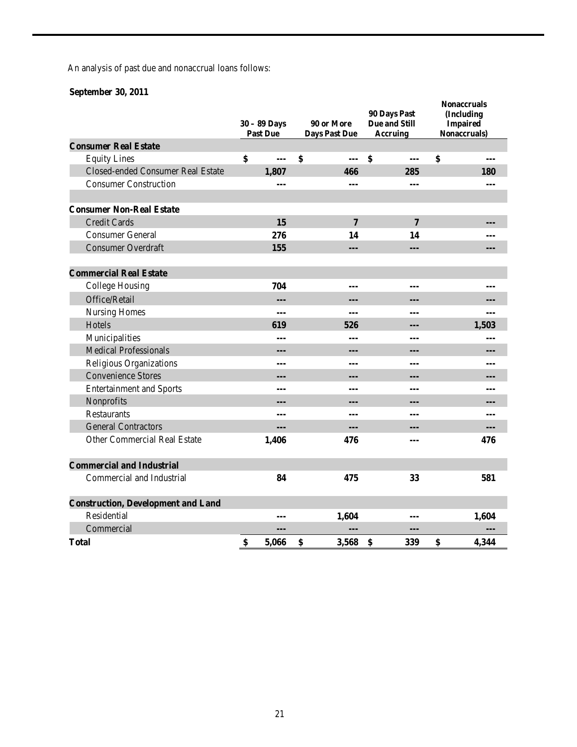An analysis of past due and nonaccrual loans follows:

**September 30, 2011**

| | 30 – 89 Days Past Due | 90 or More Days Past Due | 90 Days Past Due and Still Accruing | Nonaccruals (Including Impaired Nonaccruals) |
|---|---|---|---|---|
| **Consumer Real Estate** | | | | |
| Equity Lines | $ --- | $ --- | $ --- | $ --- |
| Closed-ended Consumer Real Estate | 1,807 | 466 | 285 | 180 |
| Consumer Construction | --- | --- | --- | --- |
| | | | | |
| **Consumer Non-Real Estate** | | | | |
| Credit Cards | 15 | 7 | 7 | --- |
| Consumer General | 276 | 14 | 14 | --- |
| Consumer Overdraft | 155 | --- | --- | --- |
| **Commercial Real Estate** | | | | |
| College Housing | 704 | --- | --- | --- |
| Office/Retail | --- | --- | --- | --- |
| Nursing Homes | --- | --- | --- | --- |
| Hotels | 619 | 526 | --- | 1,503 |
| Municipalities | --- | --- | --- | --- |
| Medical Professionals | --- | --- | --- | --- |
| Religious Organizations | --- | --- | --- | --- |
| Convenience Stores | --- | --- | --- | --- |
| Entertainment and Sports | --- | --- | --- | --- |
| Nonprofits | --- | --- | --- | --- |
| Restaurants | --- | --- | --- | --- |
| General Contractors | --- | --- | --- | --- |
| Other Commercial Real Estate | 1,406 | 476 | --- | 476 |
| **Commercial and Industrial** | | | | |
| Commercial and Industrial | 84 | 475 | 33 | 581 |
| **Construction, Development and Land** | | | | |
| Residential | --- | 1,604 | --- | 1,604 |
| Commercial | --- | --- | --- | --- |
| **Total** | $ 5,066 | $ 3,568 | $ 339 | $ 4,344 |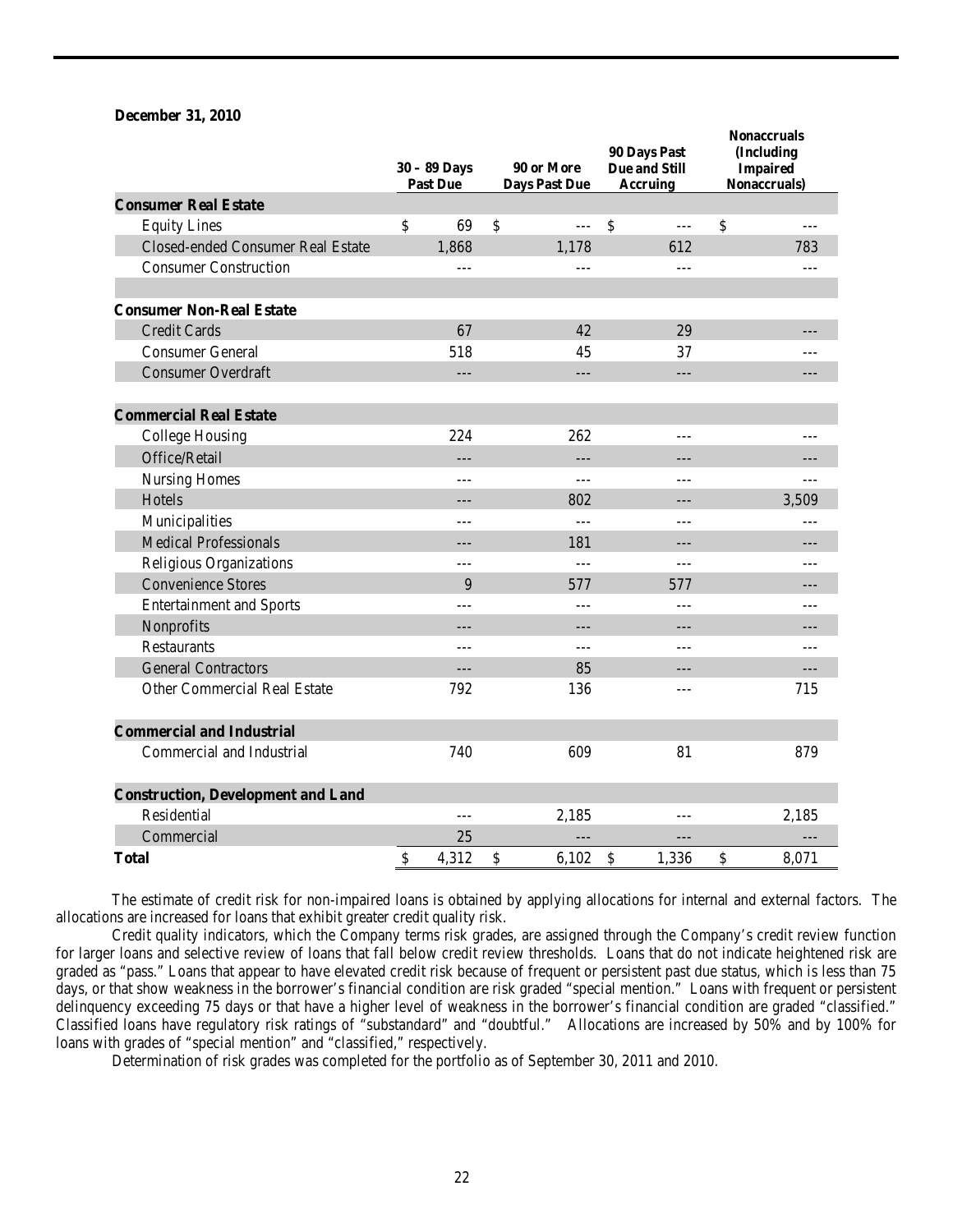**December 31, 2010**

| | 30 – 89 Days Past Due | 90 or More Days Past Due | 90 Days Past Due and Still Accruing | Nonaccruals (Including Impaired Nonaccruals) |
|---|---|---|---|---|
| **Consumer Real Estate** | | | | |
| Equity Lines | $ 69 | $ --- | $ --- | $ --- |
| Closed-ended Consumer Real Estate | 1,868 | 1,178 | 612 | 783 |
| Consumer Construction | --- | --- | --- | --- |
| | | | | |
| **Consumer Non-Real Estate** | | | | |
| Credit Cards | 67 | 42 | 29 | --- |
| Consumer General | 518 | 45 | 37 | --- |
| Consumer Overdraft | --- | --- | --- | --- |
| | | | | |
| **Commercial Real Estate** | | | | |
| College Housing | 224 | 262 | --- | --- |
| Office/Retail | --- | --- | --- | --- |
| Nursing Homes | --- | --- | --- | --- |
| Hotels | --- | 802 | --- | 3,509 |
| Municipalities | --- | --- | --- | --- |
| Medical Professionals | --- | 181 | --- | --- |
| Religious Organizations | --- | --- | --- | --- |
| Convenience Stores | 9 | 577 | 577 | --- |
| Entertainment and Sports | --- | --- | --- | --- |
| Nonprofits | --- | --- | --- | --- |
| Restaurants | --- | --- | --- | --- |
| General Contractors | --- | 85 | --- | --- |
| Other Commercial Real Estate | 792 | 136 | --- | 715 |
| | | | | |
| **Commercial and Industrial** | | | | |
| Commercial and Industrial | 740 | 609 | 81 | 879 |
| | | | | |
| **Construction, Development and Land** | | | | |
| Residential | --- | 2,185 | --- | 2,185 |
| Commercial | 25 | --- | --- | --- |
| **Total** | $ 4,312 | $ 6,102 | $ 1,336 | $ 8,071 |

The estimate of credit risk for non-impaired loans is obtained by applying allocations for internal and external factors. The allocations are increased for loans that exhibit greater credit quality risk.

Credit quality indicators, which the Company terms risk grades, are assigned through the Company's credit review function for larger loans and selective review of loans that fall below credit review thresholds. Loans that do not indicate heightened risk are graded as "pass." Loans that appear to have elevated credit risk because of frequent or persistent past due status, which is less than 75 days, or that show weakness in the borrower's financial condition are risk graded "special mention." Loans with frequent or persistent delinquency exceeding 75 days or that have a higher level of weakness in the borrower's financial condition are graded "classified." Classified loans have regulatory risk ratings of "substandard" and "doubtful." Allocations are increased by 50% and by 100% for loans with grades of "special mention" and "classified," respectively.

Determination of risk grades was completed for the portfolio as of September 30, 2011 and 2010.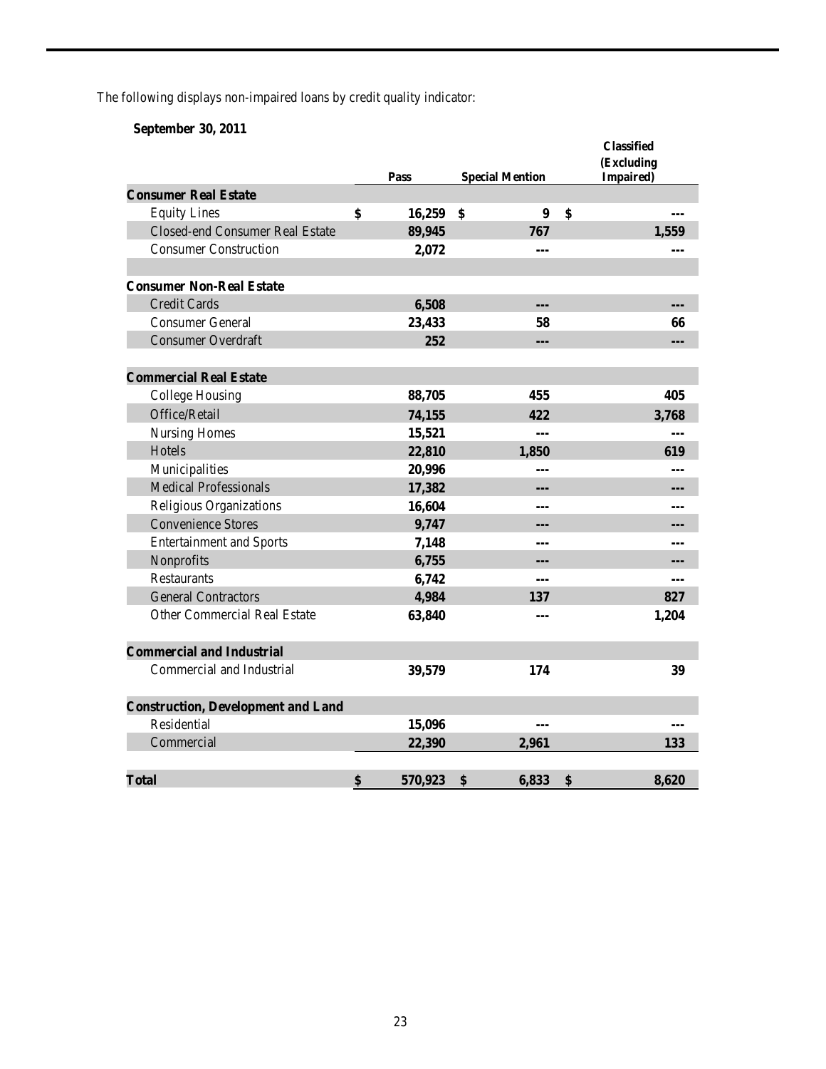The following displays non-impaired loans by credit quality indicator:

**September 30, 2011**

| | Pass | Special Mention | Classified (Excluding Impaired) |
|---|---|---|---|
| **Consumer Real Estate** | | | |
| Equity Lines | $ 16,259 | $ 9 | $ --- |
| Closed-end Consumer Real Estate | 89,945 | 767 | 1,559 |
| Consumer Construction | 2,072 | --- | --- |
| | | | |
| **Consumer Non-Real Estate** | | | |
| Credit Cards | 6,508 | --- | --- |
| Consumer General | 23,433 | 58 | 66 |
| Consumer Overdraft | 252 | --- | --- |
| | | | |
| **Commercial Real Estate** | | | |
| College Housing | 88,705 | 455 | 405 |
| Office/Retail | 74,155 | 422 | 3,768 |
| Nursing Homes | 15,521 | --- | --- |
| Hotels | 22,810 | 1,850 | 619 |
| Municipalities | 20,996 | --- | --- |
| Medical Professionals | 17,382 | --- | --- |
| Religious Organizations | 16,604 | --- | --- |
| Convenience Stores | 9,747 | --- | --- |
| Entertainment and Sports | 7,148 | --- | --- |
| Nonprofits | 6,755 | --- | --- |
| Restaurants | 6,742 | --- | --- |
| General Contractors | 4,984 | 137 | 827 |
| Other Commercial Real Estate | 63,840 | --- | 1,204 |
| | | | |
| **Commercial and Industrial** | | | |
| Commercial and Industrial | 39,579 | 174 | 39 |
| | | | |
| **Construction, Development and Land** | | | |
| Residential | 15,096 | --- | --- |
| Commercial | 22,390 | 2,961 | 133 |
| | | | |
| **Total** | $ 570,923 | $ 6,833 | $ 8,620 |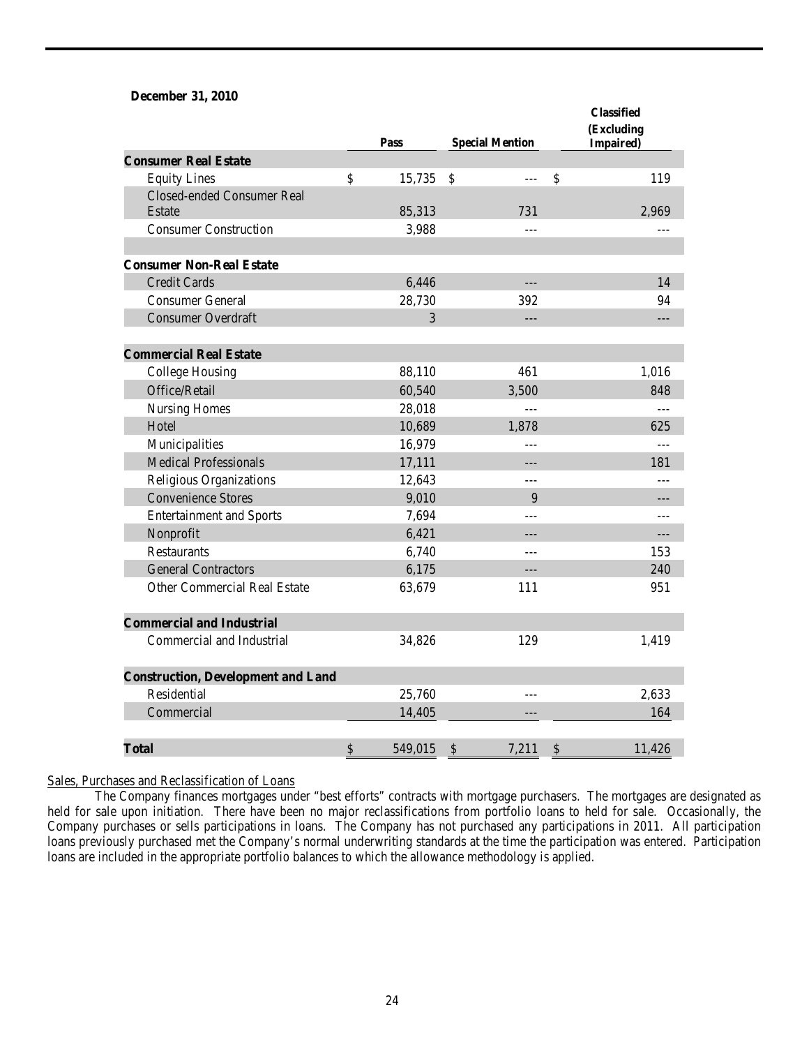**December 31, 2010**

| | Pass | Special Mention | Classified (Excluding Impaired) |
|---|---|---|---|
| **Consumer Real Estate** | | | |
| Equity Lines | $ 15,735 | $ --- | $ 119 |
| Closed-ended Consumer Real Estate | 85,313 | 731 | 2,969 |
| Consumer Construction | 3,988 | --- | --- |
| | | | |
| **Consumer Non-Real Estate** | | | |
| Credit Cards | 6,446 | --- | 14 |
| Consumer General | 28,730 | 392 | 94 |
| Consumer Overdraft | 3 | --- | --- |
| | | | |
| **Commercial Real Estate** | | | |
| College Housing | 88,110 | 461 | 1,016 |
| Office/Retail | 60,540 | 3,500 | 848 |
| Nursing Homes | 28,018 | --- | --- |
| Hotel | 10,689 | 1,878 | 625 |
| Municipalities | 16,979 | --- | --- |
| Medical Professionals | 17,111 | --- | 181 |
| Religious Organizations | 12,643 | --- | --- |
| Convenience Stores | 9,010 | 9 | --- |
| Entertainment and Sports | 7,694 | --- | --- |
| Nonprofit | 6,421 | --- | --- |
| Restaurants | 6,740 | --- | 153 |
| General Contractors | 6,175 | --- | 240 |
| Other Commercial Real Estate | 63,679 | 111 | 951 |
| | | | |
| **Commercial and Industrial** | | | |
| Commercial and Industrial | 34,826 | 129 | 1,419 |
| | | | |
| **Construction, Development and Land** | | | |
| Residential | 25,760 | --- | 2,633 |
| Commercial | 14,405 | --- | 164 |
| | | | |
| **Total** | $ 549,015 | $ 7,211 | $ 11,426 |

Sales, Purchases and Reclassification of Loans

The Company finances mortgages under "best efforts" contracts with mortgage purchasers. The mortgages are designated as held for sale upon initiation. There have been no major reclassifications from portfolio loans to held for sale. Occasionally, the Company purchases or sells participations in loans. The Company has not purchased any participations in 2011. All participation loans previously purchased met the Company's normal underwriting standards at the time the participation was entered. Participation loans are included in the appropriate portfolio balances to which the allowance methodology is applied.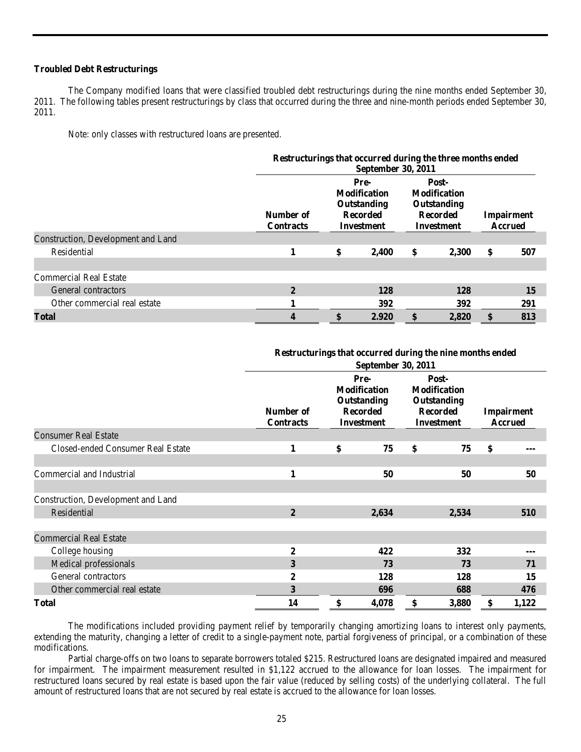**Troubled Debt Restructurings**

The Company modified loans that were classified troubled debt restructurings during the nine months ended September 30, 2011. The following tables present restructurings by class that occurred during the three and nine-month periods ended September 30, 2011.

Note: only classes with restructured loans are presented.

| | Restructurings that occurred during the three months ended September 30, 2011 | | | |
|---|---|---|---|---|
| | Number of Contracts | Pre-Modification Outstanding Recorded Investment | Post-Modification Outstanding Recorded Investment | Impairment Accrued |
| Construction, Development and Land | | | | |
| Residential | 1 | $ 2,400 | $ 2,300 | $ 507 |
| | | | | |
| Commercial Real Estate | | | | |
| General contractors | 2 | 128 | 128 | 15 |
| Other commercial real estate | 1 | 392 | 392 | 291 |
| **Total** | 4 | $ 2.920 | $ 2,820 | $ 813 |

| | Restructurings that occurred during the nine months ended September 30, 2011 | | | |
|---|---|---|---|---|
| | Number of Contracts | Pre-Modification Outstanding Recorded Investment | Post-Modification Outstanding Recorded Investment | Impairment Accrued |
| Consumer Real Estate | | | | |
| Closed-ended Consumer Real Estate | 1 | $ 75 | $ 75 | $ --- |
| | | | | |
| Commercial and Industrial | 1 | 50 | 50 | 50 |
| | | | | |
| Construction, Development and Land | | | | |
| Residential | 2 | 2,634 | 2,534 | 510 |
| | | | | |
| Commercial Real Estate | | | | |
| College housing | 2 | 422 | 332 | --- |
| Medical professionals | 3 | 73 | 73 | 71 |
| General contractors | 2 | 128 | 128 | 15 |
| Other commercial real estate | 3 | 696 | 688 | 476 |
| **Total** | 14 | $ 4,078 | $ 3,880 | $ 1,122 |

The modifications included providing payment relief by temporarily changing amortizing loans to interest only payments, extending the maturity, changing a letter of credit to a single-payment note, partial forgiveness of principal, or a combination of these modifications.

Partial charge-offs on two loans to separate borrowers totaled $215. Restructured loans are designated impaired and measured for impairment. The impairment measurement resulted in $1,122 accrued to the allowance for loan losses. The impairment for restructured loans secured by real estate is based upon the fair value (reduced by selling costs) of the underlying collateral. The full amount of restructured loans that are not secured by real estate is accrued to the allowance for loan losses.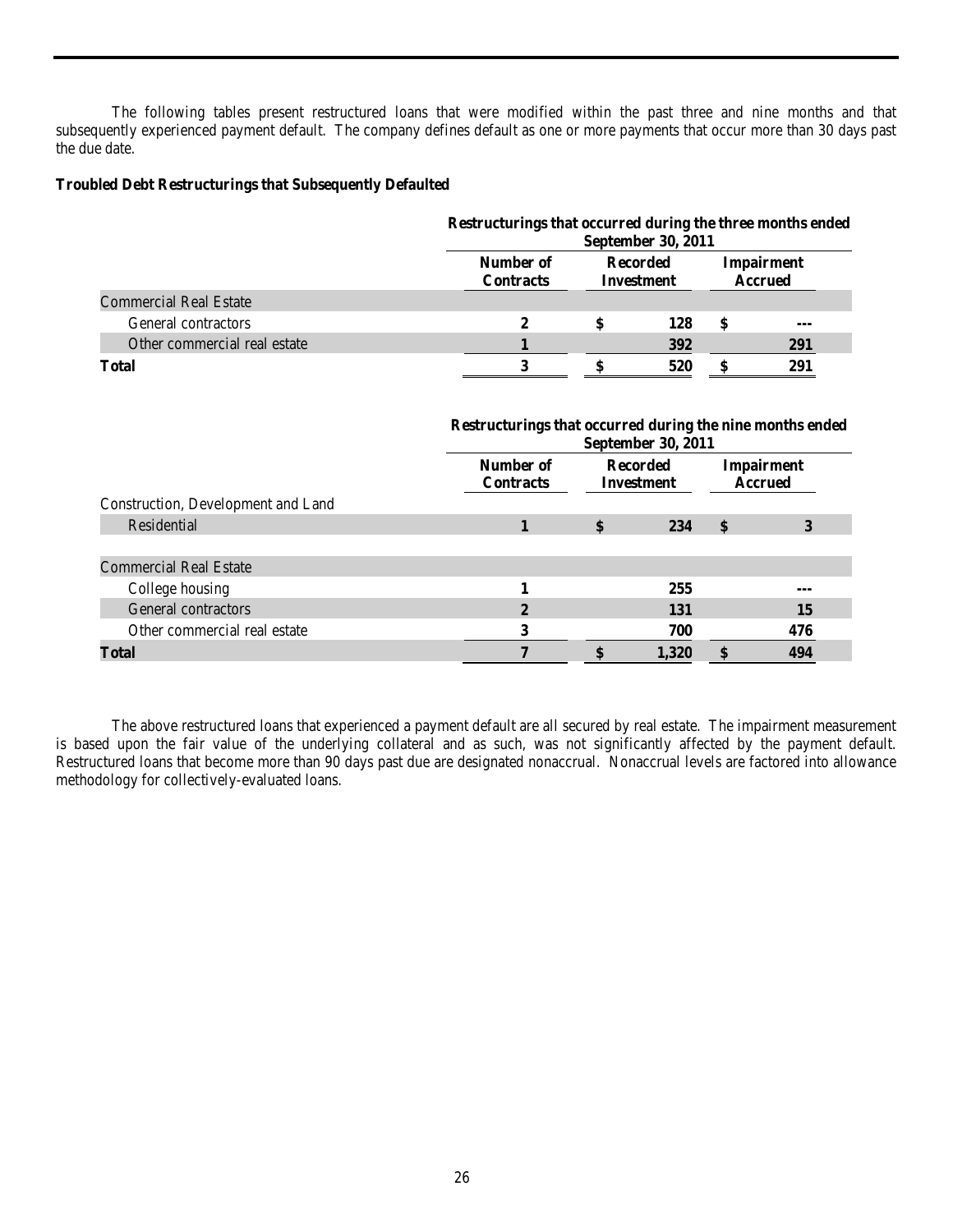The following tables present restructured loans that were modified within the past three and nine months and that subsequently experienced payment default. The company defines default as one or more payments that occur more than 30 days past the due date.

**Troubled Debt Restructurings that Subsequently Defaulted**

| | Restructurings that occurred during the three months ended September 30, 2011 | | |
|---|---|---|---|
| | **Number of Contracts** | **Recorded Investment** | **Impairment Accrued** |
| Commercial Real Estate | | | |
| General contractors | 2 | $ 128 | $ --- |
| Other commercial real estate | 1 | 392 | 291 |
| **Total** | **3** | **$ 520** | **$ 291** |

| | Restructurings that occurred during the nine months ended September 30, 2011 | | |
|---|---|---|---|
| | **Number of Contracts** | **Recorded Investment** | **Impairment Accrued** |
| Construction, Development and Land | | | |
| Residential | 1 | $ 234 | $ 3 |
| Commercial Real Estate | | | |
| College housing | 1 | 255 | --- |
| General contractors | 2 | 131 | 15 |
| Other commercial real estate | 3 | 700 | 476 |
| **Total** | **7** | **$ 1,320** | **$ 494** |

The above restructured loans that experienced a payment default are all secured by real estate. The impairment measurement is based upon the fair value of the underlying collateral and as such, was not significantly affected by the payment default. Restructured loans that become more than 90 days past due are designated nonaccrual. Nonaccrual levels are factored into allowance methodology for collectively-evaluated loans.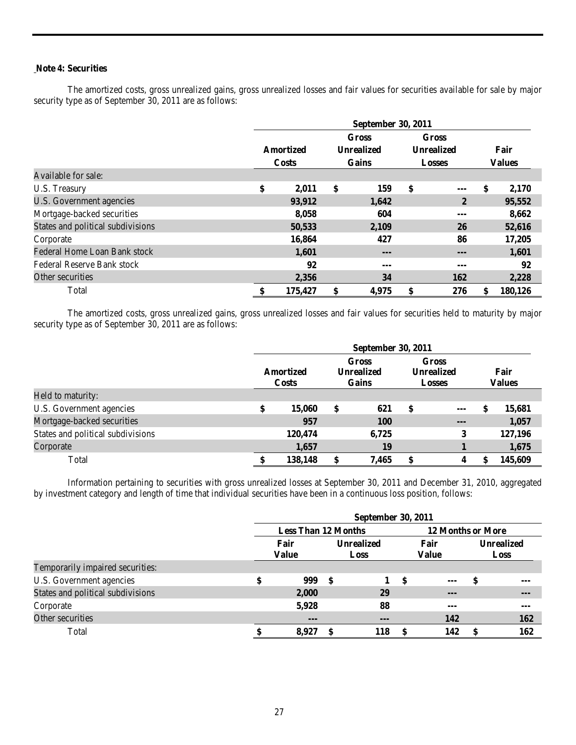**Note 4: Securities**

The amortized costs, gross unrealized gains, gross unrealized losses and fair values for securities available for sale by major security type as of September 30, 2011 are as follows:

| | September 30, 2011 | | | |
|---|---|---|---|---|
| | Amortized Costs | Gross Unrealized Gains | Gross Unrealized Losses | Fair Values |
| Available for sale: | | | | |
| U.S. Treasury | $ 2,011 | $ 159 | $ --- | $ 2,170 |
| U.S. Government agencies | 93,912 | 1,642 | 2 | 95,552 |
| Mortgage-backed securities | 8,058 | 604 | --- | 8,662 |
| States and political subdivisions | 50,533 | 2,109 | 26 | 52,616 |
| Corporate | 16,864 | 427 | 86 | 17,205 |
| Federal Home Loan Bank stock | 1,601 | --- | --- | 1,601 |
| Federal Reserve Bank stock | 92 | --- | --- | 92 |
| Other securities | 2,356 | 34 | 162 | 2,228 |
| Total | $ 175,427 | $ 4,975 | $ 276 | $ 180,126 |

The amortized costs, gross unrealized gains, gross unrealized losses and fair values for securities held to maturity by major security type as of September 30, 2011 are as follows:

| | September 30, 2011 | | | |
|---|---|---|---|---|
| | Amortized Costs | Gross Unrealized Gains | Gross Unrealized Losses | Fair Values |
| Held to maturity: | | | | |
| U.S. Government agencies | $ 15,060 | $ 621 | $ --- | $ 15,681 |
| Mortgage-backed securities | 957 | 100 | --- | 1,057 |
| States and political subdivisions | 120,474 | 6,725 | 3 | 127,196 |
| Corporate | 1,657 | 19 | 1 | 1,675 |
| Total | $ 138,148 | $ 7,465 | $ 4 | $ 145,609 |

Information pertaining to securities with gross unrealized losses at September 30, 2011 and December 31, 2010, aggregated by investment category and length of time that individual securities have been in a continuous loss position, follows:

| | September 30, 2011 | | | |
|---|---|---|---|---|
| | Less Than 12 Months | | 12 Months or More | |
| | Fair Value | Unrealized Loss | Fair Value | Unrealized Loss |
| Temporarily impaired securities: | | | | |
| U.S. Government agencies | $ 999 | $ 1 | $ --- | $ --- |
| States and political subdivisions | 2,000 | 29 | --- | --- |
| Corporate | 5,928 | 88 | --- | --- |
| Other securities | --- | --- | 142 | 162 |
| Total | $ 8,927 | $ 118 | $ 142 | $ 162 |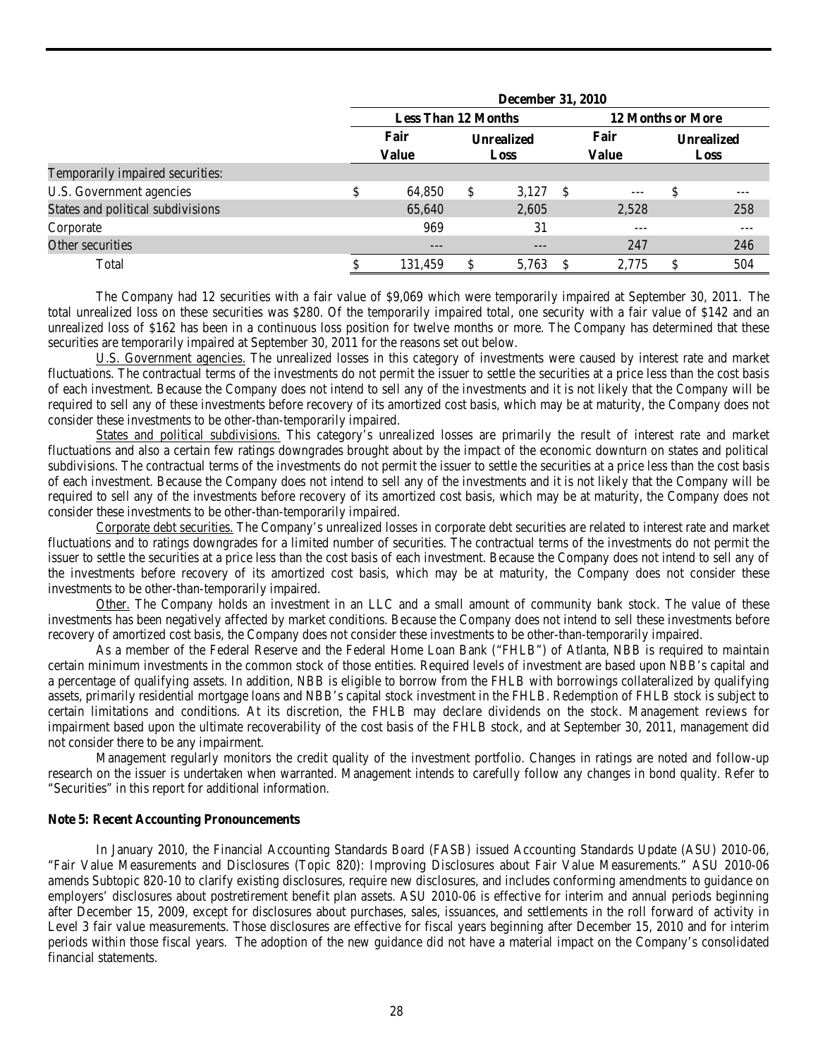| | December 31, 2010 | | | |
|---|---|---|---|---|
| | Less Than 12 Months | | 12 Months or More | |
| | Fair Value | Unrealized Loss | Fair Value | Unrealized Loss |
| Temporarily impaired securities: | | | | |
| U.S. Government agencies | $ 64,850 | $ 3,127 | $ --- | $ --- |
| States and political subdivisions | 65,640 | 2,605 | 2,528 | 258 |
| Corporate | 969 | 31 | --- | --- |
| Other securities | --- | --- | 247 | 246 |
| Total | $ 131,459 | $ 5,763 | $ 2,775 | $ 504 |

The Company had 12 securities with a fair value of $9,069 which were temporarily impaired at September 30, 2011. The total unrealized loss on these securities was $280. Of the temporarily impaired total, one security with a fair value of $142 and an unrealized loss of $162 has been in a continuous loss position for twelve months or more. The Company has determined that these securities are temporarily impaired at September 30, 2011 for the reasons set out below.

U.S. Government agencies. The unrealized losses in this category of investments were caused by interest rate and market fluctuations. The contractual terms of the investments do not permit the issuer to settle the securities at a price less than the cost basis of each investment. Because the Company does not intend to sell any of the investments and it is not likely that the Company will be required to sell any of these investments before recovery of its amortized cost basis, which may be at maturity, the Company does not consider these investments to be other-than-temporarily impaired.

States and political subdivisions. This category's unrealized losses are primarily the result of interest rate and market fluctuations and also a certain few ratings downgrades brought about by the impact of the economic downturn on states and political subdivisions. The contractual terms of the investments do not permit the issuer to settle the securities at a price less than the cost basis of each investment. Because the Company does not intend to sell any of the investments and it is not likely that the Company will be required to sell any of the investments before recovery of its amortized cost basis, which may be at maturity, the Company does not consider these investments to be other-than-temporarily impaired.

Corporate debt securities. The Company's unrealized losses in corporate debt securities are related to interest rate and market fluctuations and to ratings downgrades for a limited number of securities. The contractual terms of the investments do not permit the issuer to settle the securities at a price less than the cost basis of each investment. Because the Company does not intend to sell any of the investments before recovery of its amortized cost basis, which may be at maturity, the Company does not consider these investments to be other-than-temporarily impaired.

Other. The Company holds an investment in an LLC and a small amount of community bank stock. The value of these investments has been negatively affected by market conditions. Because the Company does not intend to sell these investments before recovery of amortized cost basis, the Company does not consider these investments to be other-than-temporarily impaired.

As a member of the Federal Reserve and the Federal Home Loan Bank ("FHLB") of Atlanta, NBB is required to maintain certain minimum investments in the common stock of those entities. Required levels of investment are based upon NBB's capital and a percentage of qualifying assets. In addition, NBB is eligible to borrow from the FHLB with borrowings collateralized by qualifying assets, primarily residential mortgage loans and NBB's capital stock investment in the FHLB. Redemption of FHLB stock is subject to certain limitations and conditions. At its discretion, the FHLB may declare dividends on the stock. Management reviews for impairment based upon the ultimate recoverability of the cost basis of the FHLB stock, and at September 30, 2011, management did not consider there to be any impairment.

Management regularly monitors the credit quality of the investment portfolio. Changes in ratings are noted and follow-up research on the issuer is undertaken when warranted. Management intends to carefully follow any changes in bond quality. Refer to "Securities" in this report for additional information.

**Note 5: Recent Accounting Pronouncements**

In January 2010, the Financial Accounting Standards Board (FASB) issued Accounting Standards Update (ASU) 2010-06, "Fair Value Measurements and Disclosures (Topic 820): Improving Disclosures about Fair Value Measurements." ASU 2010-06 amends Subtopic 820-10 to clarify existing disclosures, require new disclosures, and includes conforming amendments to guidance on employers' disclosures about postretirement benefit plan assets. ASU 2010-06 is effective for interim and annual periods beginning after December 15, 2009, except for disclosures about purchases, sales, issuances, and settlements in the roll forward of activity in Level 3 fair value measurements. Those disclosures are effective for fiscal years beginning after December 15, 2010 and for interim periods within those fiscal years. The adoption of the new guidance did not have a material impact on the Company's consolidated financial statements.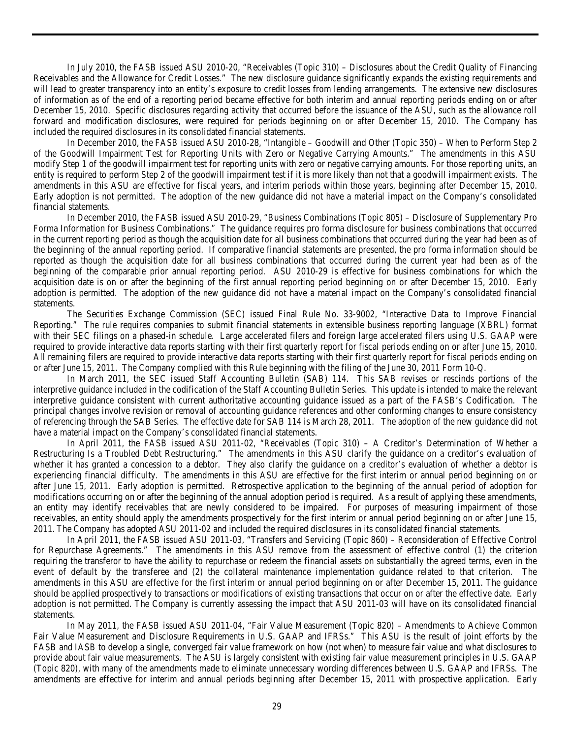In July 2010, the FASB issued ASU 2010-20, "Receivables (Topic 310) – Disclosures about the Credit Quality of Financing Receivables and the Allowance for Credit Losses." The new disclosure guidance significantly expands the existing requirements and will lead to greater transparency into an entity's exposure to credit losses from lending arrangements. The extensive new disclosures of information as of the end of a reporting period became effective for both interim and annual reporting periods ending on or after December 15, 2010. Specific disclosures regarding activity that occurred before the issuance of the ASU, such as the allowance roll forward and modification disclosures, were required for periods beginning on or after December 15, 2010. The Company has included the required disclosures in its consolidated financial statements.

In December 2010, the FASB issued ASU 2010-28, "Intangible – Goodwill and Other (Topic 350) – When to Perform Step 2 of the Goodwill Impairment Test for Reporting Units with Zero or Negative Carrying Amounts." The amendments in this ASU modify Step 1 of the goodwill impairment test for reporting units with zero or negative carrying amounts. For those reporting units, an entity is required to perform Step 2 of the goodwill impairment test if it is more likely than not that a goodwill impairment exists. The amendments in this ASU are effective for fiscal years, and interim periods within those years, beginning after December 15, 2010. Early adoption is not permitted. The adoption of the new guidance did not have a material impact on the Company's consolidated financial statements.

In December 2010, the FASB issued ASU 2010-29, "Business Combinations (Topic 805) – Disclosure of Supplementary Pro Forma Information for Business Combinations." The guidance requires pro forma disclosure for business combinations that occurred in the current reporting period as though the acquisition date for all business combinations that occurred during the year had been as of the beginning of the annual reporting period. If comparative financial statements are presented, the pro forma information should be reported as though the acquisition date for all business combinations that occurred during the current year had been as of the beginning of the comparable prior annual reporting period. ASU 2010-29 is effective for business combinations for which the acquisition date is on or after the beginning of the first annual reporting period beginning on or after December 15, 2010. Early adoption is permitted. The adoption of the new guidance did not have a material impact on the Company's consolidated financial statements.

The Securities Exchange Commission (SEC) issued Final Rule No. 33-9002, "Interactive Data to Improve Financial Reporting." The rule requires companies to submit financial statements in extensible business reporting language (XBRL) format with their SEC filings on a phased-in schedule. Large accelerated filers and foreign large accelerated filers using U.S. GAAP were required to provide interactive data reports starting with their first quarterly report for fiscal periods ending on or after June 15, 2010. All remaining filers are required to provide interactive data reports starting with their first quarterly report for fiscal periods ending on or after June 15, 2011. The Company complied with this Rule beginning with the filing of the June 30, 2011 Form 10-Q.

In March 2011, the SEC issued Staff Accounting Bulletin (SAB) 114. This SAB revises or rescinds portions of the interpretive guidance included in the codification of the Staff Accounting Bulletin Series. This update is intended to make the relevant interpretive guidance consistent with current authoritative accounting guidance issued as a part of the FASB's Codification. The principal changes involve revision or removal of accounting guidance references and other conforming changes to ensure consistency of referencing through the SAB Series. The effective date for SAB 114 is March 28, 2011. The adoption of the new guidance did not have a material impact on the Company's consolidated financial statements.

In April 2011, the FASB issued ASU 2011-02, "Receivables (Topic 310) – A Creditor's Determination of Whether a Restructuring Is a Troubled Debt Restructuring." The amendments in this ASU clarify the guidance on a creditor's evaluation of whether it has granted a concession to a debtor. They also clarify the guidance on a creditor's evaluation of whether a debtor is experiencing financial difficulty. The amendments in this ASU are effective for the first interim or annual period beginning on or after June 15, 2011. Early adoption is permitted. Retrospective application to the beginning of the annual period of adoption for modifications occurring on or after the beginning of the annual adoption period is required. As a result of applying these amendments, an entity may identify receivables that are newly considered to be impaired. For purposes of measuring impairment of those receivables, an entity should apply the amendments prospectively for the first interim or annual period beginning on or after June 15, 2011. The Company has adopted ASU 2011-02 and included the required disclosures in its consolidated financial statements.

In April 2011, the FASB issued ASU 2011-03, "Transfers and Servicing (Topic 860) – Reconsideration of Effective Control for Repurchase Agreements." The amendments in this ASU remove from the assessment of effective control (1) the criterion requiring the transferor to have the ability to repurchase or redeem the financial assets on substantially the agreed terms, even in the event of default by the transferee and (2) the collateral maintenance implementation guidance related to that criterion. The amendments in this ASU are effective for the first interim or annual period beginning on or after December 15, 2011. The guidance should be applied prospectively to transactions or modifications of existing transactions that occur on or after the effective date. Early adoption is not permitted. The Company is currently assessing the impact that ASU 2011-03 will have on its consolidated financial statements.

In May 2011, the FASB issued ASU 2011-04, "Fair Value Measurement (Topic 820) – Amendments to Achieve Common Fair Value Measurement and Disclosure Requirements in U.S. GAAP and IFRSs." This ASU is the result of joint efforts by the FASB and IASB to develop a single, converged fair value framework on how (not when) to measure fair value and what disclosures to provide about fair value measurements. The ASU is largely consistent with existing fair value measurement principles in U.S. GAAP (Topic 820), with many of the amendments made to eliminate unnecessary wording differences between U.S. GAAP and IFRSs. The amendments are effective for interim and annual periods beginning after December 15, 2011 with prospective application. Early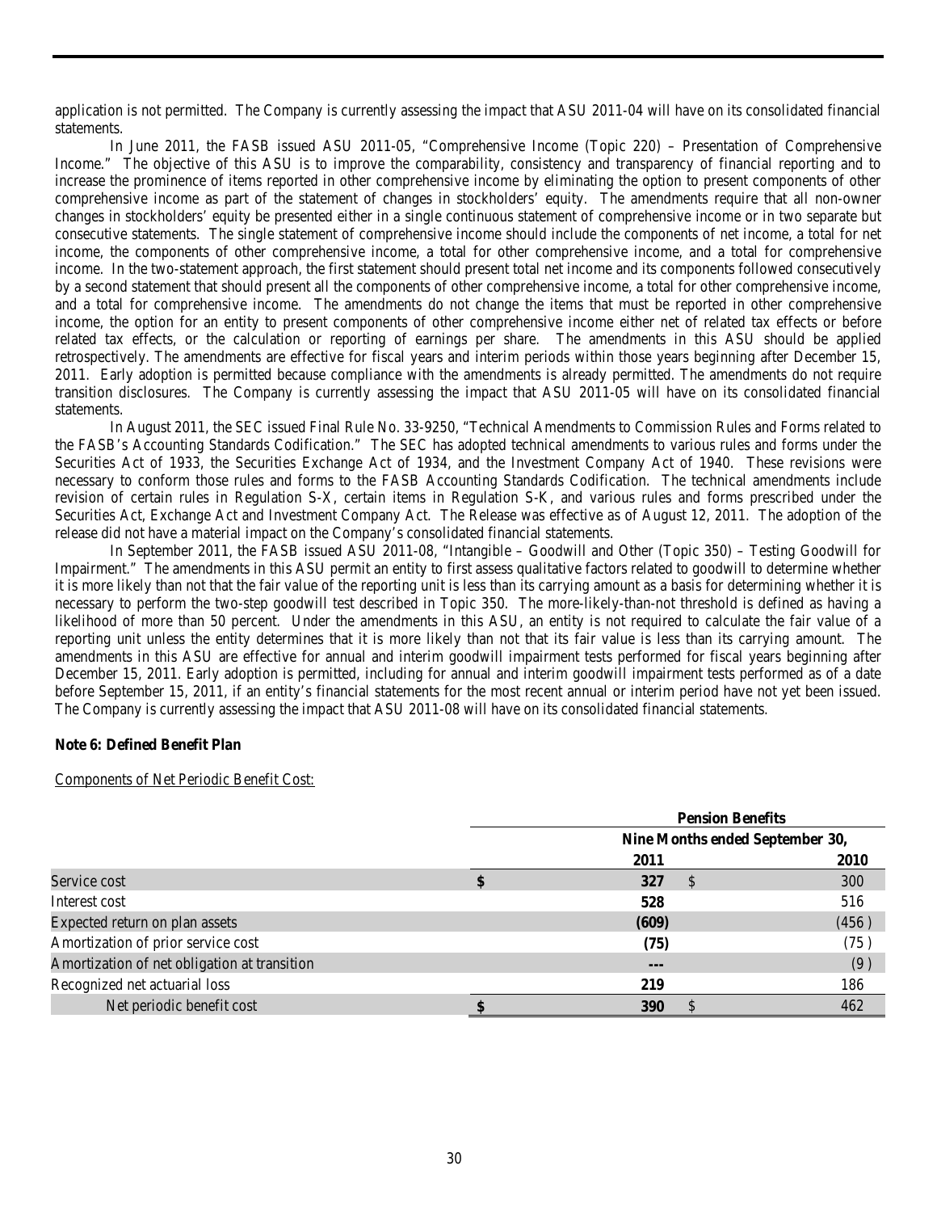application is not permitted. The Company is currently assessing the impact that ASU 2011-04 will have on its consolidated financial statements.

In June 2011, the FASB issued ASU 2011-05, "Comprehensive Income (Topic 220) – Presentation of Comprehensive Income." The objective of this ASU is to improve the comparability, consistency and transparency of financial reporting and to increase the prominence of items reported in other comprehensive income by eliminating the option to present components of other comprehensive income as part of the statement of changes in stockholders' equity. The amendments require that all non-owner changes in stockholders' equity be presented either in a single continuous statement of comprehensive income or in two separate but consecutive statements. The single statement of comprehensive income should include the components of net income, a total for net income, the components of other comprehensive income, a total for other comprehensive income, and a total for comprehensive income. In the two-statement approach, the first statement should present total net income and its components followed consecutively by a second statement that should present all the components of other comprehensive income, a total for other comprehensive income, and a total for comprehensive income. The amendments do not change the items that must be reported in other comprehensive income, the option for an entity to present components of other comprehensive income either net of related tax effects or before related tax effects, or the calculation or reporting of earnings per share. The amendments in this ASU should be applied retrospectively. The amendments are effective for fiscal years and interim periods within those years beginning after December 15, 2011. Early adoption is permitted because compliance with the amendments is already permitted. The amendments do not require transition disclosures. The Company is currently assessing the impact that ASU 2011-05 will have on its consolidated financial statements.

In August 2011, the SEC issued Final Rule No. 33-9250, "Technical Amendments to Commission Rules and Forms related to the FASB's Accounting Standards Codification." The SEC has adopted technical amendments to various rules and forms under the Securities Act of 1933, the Securities Exchange Act of 1934, and the Investment Company Act of 1940. These revisions were necessary to conform those rules and forms to the FASB Accounting Standards Codification. The technical amendments include revision of certain rules in Regulation S-X, certain items in Regulation S-K, and various rules and forms prescribed under the Securities Act, Exchange Act and Investment Company Act. The Release was effective as of August 12, 2011. The adoption of the release did not have a material impact on the Company's consolidated financial statements.

In September 2011, the FASB issued ASU 2011-08, "Intangible – Goodwill and Other (Topic 350) – Testing Goodwill for Impairment." The amendments in this ASU permit an entity to first assess qualitative factors related to goodwill to determine whether it is more likely than not that the fair value of the reporting unit is less than its carrying amount as a basis for determining whether it is necessary to perform the two-step goodwill test described in Topic 350. The more-likely-than-not threshold is defined as having a likelihood of more than 50 percent. Under the amendments in this ASU, an entity is not required to calculate the fair value of a reporting unit unless the entity determines that it is more likely than not that its fair value is less than its carrying amount. The amendments in this ASU are effective for annual and interim goodwill impairment tests performed for fiscal years beginning after December 15, 2011. Early adoption is permitted, including for annual and interim goodwill impairment tests performed as of a date before September 15, 2011, if an entity's financial statements for the most recent annual or interim period have not yet been issued. The Company is currently assessing the impact that ASU 2011-08 will have on its consolidated financial statements.

**Note 6: Defined Benefit Plan**

Components of Net Periodic Benefit Cost:

| | Pension Benefits | |
|---|---|---|
| | Nine Months ended September 30, | |
| | **2011** | 2010 |
| Service cost | **$ 327** | $ 300 |
| Interest cost | **528** | 516 |
| Expected return on plan assets | **(609)** | (456) |
| Amortization of prior service cost | **(75)** | (75) |
| Amortization of net obligation at transition | **---** | (9) |
| Recognized net actuarial loss | **219** | 186 |
| Net periodic benefit cost | **$ 390** | $ 462 |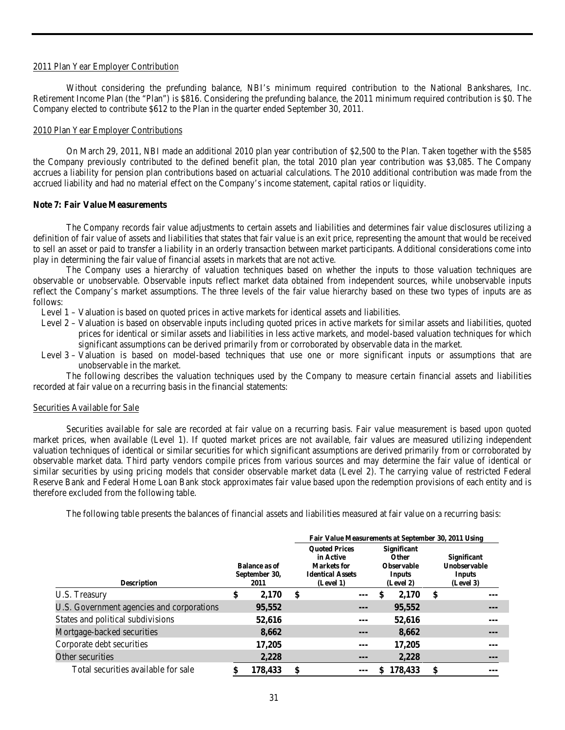2011 Plan Year Employer Contribution

Without considering the prefunding balance, NBI's minimum required contribution to the National Bankshares, Inc. Retirement Income Plan (the "Plan") is $816. Considering the prefunding balance, the 2011 minimum required contribution is $0. The Company elected to contribute $612 to the Plan in the quarter ended September 30, 2011.

2010 Plan Year Employer Contributions

On March 29, 2011, NBI made an additional 2010 plan year contribution of $2,500 to the Plan. Taken together with the $585 the Company previously contributed to the defined benefit plan, the total 2010 plan year contribution was $3,085. The Company accrues a liability for pension plan contributions based on actuarial calculations. The 2010 additional contribution was made from the accrued liability and had no material effect on the Company's income statement, capital ratios or liquidity.

**Note 7: Fair Value Measurements**

The Company records fair value adjustments to certain assets and liabilities and determines fair value disclosures utilizing a definition of fair value of assets and liabilities that states that fair value is an exit price, representing the amount that would be received to sell an asset or paid to transfer a liability in an orderly transaction between market participants. Additional considerations come into play in determining the fair value of financial assets in markets that are not active.

The Company uses a hierarchy of valuation techniques based on whether the inputs to those valuation techniques are observable or unobservable. Observable inputs reflect market data obtained from independent sources, while unobservable inputs reflect the Company's market assumptions. The three levels of the fair value hierarchy based on these two types of inputs are as follows:

- Level 1 – Valuation is based on quoted prices in active markets for identical assets and liabilities.
- Level 2 – Valuation is based on observable inputs including quoted prices in active markets for similar assets and liabilities, quoted prices for identical or similar assets and liabilities in less active markets, and model-based valuation techniques for which significant assumptions can be derived primarily from or corroborated by observable data in the market.
- Level 3 – Valuation is based on model-based techniques that use one or more significant inputs or assumptions that are unobservable in the market.

The following describes the valuation techniques used by the Company to measure certain financial assets and liabilities recorded at fair value on a recurring basis in the financial statements:

Securities Available for Sale

Securities available for sale are recorded at fair value on a recurring basis. Fair value measurement is based upon quoted market prices, when available (Level 1). If quoted market prices are not available, fair values are measured utilizing independent valuation techniques of identical or similar securities for which significant assumptions are derived primarily from or corroborated by observable market data. Third party vendors compile prices from various sources and may determine the fair value of identical or similar securities by using pricing models that consider observable market data (Level 2). The carrying value of restricted Federal Reserve Bank and Federal Home Loan Bank stock approximates fair value based upon the redemption provisions of each entity and is therefore excluded from the following table.

The following table presents the balances of financial assets and liabilities measured at fair value on a recurring basis:

| | | Fair Value Measurements at September 30, 2011 Using | | |
|---|---|---|---|---|
| Description | Balance as of September 30, 2011 | Quoted Prices in Active Markets for Identical Assets (Level 1) | Significant Other Observable Inputs (Level 2) | Significant Unobservable Inputs (Level 3) |
| U.S. Treasury | $ 2,170 | $ --- | $ 2,170 | $ --- |
| U.S. Government agencies and corporations | 95,552 | --- | 95,552 | --- |
| States and political subdivisions | 52,616 | --- | 52,616 | --- |
| Mortgage-backed securities | 8,662 | --- | 8,662 | --- |
| Corporate debt securities | 17,205 | --- | 17,205 | --- |
| Other securities | 2,228 | --- | 2,228 | --- |
| Total securities available for sale | $ 178,433 | $ --- | $ 178,433 | $ --- |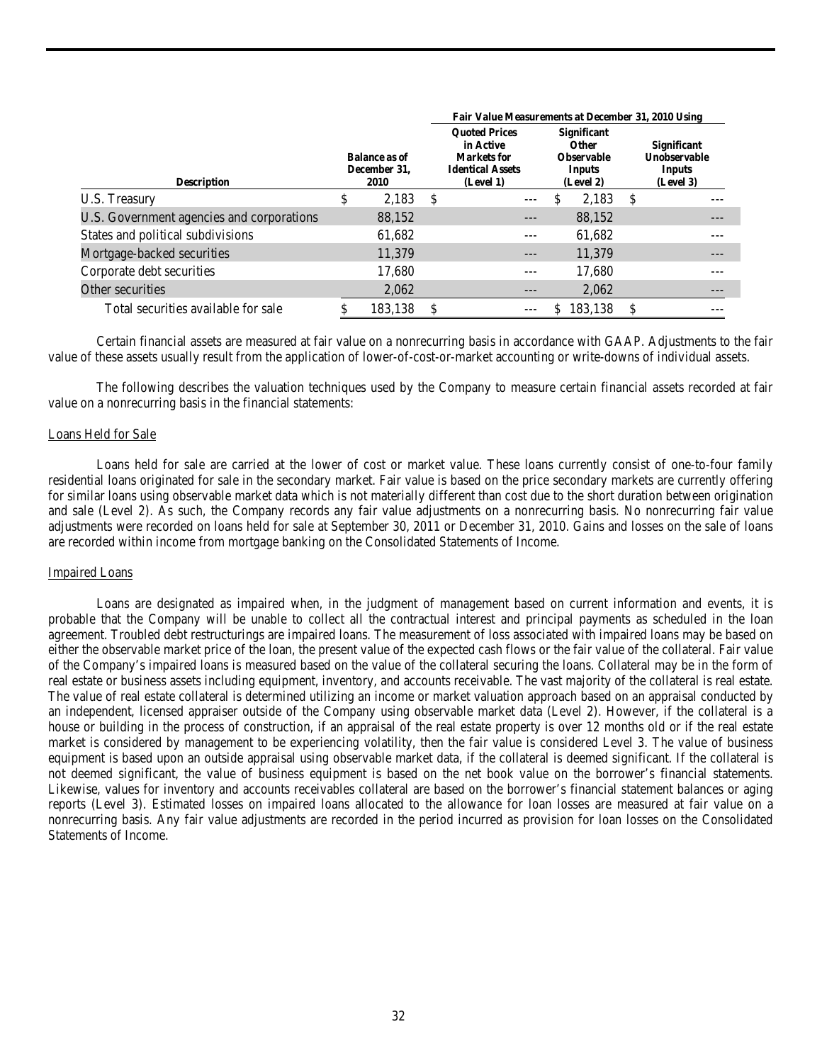| Description | Balance as of December 31, 2010 | Fair Value Measurements at December 31, 2010 Using | | |
|---|---|---|---|---|
| | | Quoted Prices in Active Markets for Identical Assets (Level 1) | Significant Other Observable Inputs (Level 2) | Significant Unobservable Inputs (Level 3) |
| U.S. Treasury | $ 2,183 | $ --- | $ 2,183 | $ --- |
| U.S. Government agencies and corporations | 88,152 | --- | 88,152 | --- |
| States and political subdivisions | 61,682 | --- | 61,682 | --- |
| Mortgage-backed securities | 11,379 | --- | 11,379 | --- |
| Corporate debt securities | 17,680 | --- | 17,680 | --- |
| Other securities | 2,062 | --- | 2,062 | --- |
| Total securities available for sale | $ 183,138 | $ --- | $ 183,138 | $ --- |

Certain financial assets are measured at fair value on a nonrecurring basis in accordance with GAAP. Adjustments to the fair value of these assets usually result from the application of lower-of-cost-or-market accounting or write-downs of individual assets.

The following describes the valuation techniques used by the Company to measure certain financial assets recorded at fair value on a nonrecurring basis in the financial statements:

Loans Held for Sale

Loans held for sale are carried at the lower of cost or market value. These loans currently consist of one-to-four family residential loans originated for sale in the secondary market. Fair value is based on the price secondary markets are currently offering for similar loans using observable market data which is not materially different than cost due to the short duration between origination and sale (Level 2). As such, the Company records any fair value adjustments on a nonrecurring basis. No nonrecurring fair value adjustments were recorded on loans held for sale at September 30, 2011 or December 31, 2010. Gains and losses on the sale of loans are recorded within income from mortgage banking on the Consolidated Statements of Income.

Impaired Loans

Loans are designated as impaired when, in the judgment of management based on current information and events, it is probable that the Company will be unable to collect all the contractual interest and principal payments as scheduled in the loan agreement. Troubled debt restructurings are impaired loans. The measurement of loss associated with impaired loans may be based on either the observable market price of the loan, the present value of the expected cash flows or the fair value of the collateral. Fair value of the Company's impaired loans is measured based on the value of the collateral securing the loans. Collateral may be in the form of real estate or business assets including equipment, inventory, and accounts receivable. The vast majority of the collateral is real estate. The value of real estate collateral is determined utilizing an income or market valuation approach based on an appraisal conducted by an independent, licensed appraiser outside of the Company using observable market data (Level 2). However, if the collateral is a house or building in the process of construction, if an appraisal of the real estate property is over 12 months old or if the real estate market is considered by management to be experiencing volatility, then the fair value is considered Level 3. The value of business equipment is based upon an outside appraisal using observable market data, if the collateral is deemed significant. If the collateral is not deemed significant, the value of business equipment is based on the net book value on the borrower's financial statements. Likewise, values for inventory and accounts receivables collateral are based on the borrower's financial statement balances or aging reports (Level 3). Estimated losses on impaired loans allocated to the allowance for loan losses are measured at fair value on a nonrecurring basis. Any fair value adjustments are recorded in the period incurred as provision for loan losses on the Consolidated Statements of Income.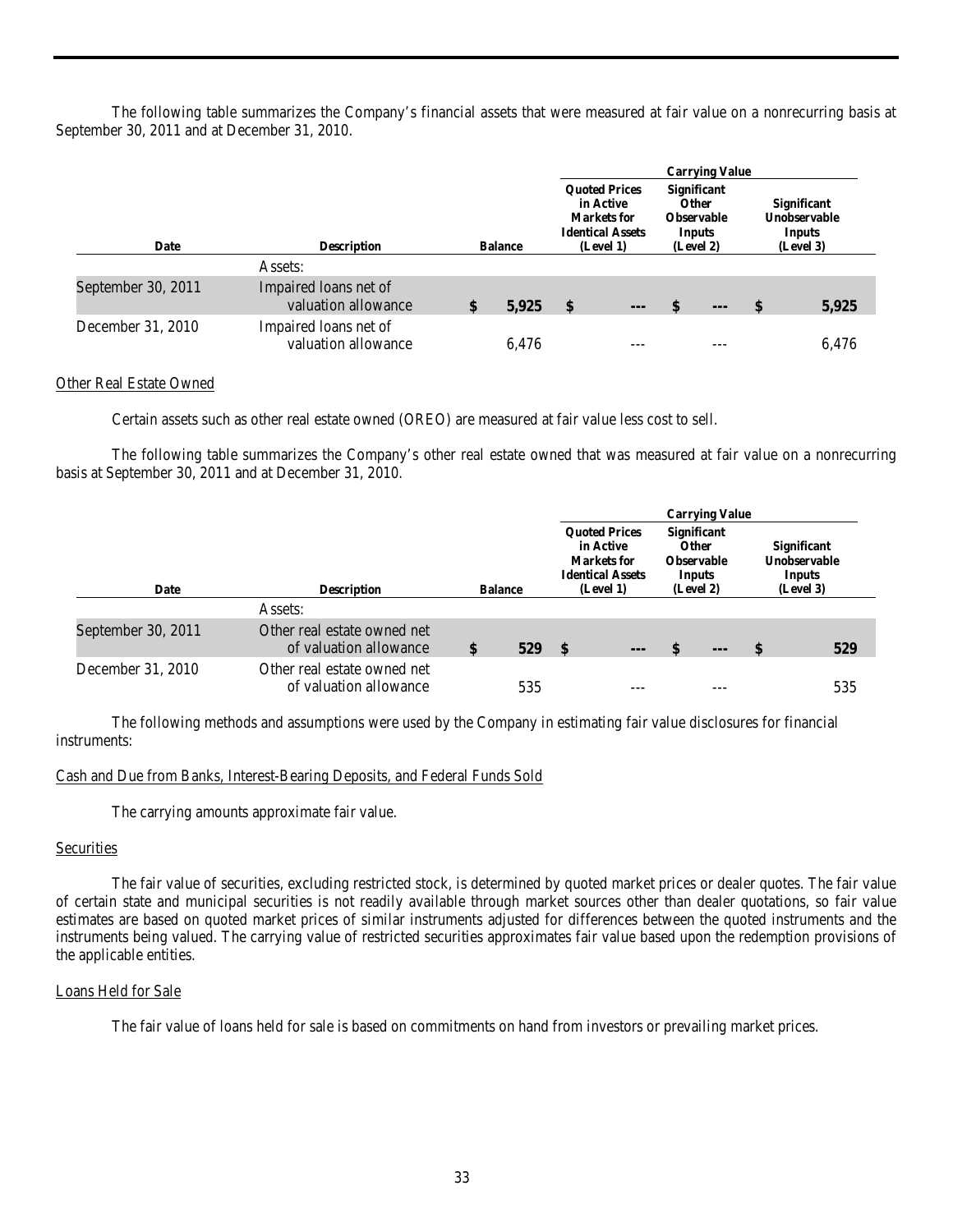The following table summarizes the Company's financial assets that were measured at fair value on a nonrecurring basis at September 30, 2011 and at December 31, 2010.

| | | | Carrying Value | | |
|---|---|---|---|---|---|
| **Date** | **Description** | **Balance** | **Quoted Prices in Active Markets for Identical Assets (Level 1)** | **Significant Other Observable Inputs (Level 2)** | **Significant Unobservable Inputs (Level 3)** |
| | Assets: | | | | |
| September 30, 2011 | Impaired loans net of valuation allowance | **$ 5,925** | **$ ---** | **$ ---** | **$ 5,925** |
| December 31, 2010 | Impaired loans net of valuation allowance | 6,476 | --- | --- | 6,476 |

Other Real Estate Owned

Certain assets such as other real estate owned (OREO) are measured at fair value less cost to sell.

The following table summarizes the Company's other real estate owned that was measured at fair value on a nonrecurring basis at September 30, 2011 and at December 31, 2010.

| | | | Carrying Value | | |
|---|---|---|---|---|---|
| **Date** | **Description** | **Balance** | **Quoted Prices in Active Markets for Identical Assets (Level 1)** | **Significant Other Observable Inputs (Level 2)** | **Significant Unobservable Inputs (Level 3)** |
| | Assets: | | | | |
| September 30, 2011 | Other real estate owned net of valuation allowance | **$ 529** | **$ ---** | **$ ---** | **$ 529** |
| December 31, 2010 | Other real estate owned net of valuation allowance | 535 | --- | --- | 535 |

The following methods and assumptions were used by the Company in estimating fair value disclosures for financial instruments:

Cash and Due from Banks, Interest-Bearing Deposits, and Federal Funds Sold

The carrying amounts approximate fair value.

Securities

The fair value of securities, excluding restricted stock, is determined by quoted market prices or dealer quotes. The fair value of certain state and municipal securities is not readily available through market sources other than dealer quotations, so fair value estimates are based on quoted market prices of similar instruments adjusted for differences between the quoted instruments and the instruments being valued. The carrying value of restricted securities approximates fair value based upon the redemption provisions of the applicable entities.

Loans Held for Sale

The fair value of loans held for sale is based on commitments on hand from investors or prevailing market prices.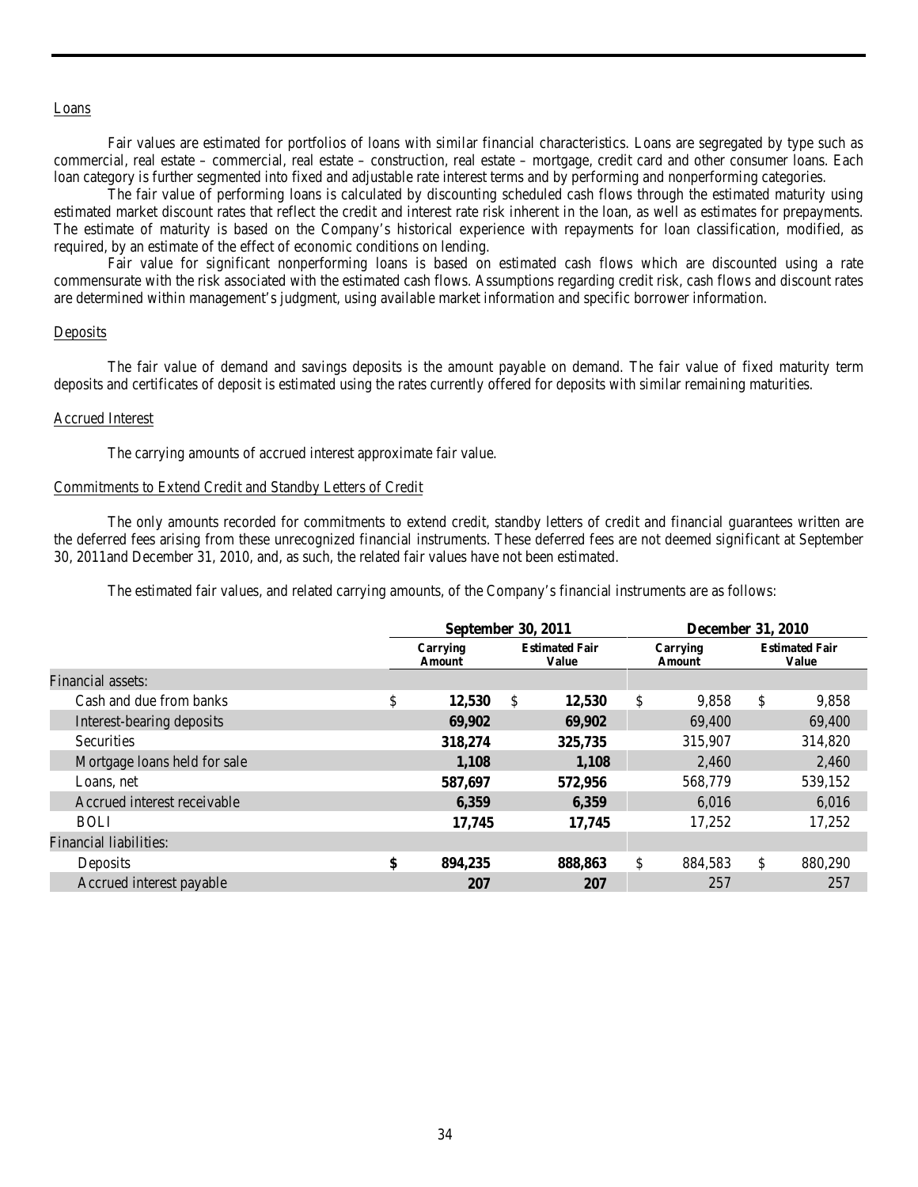Loans

Fair values are estimated for portfolios of loans with similar financial characteristics. Loans are segregated by type such as commercial, real estate – commercial, real estate – construction, real estate – mortgage, credit card and other consumer loans. Each loan category is further segmented into fixed and adjustable rate interest terms and by performing and nonperforming categories.

The fair value of performing loans is calculated by discounting scheduled cash flows through the estimated maturity using estimated market discount rates that reflect the credit and interest rate risk inherent in the loan, as well as estimates for prepayments. The estimate of maturity is based on the Company's historical experience with repayments for loan classification, modified, as required, by an estimate of the effect of economic conditions on lending.

Fair value for significant nonperforming loans is based on estimated cash flows which are discounted using a rate commensurate with the risk associated with the estimated cash flows. Assumptions regarding credit risk, cash flows and discount rates are determined within management's judgment, using available market information and specific borrower information.

Deposits

The fair value of demand and savings deposits is the amount payable on demand. The fair value of fixed maturity term deposits and certificates of deposit is estimated using the rates currently offered for deposits with similar remaining maturities.

Accrued Interest

The carrying amounts of accrued interest approximate fair value.

Commitments to Extend Credit and Standby Letters of Credit

The only amounts recorded for commitments to extend credit, standby letters of credit and financial guarantees written are the deferred fees arising from these unrecognized financial instruments. These deferred fees are not deemed significant at September 30, 2011and December 31, 2010, and, as such, the related fair values have not been estimated.

The estimated fair values, and related carrying amounts, of the Company's financial instruments are as follows:

| | **September 30, 2011** | | **December 31, 2010** | |
|---|---|---|---|---|
| | **Carrying Amount** | **Estimated Fair Value** | **Carrying Amount** | **Estimated Fair Value** |
| Financial assets: | | | | |
| Cash and due from banks | $ **12,530** | $ **12,530** | $ 9,858 | $ 9,858 |
| Interest-bearing deposits | **69,902** | **69,902** | 69,400 | 69,400 |
| Securities | **318,274** | **325,735** | 315,907 | 314,820 |
| Mortgage loans held for sale | **1,108** | **1,108** | 2,460 | 2,460 |
| Loans, net | **587,697** | **572,956** | 568,779 | 539,152 |
| Accrued interest receivable | **6,359** | **6,359** | 6,016 | 6,016 |
| BOLI | **17,745** | **17,745** | 17,252 | 17,252 |
| Financial liabilities: | | | | |
| Deposits | **$ 894,235** | **888,863** | $ 884,583 | $ 880,290 |
| Accrued interest payable | **207** | **207** | 257 | 257 |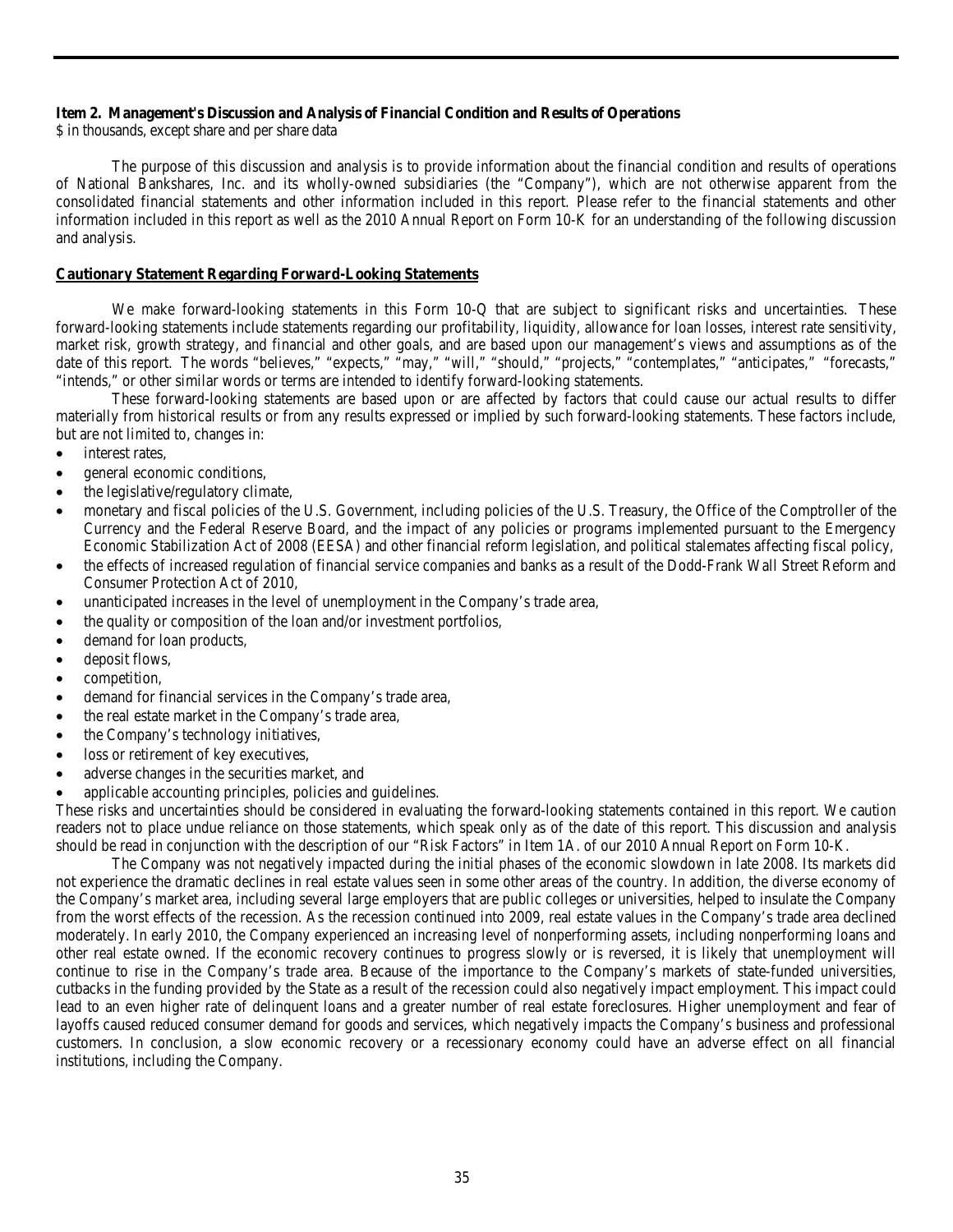**Item 2. Management's Discussion and Analysis of Financial Condition and Results of Operations**
$ in thousands, except share and per share data

The purpose of this discussion and analysis is to provide information about the financial condition and results of operations of National Bankshares, Inc. and its wholly-owned subsidiaries (the "Company"), which are not otherwise apparent from the consolidated financial statements and other information included in this report. Please refer to the financial statements and other information included in this report as well as the 2010 Annual Report on Form 10-K for an understanding of the following discussion and analysis.

**Cautionary Statement Regarding Forward-Looking Statements**

We make forward-looking statements in this Form 10-Q that are subject to significant risks and uncertainties. These forward-looking statements include statements regarding our profitability, liquidity, allowance for loan losses, interest rate sensitivity, market risk, growth strategy, and financial and other goals, and are based upon our management's views and assumptions as of the date of this report. The words "believes," "expects," "may," "will," "should," "projects," "contemplates," "anticipates," "forecasts," "intends," or other similar words or terms are intended to identify forward-looking statements.

These forward-looking statements are based upon or are affected by factors that could cause our actual results to differ materially from historical results or from any results expressed or implied by such forward-looking statements. These factors include, but are not limited to, changes in:

- interest rates,
- general economic conditions,
- the legislative/regulatory climate,
- monetary and fiscal policies of the U.S. Government, including policies of the U.S. Treasury, the Office of the Comptroller of the Currency and the Federal Reserve Board, and the impact of any policies or programs implemented pursuant to the Emergency Economic Stabilization Act of 2008 (EESA) and other financial reform legislation, and political stalemates affecting fiscal policy,
- the effects of increased regulation of financial service companies and banks as a result of the Dodd-Frank Wall Street Reform and Consumer Protection Act of 2010,
- unanticipated increases in the level of unemployment in the Company's trade area,
- the quality or composition of the loan and/or investment portfolios,
- demand for loan products,
- deposit flows,
- competition,
- demand for financial services in the Company's trade area,
- the real estate market in the Company's trade area,
- the Company's technology initiatives,
- loss or retirement of key executives,
- adverse changes in the securities market, and
- applicable accounting principles, policies and guidelines.

These risks and uncertainties should be considered in evaluating the forward-looking statements contained in this report. We caution readers not to place undue reliance on those statements, which speak only as of the date of this report. This discussion and analysis should be read in conjunction with the description of our "Risk Factors" in Item 1A. of our 2010 Annual Report on Form 10-K.

The Company was not negatively impacted during the initial phases of the economic slowdown in late 2008. Its markets did not experience the dramatic declines in real estate values seen in some other areas of the country. In addition, the diverse economy of the Company's market area, including several large employers that are public colleges or universities, helped to insulate the Company from the worst effects of the recession. As the recession continued into 2009, real estate values in the Company's trade area declined moderately. In early 2010, the Company experienced an increasing level of nonperforming assets, including nonperforming loans and other real estate owned. If the economic recovery continues to progress slowly or is reversed, it is likely that unemployment will continue to rise in the Company's trade area. Because of the importance to the Company's markets of state-funded universities, cutbacks in the funding provided by the State as a result of the recession could also negatively impact employment. This impact could lead to an even higher rate of delinquent loans and a greater number of real estate foreclosures. Higher unemployment and fear of layoffs caused reduced consumer demand for goods and services, which negatively impacts the Company's business and professional customers. In conclusion, a slow economic recovery or a recessionary economy could have an adverse effect on all financial institutions, including the Company.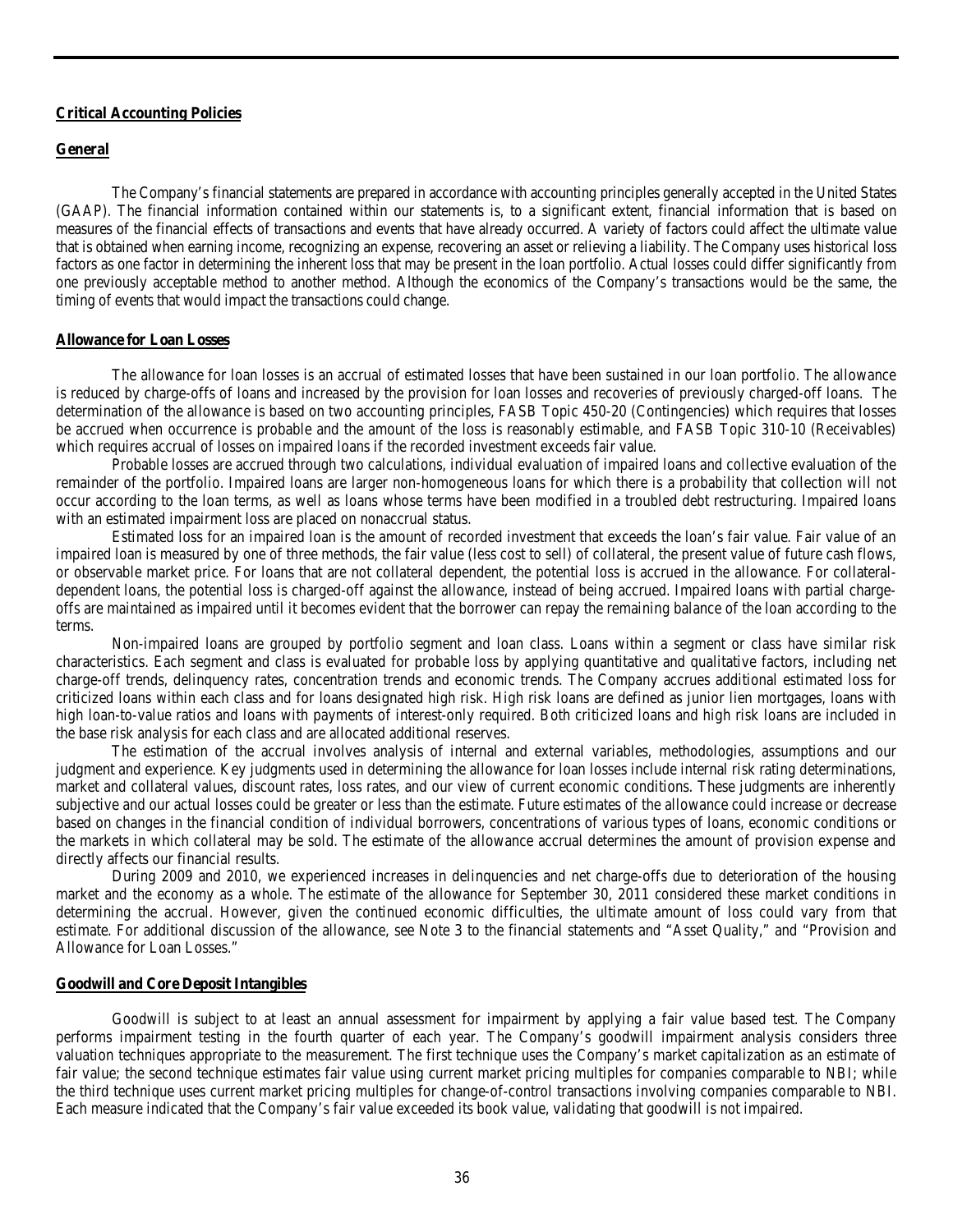## Critical Accounting Policies

### General

The Company's financial statements are prepared in accordance with accounting principles generally accepted in the United States (GAAP). The financial information contained within our statements is, to a significant extent, financial information that is based on measures of the financial effects of transactions and events that have already occurred. A variety of factors could affect the ultimate value that is obtained when earning income, recognizing an expense, recovering an asset or relieving a liability. The Company uses historical loss factors as one factor in determining the inherent loss that may be present in the loan portfolio. Actual losses could differ significantly from one previously acceptable method to another method. Although the economics of the Company's transactions would be the same, the timing of events that would impact the transactions could change.

### Allowance for Loan Losses

The allowance for loan losses is an accrual of estimated losses that have been sustained in our loan portfolio. The allowance is reduced by charge-offs of loans and increased by the provision for loan losses and recoveries of previously charged-off loans. The determination of the allowance is based on two accounting principles, FASB Topic 450-20 (Contingencies) which requires that losses be accrued when occurrence is probable and the amount of the loss is reasonably estimable, and FASB Topic 310-10 (Receivables) which requires accrual of losses on impaired loans if the recorded investment exceeds fair value.

Probable losses are accrued through two calculations, individual evaluation of impaired loans and collective evaluation of the remainder of the portfolio. Impaired loans are larger non-homogeneous loans for which there is a probability that collection will not occur according to the loan terms, as well as loans whose terms have been modified in a troubled debt restructuring. Impaired loans with an estimated impairment loss are placed on nonaccrual status.

Estimated loss for an impaired loan is the amount of recorded investment that exceeds the loan's fair value. Fair value of an impaired loan is measured by one of three methods, the fair value (less cost to sell) of collateral, the present value of future cash flows, or observable market price. For loans that are not collateral dependent, the potential loss is accrued in the allowance. For collateral-dependent loans, the potential loss is charged-off against the allowance, instead of being accrued. Impaired loans with partial charge-offs are maintained as impaired until it becomes evident that the borrower can repay the remaining balance of the loan according to the terms.

Non-impaired loans are grouped by portfolio segment and loan class. Loans within a segment or class have similar risk characteristics. Each segment and class is evaluated for probable loss by applying quantitative and qualitative factors, including net charge-off trends, delinquency rates, concentration trends and economic trends. The Company accrues additional estimated loss for criticized loans within each class and for loans designated high risk. High risk loans are defined as junior lien mortgages, loans with high loan-to-value ratios and loans with payments of interest-only required. Both criticized loans and high risk loans are included in the base risk analysis for each class and are allocated additional reserves.

The estimation of the accrual involves analysis of internal and external variables, methodologies, assumptions and our judgment and experience. Key judgments used in determining the allowance for loan losses include internal risk rating determinations, market and collateral values, discount rates, loss rates, and our view of current economic conditions. These judgments are inherently subjective and our actual losses could be greater or less than the estimate. Future estimates of the allowance could increase or decrease based on changes in the financial condition of individual borrowers, concentrations of various types of loans, economic conditions or the markets in which collateral may be sold. The estimate of the allowance accrual determines the amount of provision expense and directly affects our financial results.

During 2009 and 2010, we experienced increases in delinquencies and net charge-offs due to deterioration of the housing market and the economy as a whole. The estimate of the allowance for September 30, 2011 considered these market conditions in determining the accrual. However, given the continued economic difficulties, the ultimate amount of loss could vary from that estimate. For additional discussion of the allowance, see Note 3 to the financial statements and "Asset Quality," and "Provision and Allowance for Loan Losses."

### Goodwill and Core Deposit Intangibles

Goodwill is subject to at least an annual assessment for impairment by applying a fair value based test. The Company performs impairment testing in the fourth quarter of each year. The Company's goodwill impairment analysis considers three valuation techniques appropriate to the measurement. The first technique uses the Company's market capitalization as an estimate of fair value; the second technique estimates fair value using current market pricing multiples for companies comparable to NBI; while the third technique uses current market pricing multiples for change-of-control transactions involving companies comparable to NBI. Each measure indicated that the Company's fair value exceeded its book value, validating that goodwill is not impaired.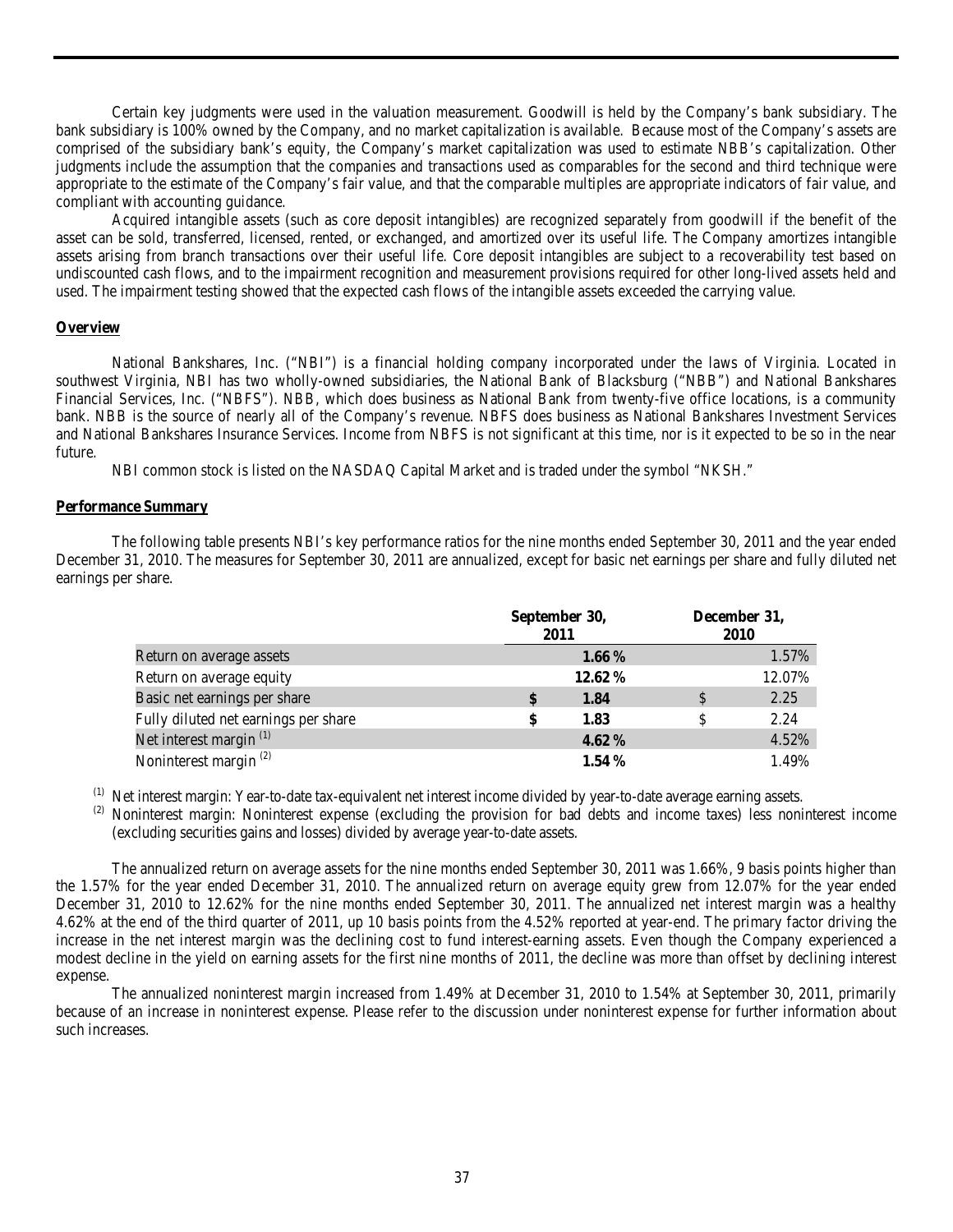Certain key judgments were used in the valuation measurement. Goodwill is held by the Company's bank subsidiary. The bank subsidiary is 100% owned by the Company, and no market capitalization is available. Because most of the Company's assets are comprised of the subsidiary bank's equity, the Company's market capitalization was used to estimate NBB's capitalization. Other judgments include the assumption that the companies and transactions used as comparables for the second and third technique were appropriate to the estimate of the Company's fair value, and that the comparable multiples are appropriate indicators of fair value, and compliant with accounting guidance.

Acquired intangible assets (such as core deposit intangibles) are recognized separately from goodwill if the benefit of the asset can be sold, transferred, licensed, rented, or exchanged, and amortized over its useful life. The Company amortizes intangible assets arising from branch transactions over their useful life. Core deposit intangibles are subject to a recoverability test based on undiscounted cash flows, and to the impairment recognition and measurement provisions required for other long-lived assets held and used. The impairment testing showed that the expected cash flows of the intangible assets exceeded the carrying value.

**Overview**

National Bankshares, Inc. ("NBI") is a financial holding company incorporated under the laws of Virginia. Located in southwest Virginia, NBI has two wholly-owned subsidiaries, the National Bank of Blacksburg ("NBB") and National Bankshares Financial Services, Inc. ("NBFS"). NBB, which does business as National Bank from twenty-five office locations, is a community bank. NBB is the source of nearly all of the Company's revenue. NBFS does business as National Bankshares Investment Services and National Bankshares Insurance Services. Income from NBFS is not significant at this time, nor is it expected to be so in the near future.

NBI common stock is listed on the NASDAQ Capital Market and is traded under the symbol "NKSH."

**Performance Summary**

The following table presents NBI's key performance ratios for the nine months ended September 30, 2011 and the year ended December 31, 2010. The measures for September 30, 2011 are annualized, except for basic net earnings per share and fully diluted net earnings per share.

| | September 30, 2011 | December 31, 2010 |
|---|---|---|
| Return on average assets | **1.66 %** | 1.57% |
| Return on average equity | **12.62 %** | 12.07% |
| Basic net earnings per share | **$ 1.84** | $ 2.25 |
| Fully diluted net earnings per share | **$ 1.83** | $ 2.24 |
| Net interest margin [(1)] | **4.62 %** | 4.52% |
| Noninterest margin [(2)] | **1.54 %** | 1.49% |

[(1)] Net interest margin: Year-to-date tax-equivalent net interest income divided by year-to-date average earning assets.

[(2)] Noninterest margin: Noninterest expense (excluding the provision for bad debts and income taxes) less noninterest income (excluding securities gains and losses) divided by average year-to-date assets.

The annualized return on average assets for the nine months ended September 30, 2011 was 1.66%, 9 basis points higher than the 1.57% for the year ended December 31, 2010. The annualized return on average equity grew from 12.07% for the year ended December 31, 2010 to 12.62% for the nine months ended September 30, 2011. The annualized net interest margin was a healthy 4.62% at the end of the third quarter of 2011, up 10 basis points from the 4.52% reported at year-end. The primary factor driving the increase in the net interest margin was the declining cost to fund interest-earning assets. Even though the Company experienced a modest decline in the yield on earning assets for the first nine months of 2011, the decline was more than offset by declining interest expense.

The annualized noninterest margin increased from 1.49% at December 31, 2010 to 1.54% at September 30, 2011, primarily because of an increase in noninterest expense. Please refer to the discussion under noninterest expense for further information about such increases.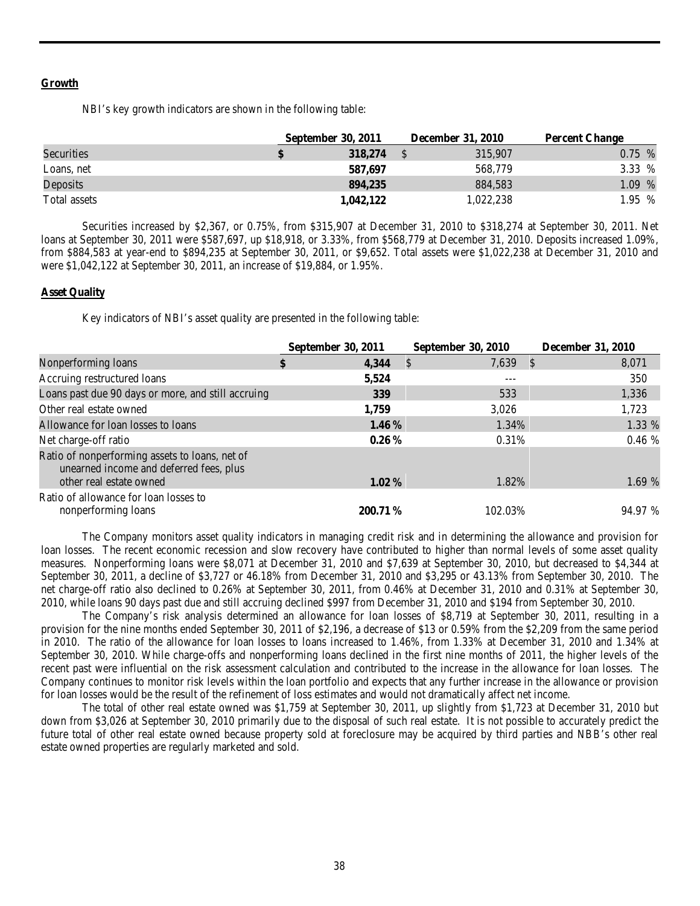**Growth**

NBI's key growth indicators are shown in the following table:

| | September 30, 2011 | December 31, 2010 | Percent Change |
|---|---|---|---|
| Securities | **$ 318,274** | $ 315,907 | 0.75 % |
| Loans, net | **587,697** | 568,779 | 3.33 % |
| Deposits | **894,235** | 884,583 | 1.09 % |
| Total assets | **1,042,122** | 1,022,238 | 1.95 % |

Securities increased by $2,367, or 0.75%, from $315,907 at December 31, 2010 to $318,274 at September 30, 2011. Net loans at September 30, 2011 were $587,697, up $18,918, or 3.33%, from $568,779 at December 31, 2010. Deposits increased 1.09%, from $884,583 at year-end to $894,235 at September 30, 2011, or $9,652. Total assets were $1,022,238 at December 31, 2010 and were $1,042,122 at September 30, 2011, an increase of $19,884, or 1.95%.

**Asset Quality**

Key indicators of NBI's asset quality are presented in the following table:

| | September 30, 2011 | September 30, 2010 | December 31, 2010 |
|---|---|---|---|
| Nonperforming loans | **$ 4,344** | $ 7,639 | $ 8,071 |
| Accruing restructured loans | **5,524** | --- | 350 |
| Loans past due 90 days or more, and still accruing | **339** | 533 | 1,336 |
| Other real estate owned | **1,759** | 3,026 | 1,723 |
| Allowance for loan losses to loans | **1.46 %** | 1.34% | 1.33 % |
| Net charge-off ratio | **0.26 %** | 0.31% | 0.46 % |
| Ratio of nonperforming assets to loans, net of unearned income and deferred fees, plus other real estate owned | **1.02 %** | 1.82% | 1.69 % |
| Ratio of allowance for loan losses to nonperforming loans | **200.71 %** | 102.03% | 94.97 % |

The Company monitors asset quality indicators in managing credit risk and in determining the allowance and provision for loan losses. The recent economic recession and slow recovery have contributed to higher than normal levels of some asset quality measures. Nonperforming loans were $8,071 at December 31, 2010 and $7,639 at September 30, 2010, but decreased to $4,344 at September 30, 2011, a decline of $3,727 or 46.18% from December 31, 2010 and $3,295 or 43.13% from September 30, 2010. The net charge-off ratio also declined to 0.26% at September 30, 2011, from 0.46% at December 31, 2010 and 0.31% at September 30, 2010, while loans 90 days past due and still accruing declined $997 from December 31, 2010 and $194 from September 30, 2010.

The Company's risk analysis determined an allowance for loan losses of $8,719 at September 30, 2011, resulting in a provision for the nine months ended September 30, 2011 of $2,196, a decrease of $13 or 0.59% from the $2,209 from the same period in 2010. The ratio of the allowance for loan losses to loans increased to 1.46%, from 1.33% at December 31, 2010 and 1.34% at September 30, 2010. While charge-offs and nonperforming loans declined in the first nine months of 2011, the higher levels of the recent past were influential on the risk assessment calculation and contributed to the increase in the allowance for loan losses. The Company continues to monitor risk levels within the loan portfolio and expects that any further increase in the allowance or provision for loan losses would be the result of the refinement of loss estimates and would not dramatically affect net income.

The total of other real estate owned was $1,759 at September 30, 2011, up slightly from $1,723 at December 31, 2010 but down from $3,026 at September 30, 2010 primarily due to the disposal of such real estate. It is not possible to accurately predict the future total of other real estate owned because property sold at foreclosure may be acquired by third parties and NBB's other real estate owned properties are regularly marketed and sold.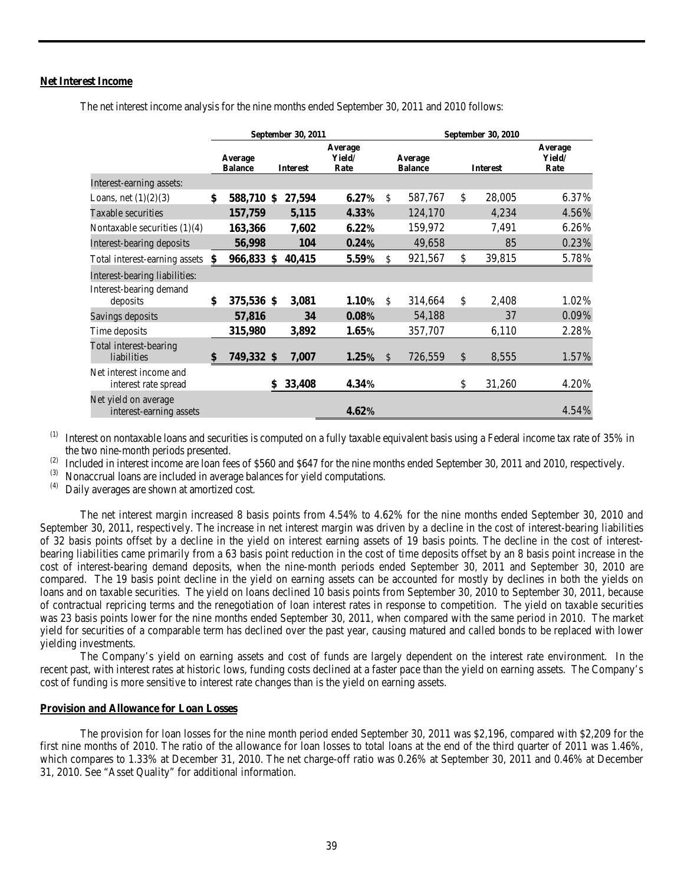## Net Interest Income

The net interest income analysis for the nine months ended September 30, 2011 and 2010 follows:

| | September 30, 2011 | | | September 30, 2010 | | |
|---|---|---|---|---|---|---|
| | Average Balance | Interest | Average Yield/ Rate | Average Balance | Interest | Average Yield/ Rate |
| Interest-earning assets: | | | | | | |
| Loans, net (1)(2)(3) | $ 588,710 | $ 27,594 | 6.27% | $ 587,767 | $ 28,005 | 6.37% |
| Taxable securities | 157,759 | 5,115 | 4.33% | 124,170 | 4,234 | 4.56% |
| Nontaxable securities (1)(4) | 163,366 | 7,602 | 6.22% | 159,972 | 7,491 | 6.26% |
| Interest-bearing deposits | 56,998 | 104 | 0.24% | 49,658 | 85 | 0.23% |
| Total interest-earning assets | $ 966,833 | $ 40,415 | 5.59% | $ 921,567 | $ 39,815 | 5.78% |
| Interest-bearing liabilities: | | | | | | |
| Interest-bearing demand deposits | $ 375,536 | $ 3,081 | 1.10% | $ 314,664 | $ 2,408 | 1.02% |
| Savings deposits | 57,816 | 34 | 0.08% | 54,188 | 37 | 0.09% |
| Time deposits | 315,980 | 3,892 | 1.65% | 357,707 | 6,110 | 2.28% |
| Total interest-bearing liabilities | $ 749,332 | $ 7,007 | 1.25% | $ 726,559 | $ 8,555 | 1.57% |
| Net interest income and interest rate spread | | $ 33,408 | 4.34% | | $ 31,260 | 4.20% |
| Net yield on average interest-earning assets | | | 4.62% | | | 4.54% |

(1) Interest on nontaxable loans and securities is computed on a fully taxable equivalent basis using a Federal income tax rate of 35% in the two nine-month periods presented.

(2) Included in interest income are loan fees of $560 and $647 for the nine months ended September 30, 2011 and 2010, respectively.

(3) Nonaccrual loans are included in average balances for yield computations.

(4) Daily averages are shown at amortized cost.

The net interest margin increased 8 basis points from 4.54% to 4.62% for the nine months ended September 30, 2010 and September 30, 2011, respectively. The increase in net interest margin was driven by a decline in the cost of interest-bearing liabilities of 32 basis points offset by a decline in the yield on interest earning assets of 19 basis points. The decline in the cost of interest-bearing liabilities came primarily from a 63 basis point reduction in the cost of time deposits offset by an 8 basis point increase in the cost of interest-bearing demand deposits, when the nine-month periods ended September 30, 2011 and September 30, 2010 are compared. The 19 basis point decline in the yield on earning assets can be accounted for mostly by declines in both the yields on loans and on taxable securities. The yield on loans declined 10 basis points from September 30, 2010 to September 30, 2011, because of contractual repricing terms and the renegotiation of loan interest rates in response to competition. The yield on taxable securities was 23 basis points lower for the nine months ended September 30, 2011, when compared with the same period in 2010. The market yield for securities of a comparable term has declined over the past year, causing matured and called bonds to be replaced with lower yielding investments.

The Company's yield on earning assets and cost of funds are largely dependent on the interest rate environment. In the recent past, with interest rates at historic lows, funding costs declined at a faster pace than the yield on earning assets. The Company's cost of funding is more sensitive to interest rate changes than is the yield on earning assets.

## Provision and Allowance for Loan Losses

The provision for loan losses for the nine month period ended September 30, 2011 was $2,196, compared with $2,209 for the first nine months of 2010. The ratio of the allowance for loan losses to total loans at the end of the third quarter of 2011 was 1.46%, which compares to 1.33% at December 31, 2010. The net charge-off ratio was 0.26% at September 30, 2011 and 0.46% at December 31, 2010. See "Asset Quality" for additional information.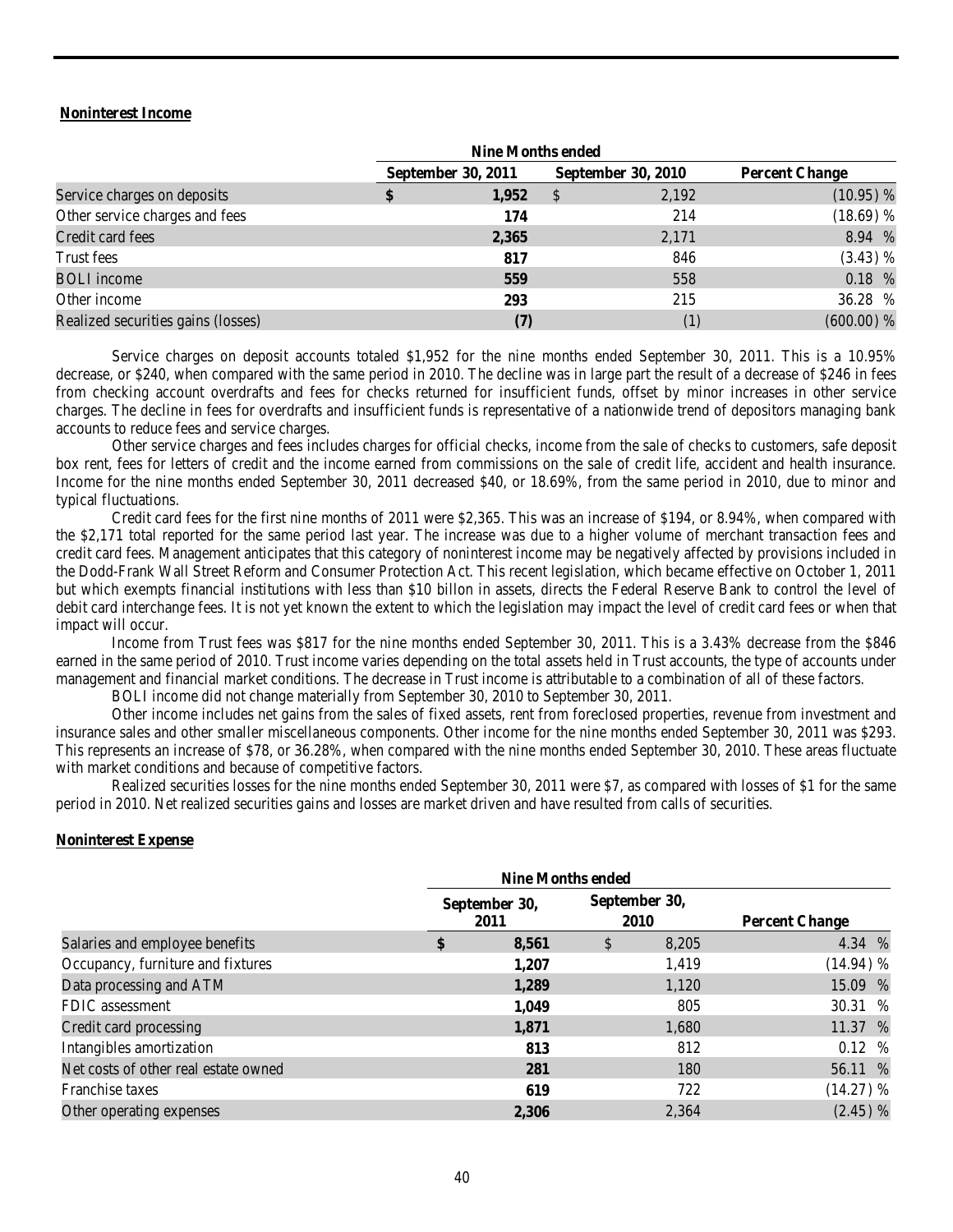**Noninterest Income**

| | Nine Months ended | | |
|---|---|---|---|
| | September 30, 2011 | September 30, 2010 | Percent Change |
| Service charges on deposits | **$ 1,952** | $ 2,192 | (10.95) % |
| Other service charges and fees | **174** | 214 | (18.69) % |
| Credit card fees | **2,365** | 2,171 | 8.94 % |
| Trust fees | **817** | 846 | (3.43) % |
| BOLI income | **559** | 558 | 0.18 % |
| Other income | **293** | 215 | 36.28 % |
| Realized securities gains (losses) | **(7)** | (1) | (600.00) % |

Service charges on deposit accounts totaled $1,952 for the nine months ended September 30, 2011. This is a 10.95% decrease, or $240, when compared with the same period in 2010. The decline was in large part the result of a decrease of $246 in fees from checking account overdrafts and fees for checks returned for insufficient funds, offset by minor increases in other service charges. The decline in fees for overdrafts and insufficient funds is representative of a nationwide trend of depositors managing bank accounts to reduce fees and service charges.

Other service charges and fees includes charges for official checks, income from the sale of checks to customers, safe deposit box rent, fees for letters of credit and the income earned from commissions on the sale of credit life, accident and health insurance. Income for the nine months ended September 30, 2011 decreased $40, or 18.69%, from the same period in 2010, due to minor and typical fluctuations.

Credit card fees for the first nine months of 2011 were $2,365. This was an increase of $194, or 8.94%, when compared with the $2,171 total reported for the same period last year. The increase was due to a higher volume of merchant transaction fees and credit card fees. Management anticipates that this category of noninterest income may be negatively affected by provisions included in the Dodd-Frank Wall Street Reform and Consumer Protection Act. This recent legislation, which became effective on October 1, 2011 but which exempts financial institutions with less than $10 billon in assets, directs the Federal Reserve Bank to control the level of debit card interchange fees. It is not yet known the extent to which the legislation may impact the level of credit card fees or when that impact will occur.

Income from Trust fees was $817 for the nine months ended September 30, 2011. This is a 3.43% decrease from the $846 earned in the same period of 2010. Trust income varies depending on the total assets held in Trust accounts, the type of accounts under management and financial market conditions. The decrease in Trust income is attributable to a combination of all of these factors.

BOLI income did not change materially from September 30, 2010 to September 30, 2011.

Other income includes net gains from the sales of fixed assets, rent from foreclosed properties, revenue from investment and insurance sales and other smaller miscellaneous components. Other income for the nine months ended September 30, 2011 was $293. This represents an increase of $78, or 36.28%, when compared with the nine months ended September 30, 2010. These areas fluctuate with market conditions and because of competitive factors.

Realized securities losses for the nine months ended September 30, 2011 were $7, as compared with losses of $1 for the same period in 2010. Net realized securities gains and losses are market driven and have resulted from calls of securities.

**Noninterest Expense**

| | Nine Months ended | | |
|---|---|---|---|
| | September 30, 2011 | September 30, 2010 | Percent Change |
| Salaries and employee benefits | **$ 8,561** | $ 8,205 | 4.34 % |
| Occupancy, furniture and fixtures | **1,207** | 1,419 | (14.94) % |
| Data processing and ATM | **1,289** | 1,120 | 15.09 % |
| FDIC assessment | **1,049** | 805 | 30.31 % |
| Credit card processing | **1,871** | 1,680 | 11.37 % |
| Intangibles amortization | **813** | 812 | 0.12 % |
| Net costs of other real estate owned | **281** | 180 | 56.11 % |
| Franchise taxes | **619** | 722 | (14.27) % |
| Other operating expenses | **2,306** | 2,364 | (2.45) % |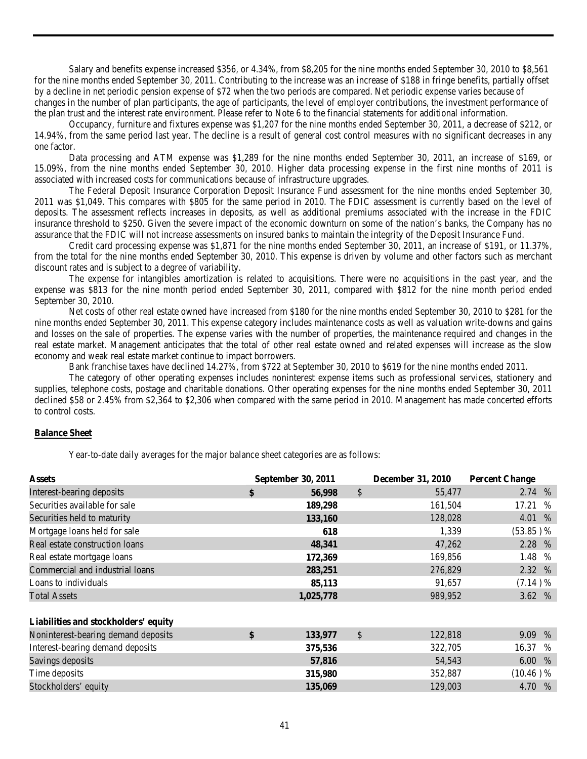Salary and benefits expense increased $356, or 4.34%, from $8,205 for the nine months ended September 30, 2010 to $8,561 for the nine months ended September 30, 2011. Contributing to the increase was an increase of $188 in fringe benefits, partially offset by a decline in net periodic pension expense of $72 when the two periods are compared. Net periodic expense varies because of changes in the number of plan participants, the age of participants, the level of employer contributions, the investment performance of the plan trust and the interest rate environment. Please refer to Note 6 to the financial statements for additional information.

Occupancy, furniture and fixtures expense was $1,207 for the nine months ended September 30, 2011, a decrease of $212, or 14.94%, from the same period last year. The decline is a result of general cost control measures with no significant decreases in any one factor.

Data processing and ATM expense was $1,289 for the nine months ended September 30, 2011, an increase of $169, or 15.09%, from the nine months ended September 30, 2010. Higher data processing expense in the first nine months of 2011 is associated with increased costs for communications because of infrastructure upgrades.

The Federal Deposit Insurance Corporation Deposit Insurance Fund assessment for the nine months ended September 30, 2011 was $1,049. This compares with $805 for the same period in 2010. The FDIC assessment is currently based on the level of deposits. The assessment reflects increases in deposits, as well as additional premiums associated with the increase in the FDIC insurance threshold to $250. Given the severe impact of the economic downturn on some of the nation's banks, the Company has no assurance that the FDIC will not increase assessments on insured banks to maintain the integrity of the Deposit Insurance Fund.

Credit card processing expense was $1,871 for the nine months ended September 30, 2011, an increase of $191, or 11.37%, from the total for the nine months ended September 30, 2010. This expense is driven by volume and other factors such as merchant discount rates and is subject to a degree of variability.

The expense for intangibles amortization is related to acquisitions. There were no acquisitions in the past year, and the expense was $813 for the nine month period ended September 30, 2011, compared with $812 for the nine month period ended September 30, 2010.

Net costs of other real estate owned have increased from $180 for the nine months ended September 30, 2010 to $281 for the nine months ended September 30, 2011. This expense category includes maintenance costs as well as valuation write-downs and gains and losses on the sale of properties. The expense varies with the number of properties, the maintenance required and changes in the real estate market. Management anticipates that the total of other real estate owned and related expenses will increase as the slow economy and weak real estate market continue to impact borrowers.

Bank franchise taxes have declined 14.27%, from $722 at September 30, 2010 to $619 for the nine months ended 2011.

The category of other operating expenses includes noninterest expense items such as professional services, stationery and supplies, telephone costs, postage and charitable donations. Other operating expenses for the nine months ended September 30, 2011 declined $58 or 2.45% from $2,364 to $2,306 when compared with the same period in 2010. Management has made concerted efforts to control costs.

**Balance Sheet**

Year-to-date daily averages for the major balance sheet categories are as follows:

| **Assets** | **September 30, 2011** | **December 31, 2010** | **Percent Change** |
|---|---|---|---|
| Interest-bearing deposits | **$ 56,998** | $ 55,477 | 2.74 % |
| Securities available for sale | **189,298** | 161,504 | 17.21 % |
| Securities held to maturity | **133,160** | 128,028 | 4.01 % |
| Mortgage loans held for sale | **618** | 1,339 | (53.85 )% |
| Real estate construction loans | **48,341** | 47,262 | 2.28 % |
| Real estate mortgage loans | **172,369** | 169,856 | 1.48 % |
| Commercial and industrial loans | **283,251** | 276,829 | 2.32 % |
| Loans to individuals | **85,113** | 91,657 | (7.14 )% |
| Total Assets | **1,025,778** | 989,952 | 3.62 % |
| | | | |
| **Liabilities and stockholders' equity** | | | |
| Noninterest-bearing demand deposits | **$ 133,977** | $ 122,818 | 9.09 % |
| Interest-bearing demand deposits | **375,536** | 322,705 | 16.37 % |
| Savings deposits | **57,816** | 54,543 | 6.00 % |
| Time deposits | **315,980** | 352,887 | (10.46 )% |
| Stockholders' equity | **135,069** | 129,003 | 4.70 % |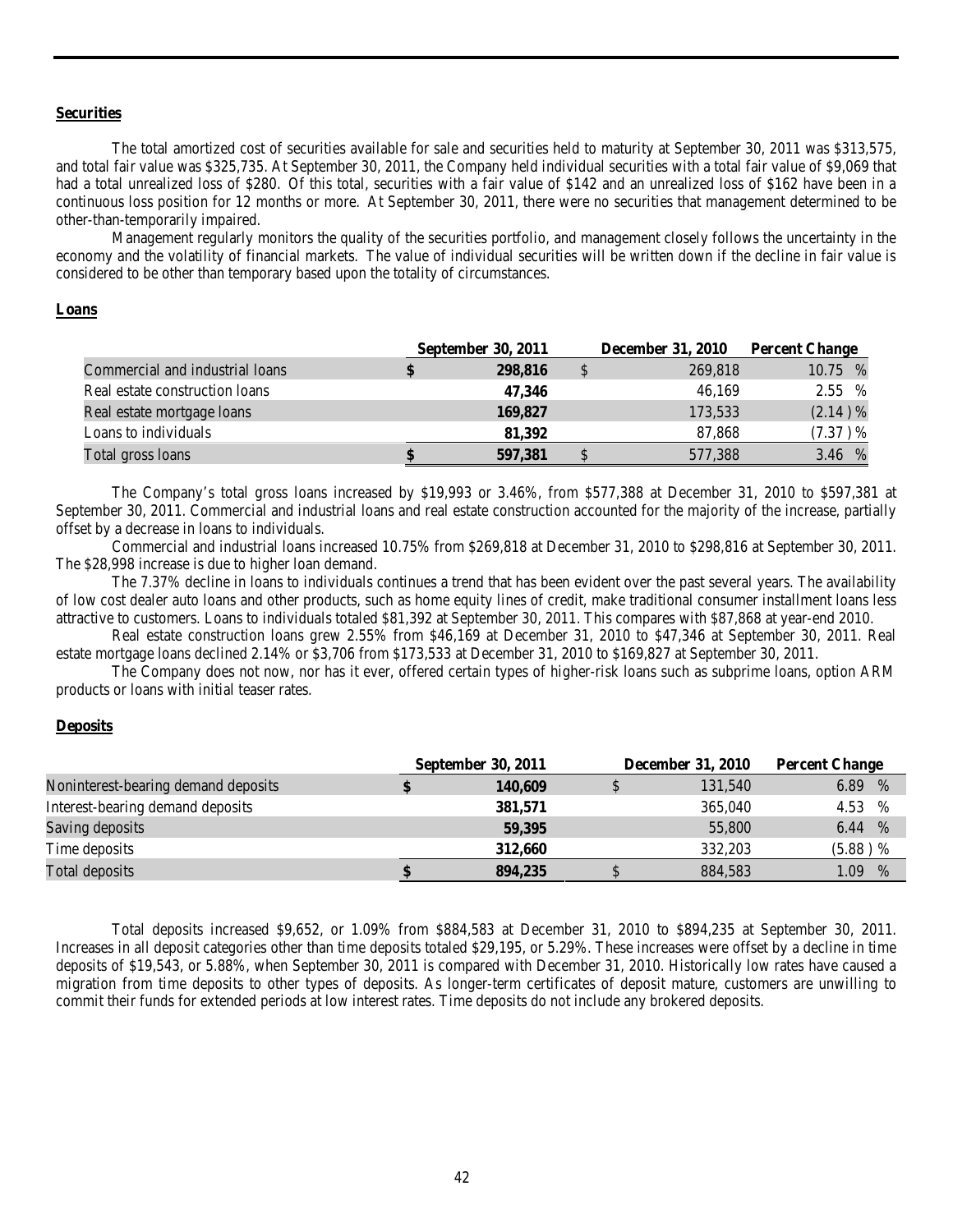**Securities**

The total amortized cost of securities available for sale and securities held to maturity at September 30, 2011 was $313,575, and total fair value was $325,735. At September 30, 2011, the Company held individual securities with a total fair value of $9,069 that had a total unrealized loss of $280. Of this total, securities with a fair value of $142 and an unrealized loss of $162 have been in a continuous loss position for 12 months or more. At September 30, 2011, there were no securities that management determined to be other-than-temporarily impaired.

Management regularly monitors the quality of the securities portfolio, and management closely follows the uncertainty in the economy and the volatility of financial markets. The value of individual securities will be written down if the decline in fair value is considered to be other than temporary based upon the totality of circumstances.

**Loans**

| | September 30, 2011 | December 31, 2010 | Percent Change |
|---|---|---|---|
| Commercial and industrial loans | **$ 298,816** | $ 269,818 | 10.75 % |
| Real estate construction loans | **47,346** | 46,169 | 2.55 % |
| Real estate mortgage loans | **169,827** | 173,533 | (2.14 )% |
| Loans to individuals | **81,392** | 87,868 | (7.37 )% |
| Total gross loans | **$ 597,381** | $ 577,388 | 3.46 % |

The Company's total gross loans increased by $19,993 or 3.46%, from $577,388 at December 31, 2010 to $597,381 at September 30, 2011. Commercial and industrial loans and real estate construction accounted for the majority of the increase, partially offset by a decrease in loans to individuals.

Commercial and industrial loans increased 10.75% from $269,818 at December 31, 2010 to $298,816 at September 30, 2011. The $28,998 increase is due to higher loan demand.

The 7.37% decline in loans to individuals continues a trend that has been evident over the past several years. The availability of low cost dealer auto loans and other products, such as home equity lines of credit, make traditional consumer installment loans less attractive to customers. Loans to individuals totaled $81,392 at September 30, 2011. This compares with $87,868 at year-end 2010.

Real estate construction loans grew 2.55% from $46,169 at December 31, 2010 to $47,346 at September 30, 2011. Real estate mortgage loans declined 2.14% or $3,706 from $173,533 at December 31, 2010 to $169,827 at September 30, 2011.

The Company does not now, nor has it ever, offered certain types of higher-risk loans such as subprime loans, option ARM products or loans with initial teaser rates.

**Deposits**

| | September 30, 2011 | December 31, 2010 | Percent Change |
|---|---|---|---|
| Noninterest-bearing demand deposits | **$ 140,609** | $ 131,540 | 6.89 % |
| Interest-bearing demand deposits | **381,571** | 365,040 | 4.53 % |
| Saving deposits | **59,395** | 55,800 | 6.44 % |
| Time deposits | **312,660** | 332,203 | (5.88 ) % |
| Total deposits | **$ 894,235** | $ 884,583 | 1.09 % |

Total deposits increased $9,652, or 1.09% from $884,583 at December 31, 2010 to $894,235 at September 30, 2011. Increases in all deposit categories other than time deposits totaled $29,195, or 5.29%. These increases were offset by a decline in time deposits of $19,543, or 5.88%, when September 30, 2011 is compared with December 31, 2010. Historically low rates have caused a migration from time deposits to other types of deposits. As longer-term certificates of deposit mature, customers are unwilling to commit their funds for extended periods at low interest rates. Time deposits do not include any brokered deposits.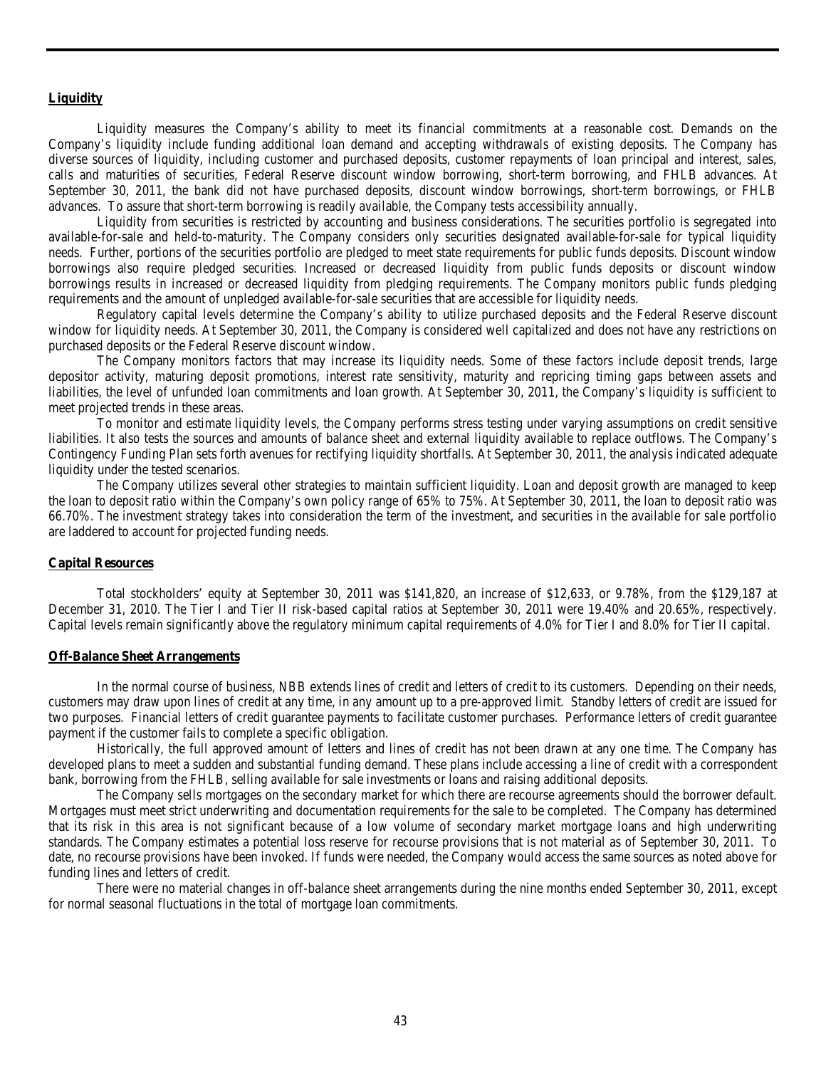## Liquidity

Liquidity measures the Company's ability to meet its financial commitments at a reasonable cost. Demands on the Company's liquidity include funding additional loan demand and accepting withdrawals of existing deposits. The Company has diverse sources of liquidity, including customer and purchased deposits, customer repayments of loan principal and interest, sales, calls and maturities of securities, Federal Reserve discount window borrowing, short-term borrowing, and FHLB advances. At September 30, 2011, the bank did not have purchased deposits, discount window borrowings, short-term borrowings, or FHLB advances. To assure that short-term borrowing is readily available, the Company tests accessibility annually.

Liquidity from securities is restricted by accounting and business considerations. The securities portfolio is segregated into available-for-sale and held-to-maturity. The Company considers only securities designated available-for-sale for typical liquidity needs. Further, portions of the securities portfolio are pledged to meet state requirements for public funds deposits. Discount window borrowings also require pledged securities. Increased or decreased liquidity from public funds deposits or discount window borrowings results in increased or decreased liquidity from pledging requirements. The Company monitors public funds pledging requirements and the amount of unpledged available-for-sale securities that are accessible for liquidity needs.

Regulatory capital levels determine the Company's ability to utilize purchased deposits and the Federal Reserve discount window for liquidity needs. At September 30, 2011, the Company is considered well capitalized and does not have any restrictions on purchased deposits or the Federal Reserve discount window.

The Company monitors factors that may increase its liquidity needs. Some of these factors include deposit trends, large depositor activity, maturing deposit promotions, interest rate sensitivity, maturity and repricing timing gaps between assets and liabilities, the level of unfunded loan commitments and loan growth. At September 30, 2011, the Company's liquidity is sufficient to meet projected trends in these areas.

To monitor and estimate liquidity levels, the Company performs stress testing under varying assumptions on credit sensitive liabilities. It also tests the sources and amounts of balance sheet and external liquidity available to replace outflows. The Company's Contingency Funding Plan sets forth avenues for rectifying liquidity shortfalls. At September 30, 2011, the analysis indicated adequate liquidity under the tested scenarios.

The Company utilizes several other strategies to maintain sufficient liquidity. Loan and deposit growth are managed to keep the loan to deposit ratio within the Company's own policy range of 65% to 75%. At September 30, 2011, the loan to deposit ratio was 66.70%. The investment strategy takes into consideration the term of the investment, and securities in the available for sale portfolio are laddered to account for projected funding needs.

## Capital Resources

Total stockholders' equity at September 30, 2011 was $141,820, an increase of $12,633, or 9.78%, from the $129,187 at December 31, 2010. The Tier I and Tier II risk-based capital ratios at September 30, 2011 were 19.40% and 20.65%, respectively. Capital levels remain significantly above the regulatory minimum capital requirements of 4.0% for Tier I and 8.0% for Tier II capital.

## Off-Balance Sheet Arrangements

In the normal course of business, NBB extends lines of credit and letters of credit to its customers. Depending on their needs, customers may draw upon lines of credit at any time, in any amount up to a pre-approved limit. Standby letters of credit are issued for two purposes. Financial letters of credit guarantee payments to facilitate customer purchases. Performance letters of credit guarantee payment if the customer fails to complete a specific obligation.

Historically, the full approved amount of letters and lines of credit has not been drawn at any one time. The Company has developed plans to meet a sudden and substantial funding demand. These plans include accessing a line of credit with a correspondent bank, borrowing from the FHLB, selling available for sale investments or loans and raising additional deposits.

The Company sells mortgages on the secondary market for which there are recourse agreements should the borrower default. Mortgages must meet strict underwriting and documentation requirements for the sale to be completed. The Company has determined that its risk in this area is not significant because of a low volume of secondary market mortgage loans and high underwriting standards. The Company estimates a potential loss reserve for recourse provisions that is not material as of September 30, 2011. To date, no recourse provisions have been invoked. If funds were needed, the Company would access the same sources as noted above for funding lines and letters of credit.

There were no material changes in off-balance sheet arrangements during the nine months ended September 30, 2011, except for normal seasonal fluctuations in the total of mortgage loan commitments.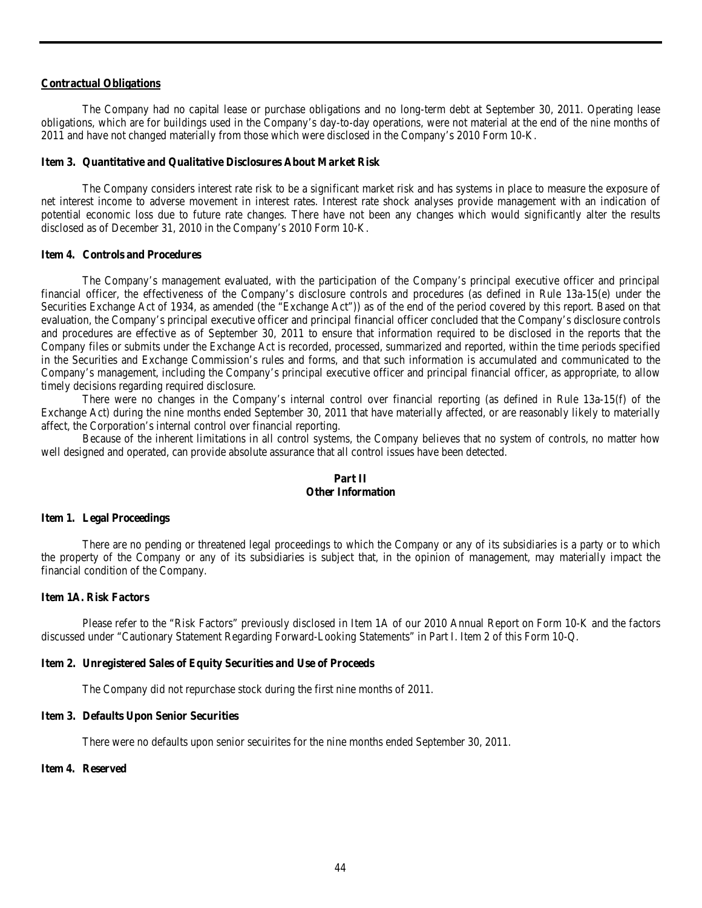**Contractual Obligations**

The Company had no capital lease or purchase obligations and no long-term debt at September 30, 2011. Operating lease obligations, which are for buildings used in the Company's day-to-day operations, were not material at the end of the nine months of 2011 and have not changed materially from those which were disclosed in the Company's 2010 Form 10-K.

**Item 3. Quantitative and Qualitative Disclosures About Market Risk**

The Company considers interest rate risk to be a significant market risk and has systems in place to measure the exposure of net interest income to adverse movement in interest rates. Interest rate shock analyses provide management with an indication of potential economic loss due to future rate changes. There have not been any changes which would significantly alter the results disclosed as of December 31, 2010 in the Company's 2010 Form 10-K.

**Item 4. Controls and Procedures**

The Company's management evaluated, with the participation of the Company's principal executive officer and principal financial officer, the effectiveness of the Company's disclosure controls and procedures (as defined in Rule 13a-15(e) under the Securities Exchange Act of 1934, as amended (the "Exchange Act")) as of the end of the period covered by this report. Based on that evaluation, the Company's principal executive officer and principal financial officer concluded that the Company's disclosure controls and procedures are effective as of September 30, 2011 to ensure that information required to be disclosed in the reports that the Company files or submits under the Exchange Act is recorded, processed, summarized and reported, within the time periods specified in the Securities and Exchange Commission's rules and forms, and that such information is accumulated and communicated to the Company's management, including the Company's principal executive officer and principal financial officer, as appropriate, to allow timely decisions regarding required disclosure.

There were no changes in the Company's internal control over financial reporting (as defined in Rule 13a-15(f) of the Exchange Act) during the nine months ended September 30, 2011 that have materially affected, or are reasonably likely to materially affect, the Corporation's internal control over financial reporting.

Because of the inherent limitations in all control systems, the Company believes that no system of controls, no matter how well designed and operated, can provide absolute assurance that all control issues have been detected.

**Part II**
**Other Information**

**Item 1. Legal Proceedings**

There are no pending or threatened legal proceedings to which the Company or any of its subsidiaries is a party or to which the property of the Company or any of its subsidiaries is subject that, in the opinion of management, may materially impact the financial condition of the Company.

**Item 1A. Risk Factors**

Please refer to the "Risk Factors" previously disclosed in Item 1A of our 2010 Annual Report on Form 10-K and the factors discussed under "Cautionary Statement Regarding Forward-Looking Statements" in Part I. Item 2 of this Form 10-Q.

**Item 2. Unregistered Sales of Equity Securities and Use of Proceeds**

The Company did not repurchase stock during the first nine months of 2011.

**Item 3. Defaults Upon Senior Securities**

There were no defaults upon senior secuirites for the nine months ended September 30, 2011.

**Item 4. Reserved**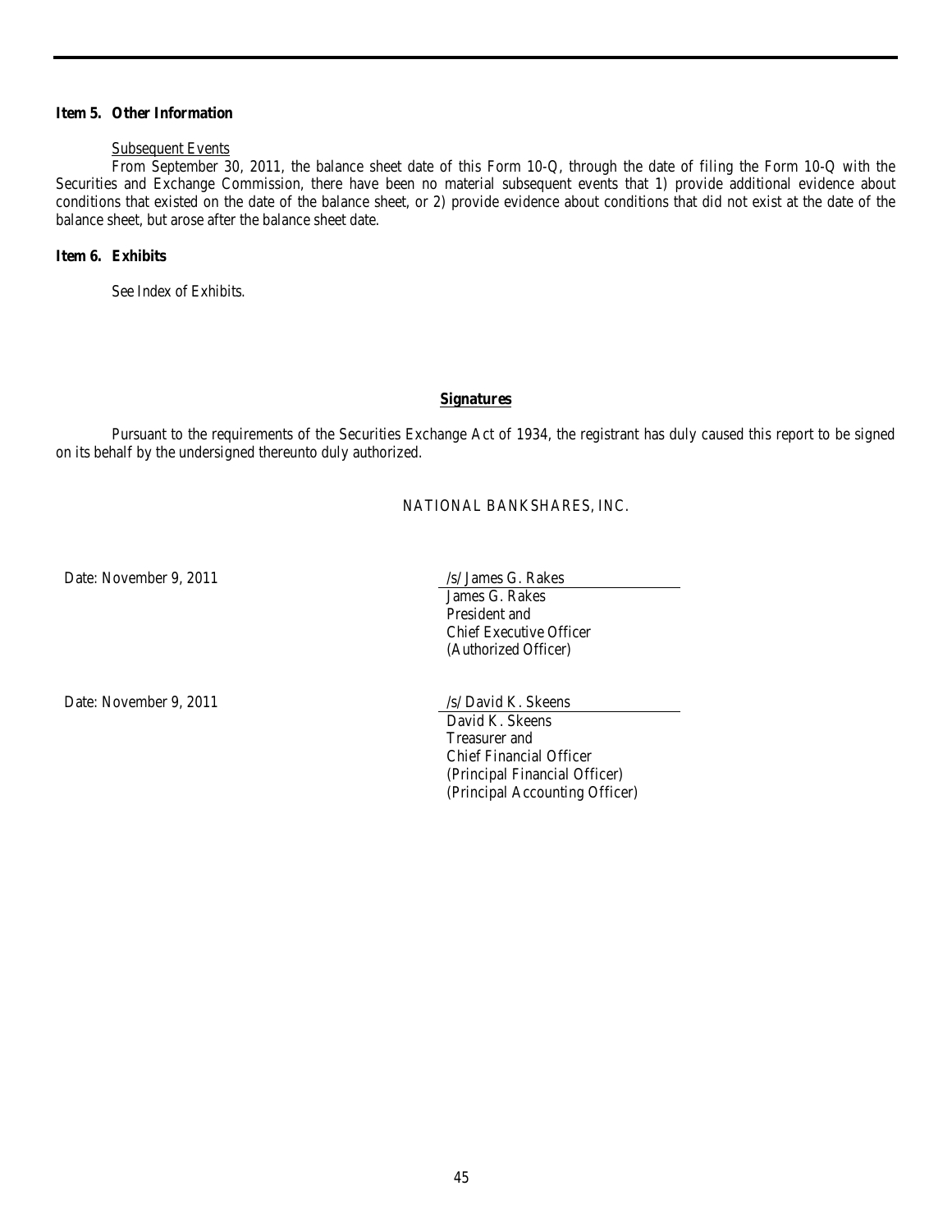**Item 5. Other Information**

Subsequent Events

From September 30, 2011, the balance sheet date of this Form 10-Q, through the date of filing the Form 10-Q with the Securities and Exchange Commission, there have been no material subsequent events that 1) provide additional evidence about conditions that existed on the date of the balance sheet, or 2) provide evidence about conditions that did not exist at the date of the balance sheet, but arose after the balance sheet date.

**Item 6. Exhibits**

See Index of Exhibits.

**Signatures**

Pursuant to the requirements of the Securities Exchange Act of 1934, the registrant has duly caused this report to be signed on its behalf by the undersigned thereunto duly authorized.

NATIONAL BANKSHARES, INC.

Date: November 9, 2011

/s/ James G. Rakes
James G. Rakes
President and
Chief Executive Officer
(Authorized Officer)

Date: November 9, 2011

/s/ David K. Skeens
David K. Skeens
Treasurer and
Chief Financial Officer
(Principal Financial Officer)
(Principal Accounting Officer)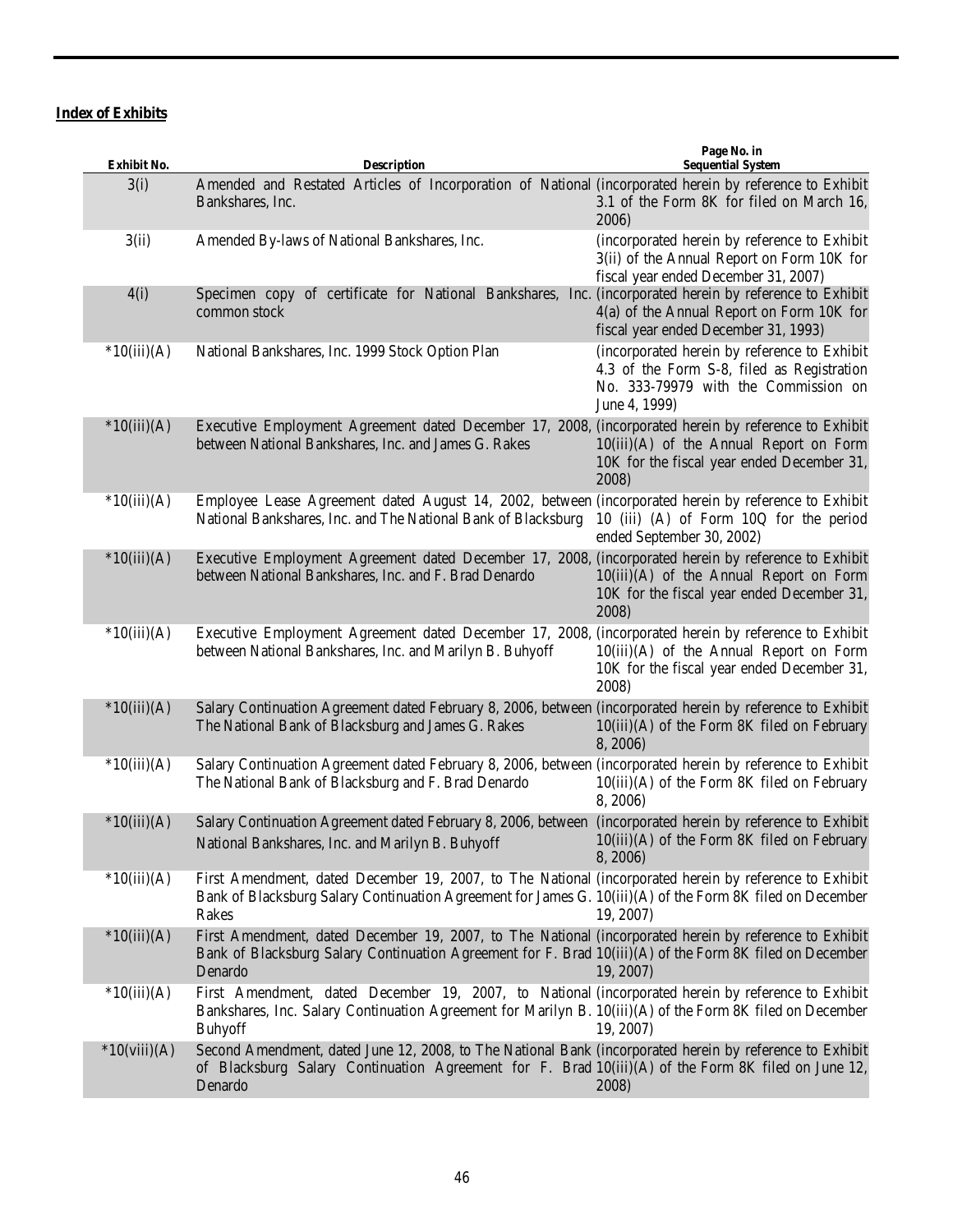**Index of Exhibits**

| Exhibit No. | Description | Page No. in Sequential System |
|---|---|---|
| 3(i) | Amended and Restated Articles of Incorporation of National Bankshares, Inc. | (incorporated herein by reference to Exhibit 3.1 of the Form 8K for filed on March 16, 2006) |
| 3(ii) | Amended By-laws of National Bankshares, Inc. | (incorporated herein by reference to Exhibit 3(ii) of the Annual Report on Form 10K for fiscal year ended December 31, 2007) |
| 4(i) | Specimen copy of certificate for National Bankshares, Inc. common stock | (incorporated herein by reference to Exhibit 4(a) of the Annual Report on Form 10K for fiscal year ended December 31, 1993) |
| *10(iii)(A) | National Bankshares, Inc. 1999 Stock Option Plan | (incorporated herein by reference to Exhibit 4.3 of the Form S-8, filed as Registration No. 333-79979 with the Commission on June 4, 1999) |
| *10(iii)(A) | Executive Employment Agreement dated December 17, 2008, between National Bankshares, Inc. and James G. Rakes | (incorporated herein by reference to Exhibit 10(iii)(A) of the Annual Report on Form 10K for the fiscal year ended December 31, 2008) |
| *10(iii)(A) | Employee Lease Agreement dated August 14, 2002, between National Bankshares, Inc. and The National Bank of Blacksburg | (incorporated herein by reference to Exhibit 10 (iii) (A) of Form 10Q for the period ended September 30, 2002) |
| *10(iii)(A) | Executive Employment Agreement dated December 17, 2008, between National Bankshares, Inc. and F. Brad Denardo | (incorporated herein by reference to Exhibit 10(iii)(A) of the Annual Report on Form 10K for the fiscal year ended December 31, 2008) |
| *10(iii)(A) | Executive Employment Agreement dated December 17, 2008, between National Bankshares, Inc. and Marilyn B. Buhyoff | (incorporated herein by reference to Exhibit 10(iii)(A) of the Annual Report on Form 10K for the fiscal year ended December 31, 2008) |
| *10(iii)(A) | Salary Continuation Agreement dated February 8, 2006, between The National Bank of Blacksburg and James G. Rakes | (incorporated herein by reference to Exhibit 10(iii)(A) of the Form 8K filed on February 8, 2006) |
| *10(iii)(A) | Salary Continuation Agreement dated February 8, 2006, between The National Bank of Blacksburg and F. Brad Denardo | (incorporated herein by reference to Exhibit 10(iii)(A) of the Form 8K filed on February 8, 2006) |
| *10(iii)(A) | Salary Continuation Agreement dated February 8, 2006, between National Bankshares, Inc. and Marilyn B. Buhyoff | (incorporated herein by reference to Exhibit 10(iii)(A) of the Form 8K filed on February 8, 2006) |
| *10(iii)(A) | First Amendment, dated December 19, 2007, to The National Bank of Blacksburg Salary Continuation Agreement for James G. Rakes | (incorporated herein by reference to Exhibit 10(iii)(A) of the Form 8K filed on December 19, 2007) |
| *10(iii)(A) | First Amendment, dated December 19, 2007, to The National Bank of Blacksburg Salary Continuation Agreement for F. Brad Denardo | (incorporated herein by reference to Exhibit 10(iii)(A) of the Form 8K filed on December 19, 2007) |
| *10(iii)(A) | First Amendment, dated December 19, 2007, to National Bankshares, Inc. Salary Continuation Agreement for Marilyn B. Buhyoff | (incorporated herein by reference to Exhibit 10(iii)(A) of the Form 8K filed on December 19, 2007) |
| *10(viii)(A) | Second Amendment, dated June 12, 2008, to The National Bank of Blacksburg Salary Continuation Agreement for F. Brad Denardo | (incorporated herein by reference to Exhibit 10(iii)(A) of the Form 8K filed on June 12, 2008) |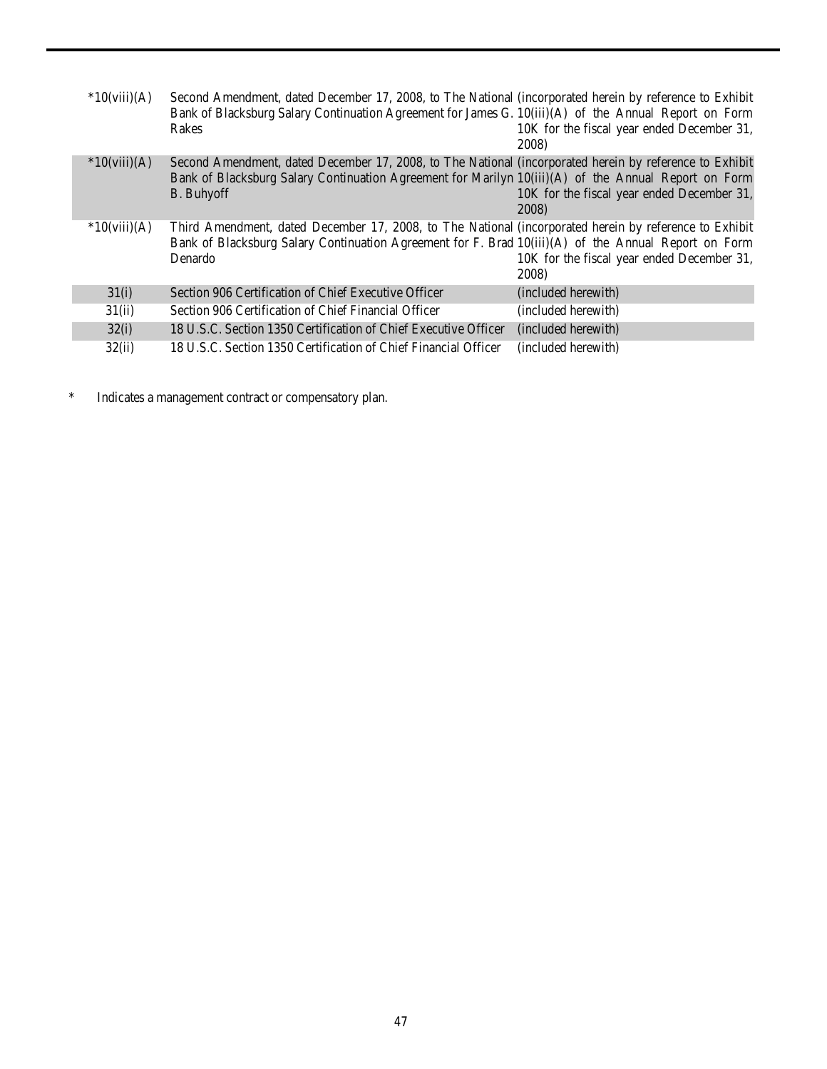| | | |
|---|---|---|
| *10(viii)(A) | Second Amendment, dated December 17, 2008, to The National Bank of Blacksburg Salary Continuation Agreement for James G. Rakes | (incorporated herein by reference to Exhibit 10(iii)(A) of the Annual Report on Form 10K for the fiscal year ended December 31, 2008) |
| *10(viii)(A) | Second Amendment, dated December 17, 2008, to The National Bank of Blacksburg Salary Continuation Agreement for Marilyn B. Buhyoff | (incorporated herein by reference to Exhibit 10(iii)(A) of the Annual Report on Form 10K for the fiscal year ended December 31, 2008) |
| *10(viii)(A) | Third Amendment, dated December 17, 2008, to The National Bank of Blacksburg Salary Continuation Agreement for F. Brad Denardo | (incorporated herein by reference to Exhibit 10(iii)(A) of the Annual Report on Form 10K for the fiscal year ended December 31, 2008) |
| 31(i) | Section 906 Certification of Chief Executive Officer | (included herewith) |
| 31(ii) | Section 906 Certification of Chief Financial Officer | (included herewith) |
| 32(i) | 18 U.S.C. Section 1350 Certification of Chief Executive Officer | (included herewith) |
| 32(ii) | 18 U.S.C. Section 1350 Certification of Chief Financial Officer | (included herewith) |

* Indicates a management contract or compensatory plan.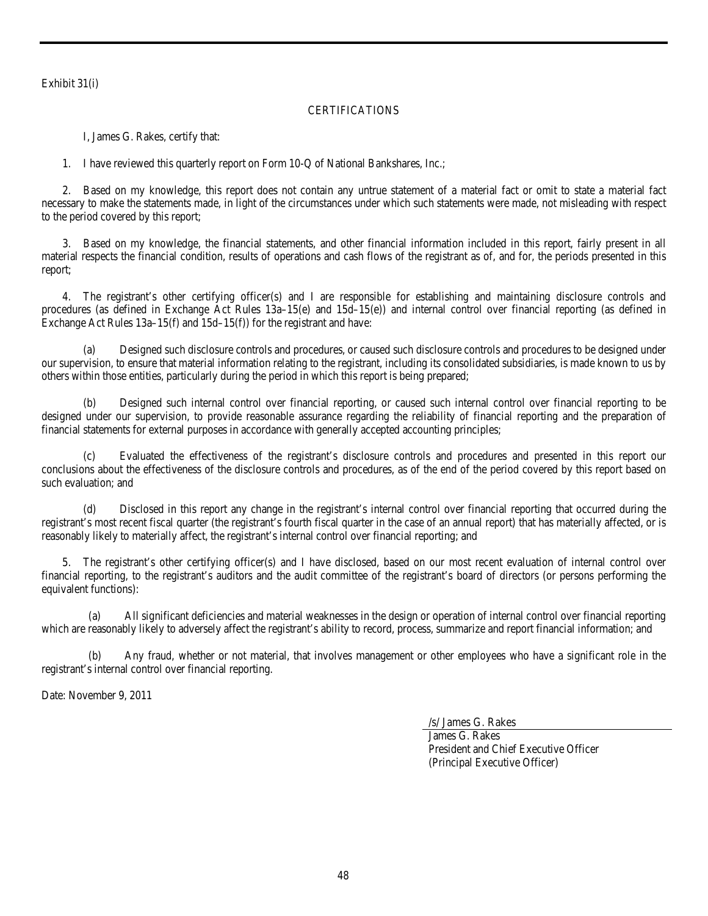Exhibit 31(i)

## CERTIFICATIONS

I, James G. Rakes, certify that:

1. I have reviewed this quarterly report on Form 10-Q of National Bankshares, Inc.;

2. Based on my knowledge, this report does not contain any untrue statement of a material fact or omit to state a material fact necessary to make the statements made, in light of the circumstances under which such statements were made, not misleading with respect to the period covered by this report;

3. Based on my knowledge, the financial statements, and other financial information included in this report, fairly present in all material respects the financial condition, results of operations and cash flows of the registrant as of, and for, the periods presented in this report;

4. The registrant's other certifying officer(s) and I are responsible for establishing and maintaining disclosure controls and procedures (as defined in Exchange Act Rules 13a–15(e) and 15d–15(e)) and internal control over financial reporting (as defined in Exchange Act Rules 13a–15(f) and 15d–15(f)) for the registrant and have:

(a) Designed such disclosure controls and procedures, or caused such disclosure controls and procedures to be designed under our supervision, to ensure that material information relating to the registrant, including its consolidated subsidiaries, is made known to us by others within those entities, particularly during the period in which this report is being prepared;

(b) Designed such internal control over financial reporting, or caused such internal control over financial reporting to be designed under our supervision, to provide reasonable assurance regarding the reliability of financial reporting and the preparation of financial statements for external purposes in accordance with generally accepted accounting principles;

(c) Evaluated the effectiveness of the registrant's disclosure controls and procedures and presented in this report our conclusions about the effectiveness of the disclosure controls and procedures, as of the end of the period covered by this report based on such evaluation; and

(d) Disclosed in this report any change in the registrant's internal control over financial reporting that occurred during the registrant's most recent fiscal quarter (the registrant's fourth fiscal quarter in the case of an annual report) that has materially affected, or is reasonably likely to materially affect, the registrant's internal control over financial reporting; and

5. The registrant's other certifying officer(s) and I have disclosed, based on our most recent evaluation of internal control over financial reporting, to the registrant's auditors and the audit committee of the registrant's board of directors (or persons performing the equivalent functions):

(a) All significant deficiencies and material weaknesses in the design or operation of internal control over financial reporting which are reasonably likely to adversely affect the registrant's ability to record, process, summarize and report financial information; and

(b) Any fraud, whether or not material, that involves management or other employees who have a significant role in the registrant's internal control over financial reporting.

Date: November 9, 2011

/s/ James G. Rakes
James G. Rakes
President and Chief Executive Officer
(Principal Executive Officer)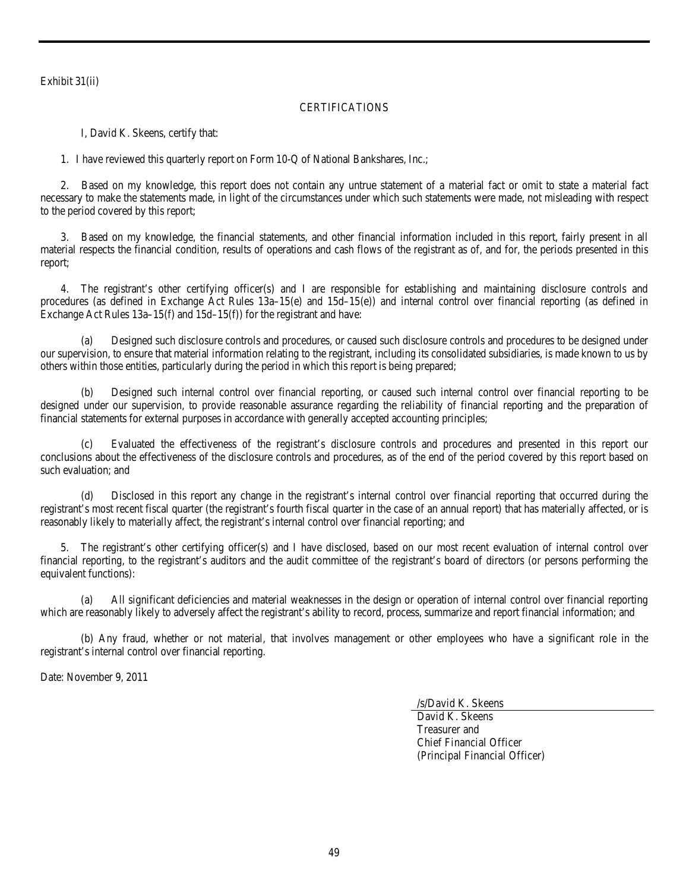Exhibit 31(ii)

CERTIFICATIONS

I, David K. Skeens, certify that:

1. I have reviewed this quarterly report on Form 10-Q of National Bankshares, Inc.;

2. Based on my knowledge, this report does not contain any untrue statement of a material fact or omit to state a material fact necessary to make the statements made, in light of the circumstances under which such statements were made, not misleading with respect to the period covered by this report;

3. Based on my knowledge, the financial statements, and other financial information included in this report, fairly present in all material respects the financial condition, results of operations and cash flows of the registrant as of, and for, the periods presented in this report;

4. The registrant's other certifying officer(s) and I are responsible for establishing and maintaining disclosure controls and procedures (as defined in Exchange Act Rules 13a–15(e) and 15d–15(e)) and internal control over financial reporting (as defined in Exchange Act Rules 13a–15(f) and 15d–15(f)) for the registrant and have:

(a) Designed such disclosure controls and procedures, or caused such disclosure controls and procedures to be designed under our supervision, to ensure that material information relating to the registrant, including its consolidated subsidiaries, is made known to us by others within those entities, particularly during the period in which this report is being prepared;

(b) Designed such internal control over financial reporting, or caused such internal control over financial reporting to be designed under our supervision, to provide reasonable assurance regarding the reliability of financial reporting and the preparation of financial statements for external purposes in accordance with generally accepted accounting principles;

(c) Evaluated the effectiveness of the registrant's disclosure controls and procedures and presented in this report our conclusions about the effectiveness of the disclosure controls and procedures, as of the end of the period covered by this report based on such evaluation; and

(d) Disclosed in this report any change in the registrant's internal control over financial reporting that occurred during the registrant's most recent fiscal quarter (the registrant's fourth fiscal quarter in the case of an annual report) that has materially affected, or is reasonably likely to materially affect, the registrant's internal control over financial reporting; and

5. The registrant's other certifying officer(s) and I have disclosed, based on our most recent evaluation of internal control over financial reporting, to the registrant's auditors and the audit committee of the registrant's board of directors (or persons performing the equivalent functions):

(a) All significant deficiencies and material weaknesses in the design or operation of internal control over financial reporting which are reasonably likely to adversely affect the registrant's ability to record, process, summarize and report financial information; and

(b) Any fraud, whether or not material, that involves management or other employees who have a significant role in the registrant's internal control over financial reporting.

Date: November 9, 2011

/s/David K. Skeens
David K. Skeens
Treasurer and
Chief Financial Officer
(Principal Financial Officer)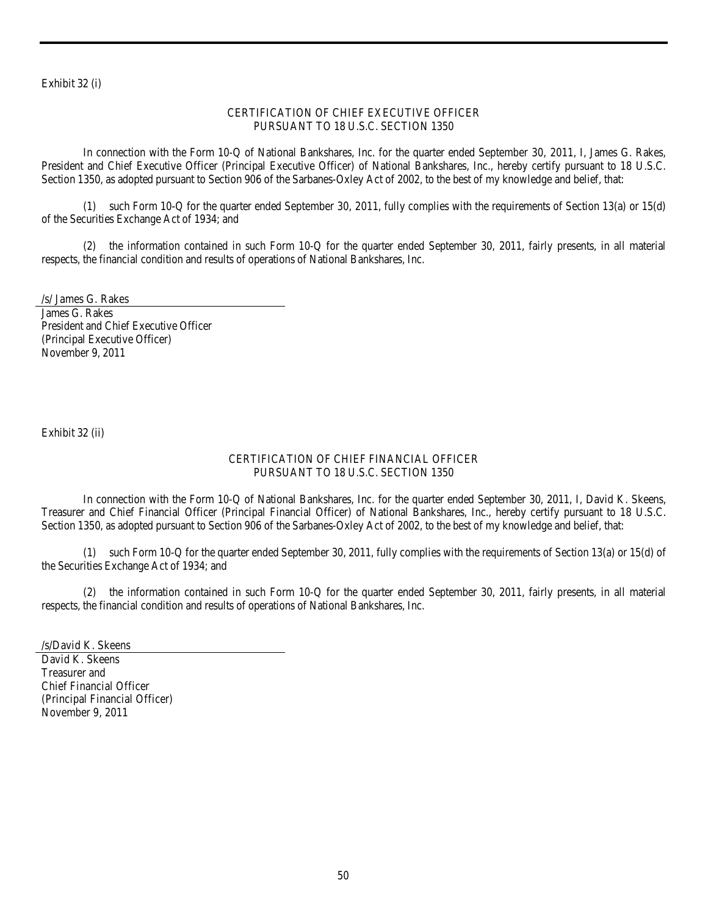Exhibit 32 (i)

## CERTIFICATION OF CHIEF EXECUTIVE OFFICER
## PURSUANT TO 18 U.S.C. SECTION 1350

In connection with the Form 10-Q of National Bankshares, Inc. for the quarter ended September 30, 2011, I, James G. Rakes, President and Chief Executive Officer (Principal Executive Officer) of National Bankshares, Inc., hereby certify pursuant to 18 U.S.C. Section 1350, as adopted pursuant to Section 906 of the Sarbanes-Oxley Act of 2002, to the best of my knowledge and belief, that:

(1) such Form 10-Q for the quarter ended September 30, 2011, fully complies with the requirements of Section 13(a) or 15(d) of the Securities Exchange Act of 1934; and

(2) the information contained in such Form 10-Q for the quarter ended September 30, 2011, fairly presents, in all material respects, the financial condition and results of operations of National Bankshares, Inc.

/s/ James G. Rakes
James G. Rakes
President and Chief Executive Officer
(Principal Executive Officer)
November 9, 2011

Exhibit 32 (ii)

## CERTIFICATION OF CHIEF FINANCIAL OFFICER
## PURSUANT TO 18 U.S.C. SECTION 1350

In connection with the Form 10-Q of National Bankshares, Inc. for the quarter ended September 30, 2011, I, David K. Skeens, Treasurer and Chief Financial Officer (Principal Financial Officer) of National Bankshares, Inc., hereby certify pursuant to 18 U.S.C. Section 1350, as adopted pursuant to Section 906 of the Sarbanes-Oxley Act of 2002, to the best of my knowledge and belief, that:

(1) such Form 10-Q for the quarter ended September 30, 2011, fully complies with the requirements of Section 13(a) or 15(d) of the Securities Exchange Act of 1934; and

(2) the information contained in such Form 10-Q for the quarter ended September 30, 2011, fairly presents, in all material respects, the financial condition and results of operations of National Bankshares, Inc.

/s/David K. Skeens
David K. Skeens
Treasurer and
Chief Financial Officer
(Principal Financial Officer)
November 9, 2011